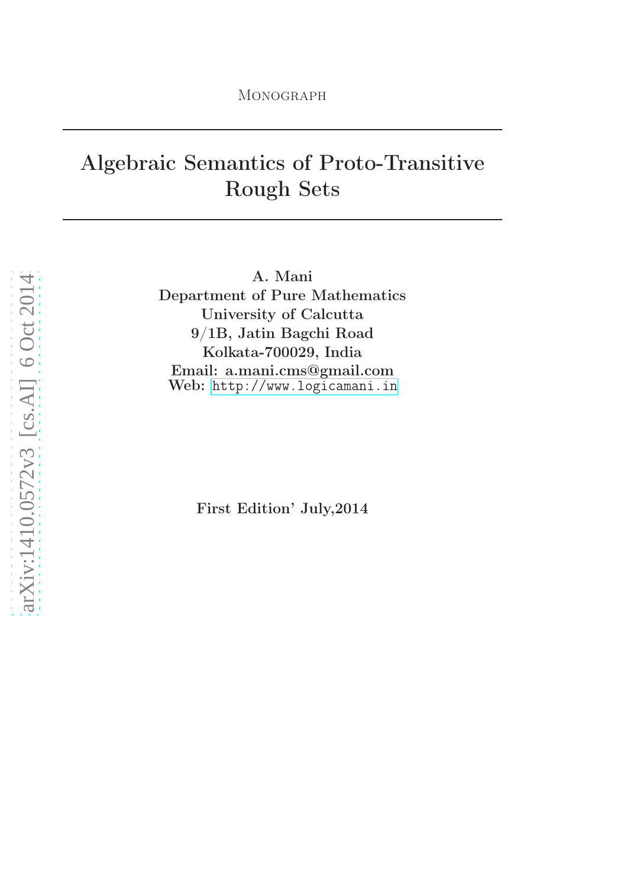Monograph

# Algebraic Semantics of Proto-Transitive Rough Sets

**A. Mani**
**Department of Pure Mathematics**
**University of Calcutta**
**9/1B, Jatin Bagchi Road**
**Kolkata-700029, India**
**Email: a.mani.cms@gmail.com**
**Web:** http://www.logicamani.in

**First Edition' July,2014**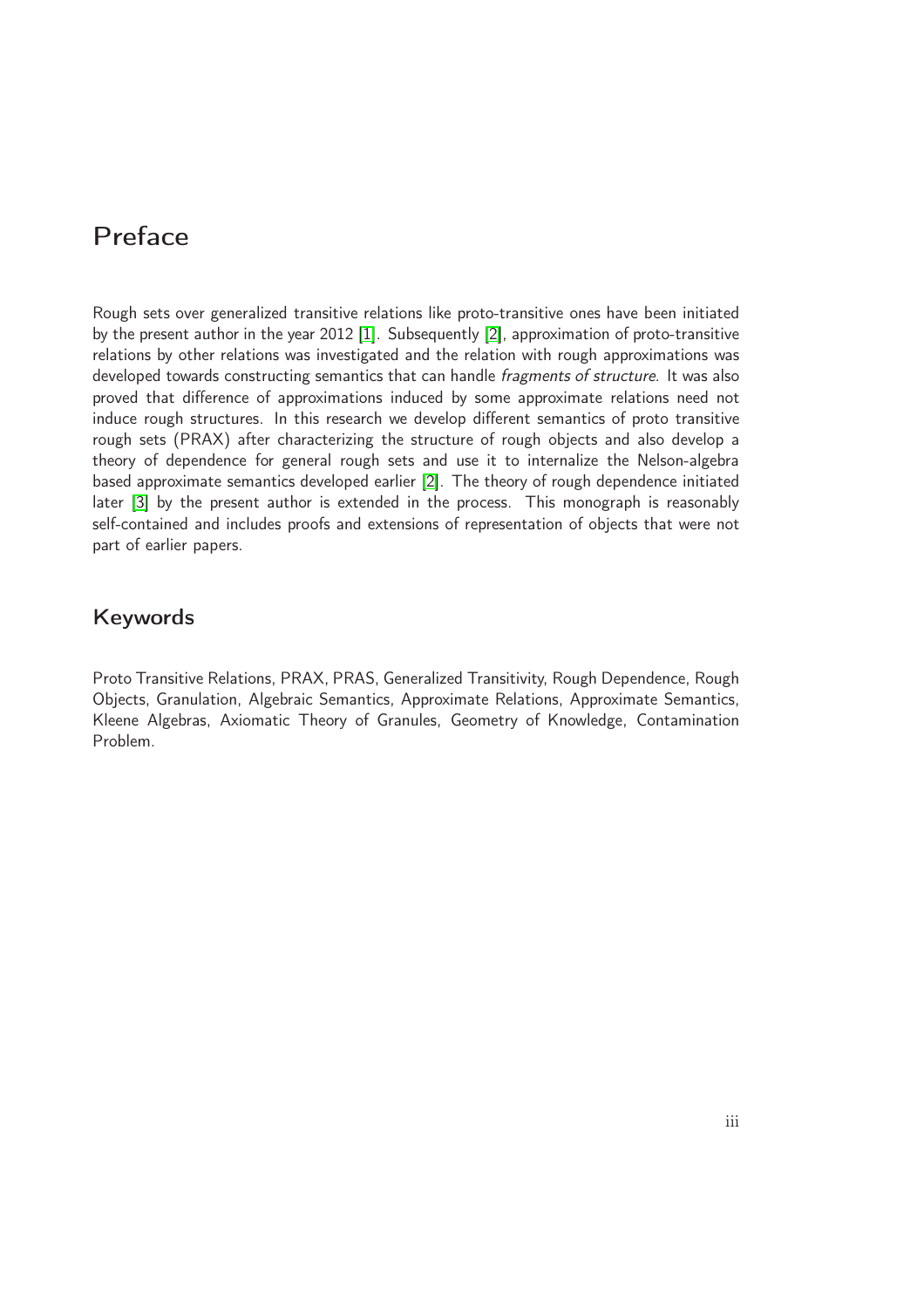# Preface

Rough sets over generalized transitive relations like proto-transitive ones have been initiated by the present author in the year 2012 [1]. Subsequently [2], approximation of proto-transitive relations by other relations was investigated and the relation with rough approximations was developed towards constructing semantics that can handle *fragments of structure*. It was also proved that difference of approximations induced by some approximate relations need not induce rough structures. In this research we develop different semantics of proto transitive rough sets (PRAX) after characterizing the structure of rough objects and also develop a theory of dependence for general rough sets and use it to internalize the Nelson-algebra based approximate semantics developed earlier [2]. The theory of rough dependence initiated later [3] by the present author is extended in the process. This monograph is reasonably self-contained and includes proofs and extensions of representation of objects that were not part of earlier papers.

## Keywords

Proto Transitive Relations, PRAX, PRAS, Generalized Transitivity, Rough Dependence, Rough Objects, Granulation, Algebraic Semantics, Approximate Relations, Approximate Semantics, Kleene Algebras, Axiomatic Theory of Granules, Geometry of Knowledge, Contamination Problem.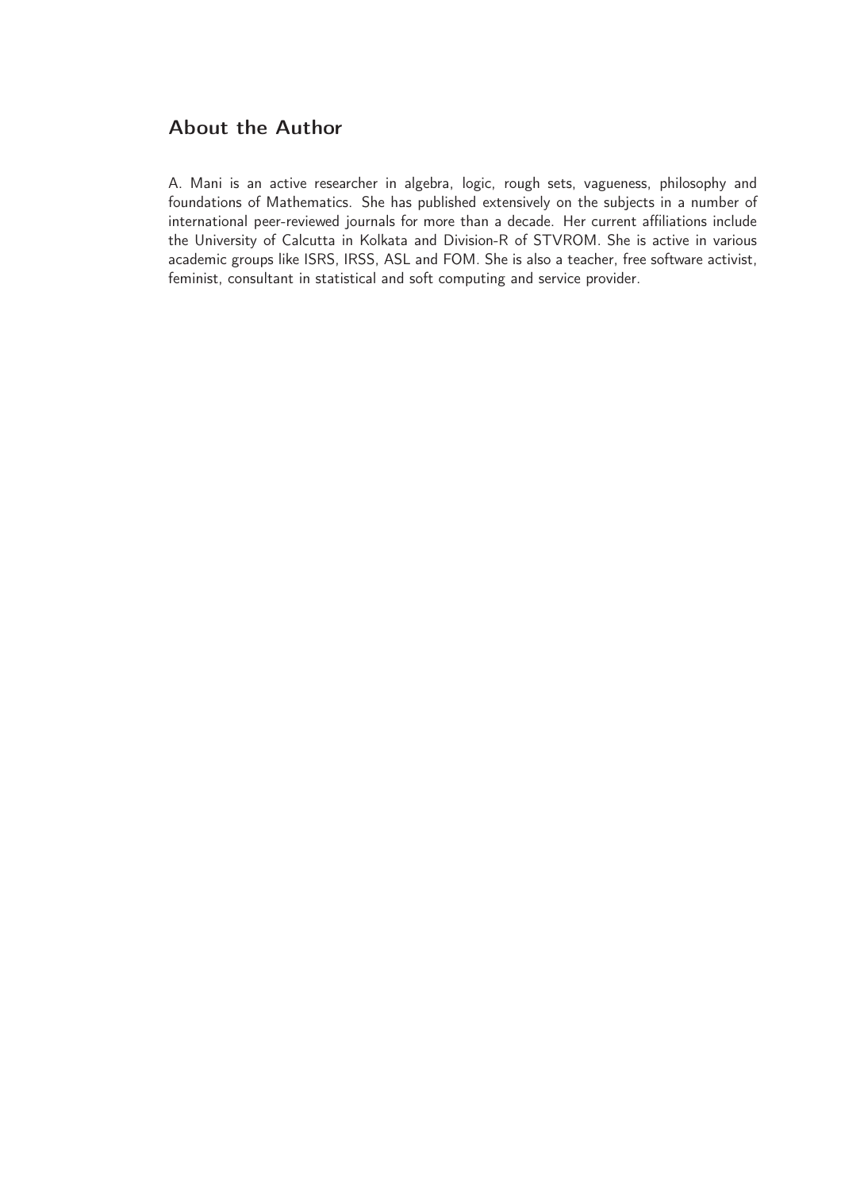## About the Author

A. Mani is an active researcher in algebra, logic, rough sets, vagueness, philosophy and foundations of Mathematics. She has published extensively on the subjects in a number of international peer-reviewed journals for more than a decade. Her current affiliations include the University of Calcutta in Kolkata and Division-R of STVROM. She is active in various academic groups like ISRS, IRSS, ASL and FOM. She is also a teacher, free software activist, feminist, consultant in statistical and soft computing and service provider.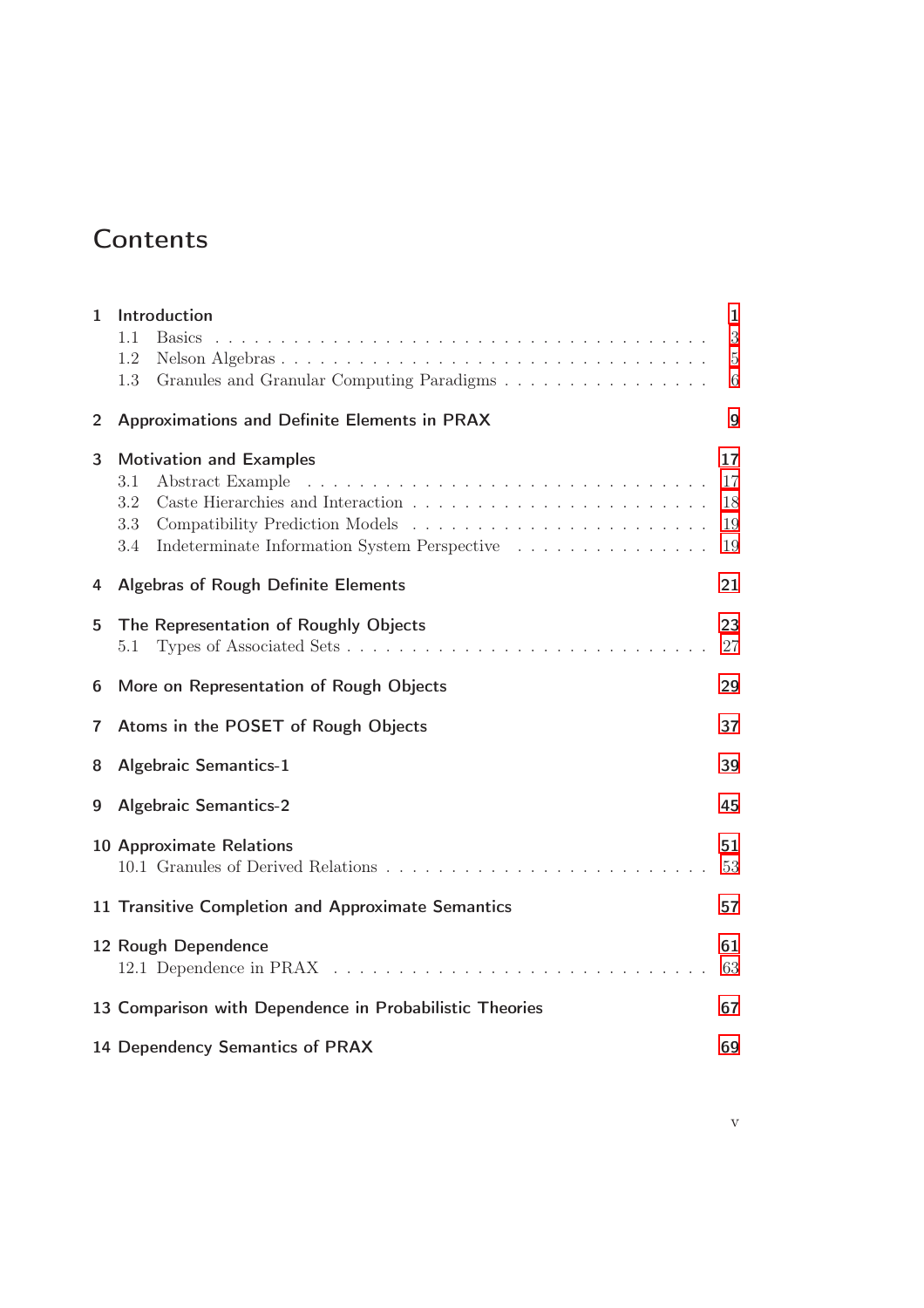# Contents

1 Introduction ... 1
  - 1.1 Basics ... 3
  - 1.2 Nelson Algebras ... 5
  - 1.3 Granules and Granular Computing Paradigms ... 6

2 Approximations and Definite Elements in PRAX ... 9

3 Motivation and Examples ... 17
  - 3.1 Abstract Example ... 17
  - 3.2 Caste Hierarchies and Interaction ... 18
  - 3.3 Compatibility Prediction Models ... 19
  - 3.4 Indeterminate Information System Perspective ... 19

4 Algebras of Rough Definite Elements ... 21

5 The Representation of Roughly Objects ... 23
  - 5.1 Types of Associated Sets ... 27

6 More on Representation of Rough Objects ... 29

7 Atoms in the POSET of Rough Objects ... 37

8 Algebraic Semantics-1 ... 39

9 Algebraic Semantics-2 ... 45

10 Approximate Relations ... 51
  - 10.1 Granules of Derived Relations ... 53

11 Transitive Completion and Approximate Semantics ... 57

12 Rough Dependence ... 61
  - 12.1 Dependence in PRAX ... 63

13 Comparison with Dependence in Probabilistic Theories ... 67

14 Dependency Semantics of PRAX ... 69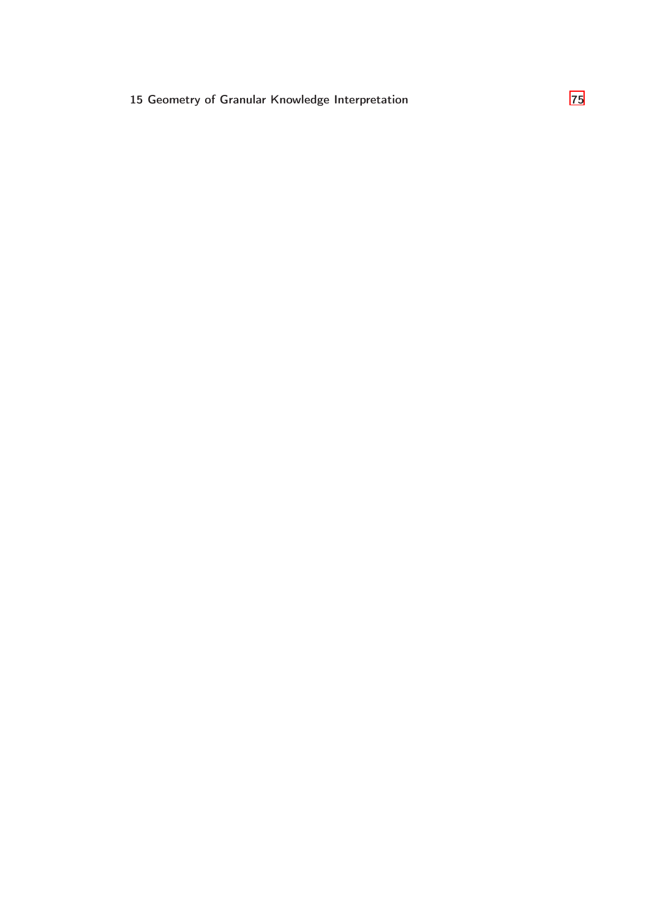15 Geometry of Granular Knowledge Interpretation 75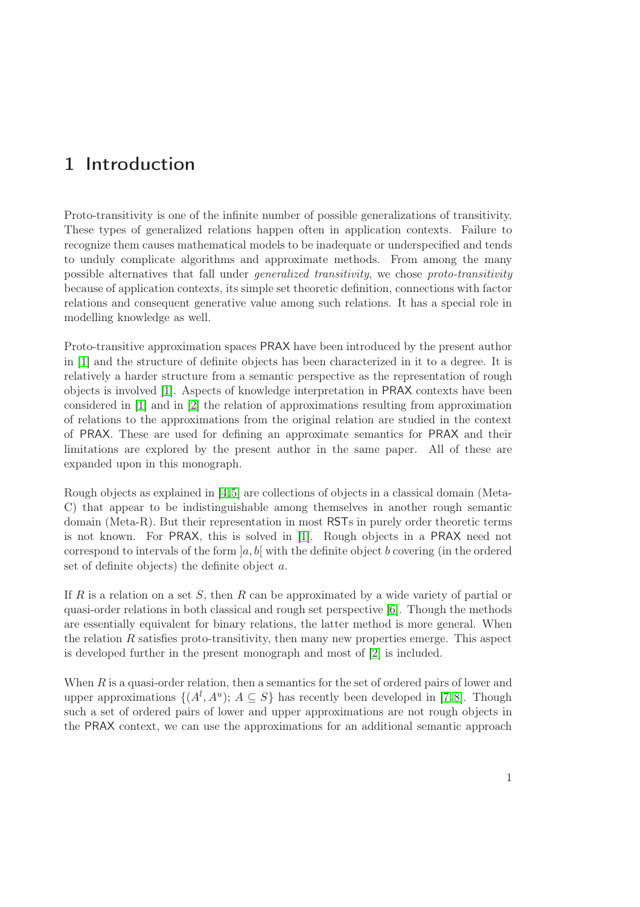# 1 Introduction

Proto-transitivity is one of the infinite number of possible generalizations of transitivity. These types of generalized relations happen often in application contexts. Failure to recognize them causes mathematical models to be inadequate or underspecified and tends to unduly complicate algorithms and approximate methods. From among the many possible alternatives that fall under *generalized transitivity*, we chose *proto-transitivity* because of application contexts, its simple set theoretic definition, connections with factor relations and consequent generative value among such relations. It has a special role in modelling knowledge as well.

Proto-transitive approximation spaces PRAX have been introduced by the present author in [1] and the structure of definite objects has been characterized in it to a degree. It is relatively a harder structure from a semantic perspective as the representation of rough objects is involved [1]. Aspects of knowledge interpretation in PRAX contexts have been considered in [1] and in [2] the relation of approximations resulting from approximation of relations to the approximations from the original relation are studied in the context of PRAX. These are used for defining an approximate semantics for PRAX and their limitations are explored by the present author in the same paper. All of these are expanded upon in this monograph.

Rough objects as explained in [4,5] are collections of objects in a classical domain (Meta-C) that appear to be indistinguishable among themselves in another rough semantic domain (Meta-R). But their representation in most RSTs in purely order theoretic terms is not known. For PRAX, this is solved in [1]. Rough objects in a PRAX need not correspond to intervals of the form $]a, b[$ with the definite object $b$ covering (in the ordered set of definite objects) the definite object $a$.

If $R$ is a relation on a set $S$, then $R$ can be approximated by a wide variety of partial or quasi-order relations in both classical and rough set perspective [6]. Though the methods are essentially equivalent for binary relations, the latter method is more general. When the relation $R$ satisfies proto-transitivity, then many new properties emerge. This aspect is developed further in the present monograph and most of [2] is included.

When $R$ is a quasi-order relation, then a semantics for the set of ordered pairs of lower and upper approximations $\{(A^l, A^u);\ A \subseteq S\}$ has recently been developed in [7,8]. Though such a set of ordered pairs of lower and upper approximations are not rough objects in the PRAX context, we can use the approximations for an additional semantic approach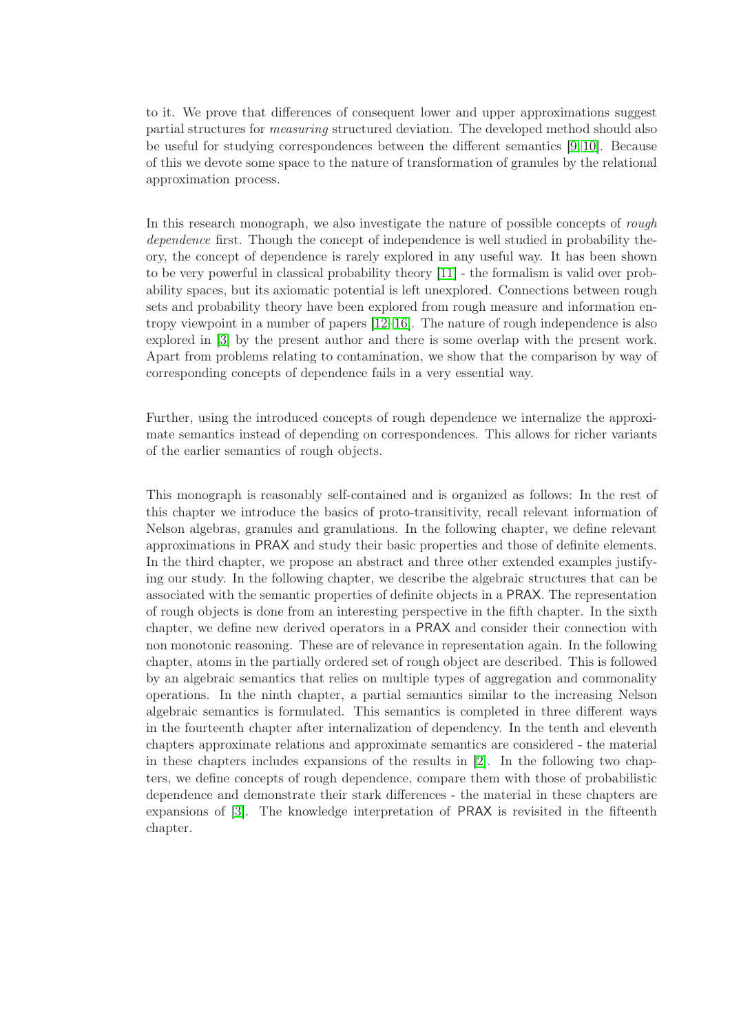to it. We prove that differences of consequent lower and upper approximations suggest partial structures for *measuring* structured deviation. The developed method should also be useful for studying correspondences between the different semantics [9,10]. Because of this we devote some space to the nature of transformation of granules by the relational approximation process.

In this research monograph, we also investigate the nature of possible concepts of *rough dependence* first. Though the concept of independence is well studied in probability theory, the concept of dependence is rarely explored in any useful way. It has been shown to be very powerful in classical probability theory [11] - the formalism is valid over probability spaces, but its axiomatic potential is left unexplored. Connections between rough sets and probability theory have been explored from rough measure and information entropy viewpoint in a number of papers [12–16]. The nature of rough independence is also explored in [3] by the present author and there is some overlap with the present work. Apart from problems relating to contamination, we show that the comparison by way of corresponding concepts of dependence fails in a very essential way.

Further, using the introduced concepts of rough dependence we internalize the approximate semantics instead of depending on correspondences. This allows for richer variants of the earlier semantics of rough objects.

This monograph is reasonably self-contained and is organized as follows: In the rest of this chapter we introduce the basics of proto-transitivity, recall relevant information of Nelson algebras, granules and granulations. In the following chapter, we define relevant approximations in PRAX and study their basic properties and those of definite elements. In the third chapter, we propose an abstract and three other extended examples justifying our study. In the following chapter, we describe the algebraic structures that can be associated with the semantic properties of definite objects in a PRAX. The representation of rough objects is done from an interesting perspective in the fifth chapter. In the sixth chapter, we define new derived operators in a PRAX and consider their connection with non monotonic reasoning. These are of relevance in representation again. In the following chapter, atoms in the partially ordered set of rough object are described. This is followed by an algebraic semantics that relies on multiple types of aggregation and commonality operations. In the ninth chapter, a partial semantics similar to the increasing Nelson algebraic semantics is formulated. This semantics is completed in three different ways in the fourteenth chapter after internalization of dependency. In the tenth and eleventh chapters approximate relations and approximate semantics are considered - the material in these chapters includes expansions of the results in [2]. In the following two chapters, we define concepts of rough dependence, compare them with those of probabilistic dependence and demonstrate their stark differences - the material in these chapters are expansions of [3]. The knowledge interpretation of PRAX is revisited in the fifteenth chapter.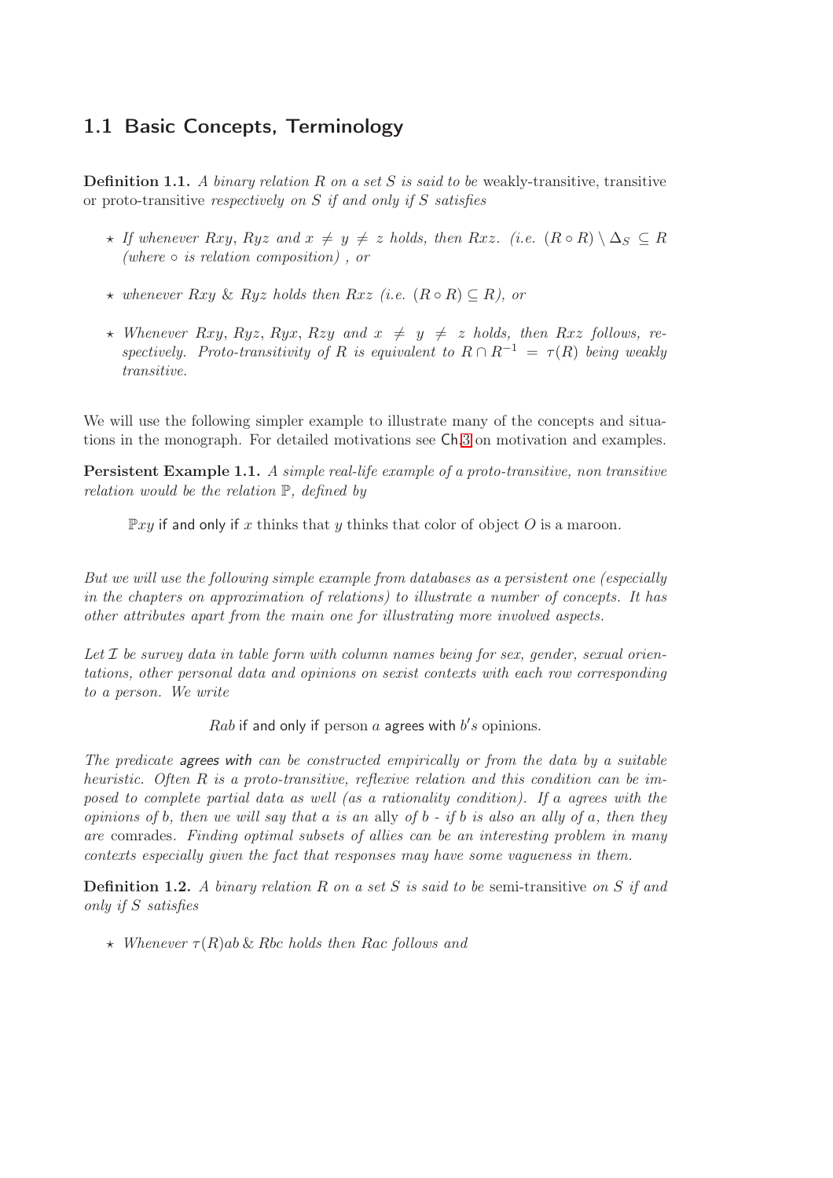## 1.1 Basic Concepts, Terminology

**Definition 1.1.** *A binary relation $R$ on a set $S$ is said to be* weakly-transitive, transitive or proto-transitive *respectively on $S$ if and only if $S$ satisfies*

- ⋆ *If whenever $Rxy$, $Ryz$ and $x \neq y \neq z$ holds, then $Rxz$. (i.e. $(R \circ R) \setminus \Delta_S \subseteq R$ (where $\circ$ is relation composition) , or*
- ⋆ *whenever $Rxy$ & $Ryz$ holds then $Rxz$ (i.e. $(R \circ R) \subseteq R$), or*
- ⋆ *Whenever $Rxy, Ryz, Ryx, Rzy$ and $x \neq y \neq z$ holds, then $Rxz$ follows, respectively. Proto-transitivity of $R$ is equivalent to $R \cap R^{-1} = \tau(R)$ being weakly transitive.*

We will use the following simpler example to illustrate many of the concepts and situations in the monograph. For detailed motivations see Ch.3 on motivation and examples.

**Persistent Example 1.1.** *A simple real-life example of a proto-transitive, non transitive relation would be the relation $\mathbb{P}$, defined by*

$\mathbb{P}xy$ if and only if $x$ thinks that $y$ thinks that color of object $O$ is a maroon.

*But we will use the following simple example from databases as a persistent one (especially in the chapters on approximation of relations) to illustrate a number of concepts. It has other attributes apart from the main one for illustrating more involved aspects.*

*Let $\mathcal{I}$ be survey data in table form with column names being for sex, gender, sexual orientations, other personal data and opinions on sexist contexts with each row corresponding to a person. We write*

$Rab$ if and only if person $a$ agrees with $b'$s opinions.

*The predicate* agrees with *can be constructed empirically or from the data by a suitable heuristic. Often $R$ is a proto-transitive, reflexive relation and this condition can be imposed to complete partial data as well (as a rationality condition). If $a$ agrees with the opinions of $b$, then we will say that $a$ is an* ally *of $b$ - if $b$ is also an ally of $a$, then they are* comrades*. Finding optimal subsets of allies can be an interesting problem in many contexts especially given the fact that responses may have some vagueness in them.*

**Definition 1.2.** *A binary relation $R$ on a set $S$ is said to be* semi-transitive *on $S$ if and only if $S$ satisfies*

- ⋆ *Whenever $\tau(R)ab$ & $Rbc$ holds then $Rac$ follows and*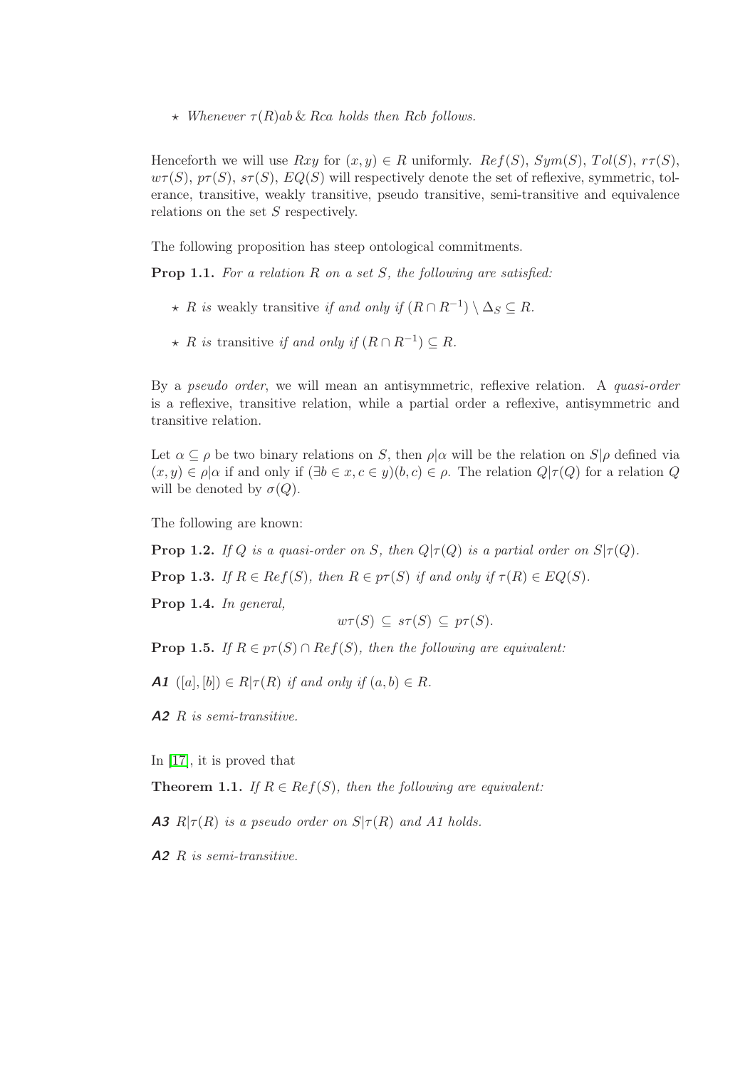- ⋆ *Whenever $\tau(R)ab \,\&\, Rca$ holds then $Rcb$ follows.*

Henceforth we will use $Rxy$ for $(x, y) \in R$ uniformly. $Ref(S)$, $Sym(S)$, $Tol(S)$, $r\tau(S)$, $w\tau(S)$, $p\tau(S)$, $s\tau(S)$, $EQ(S)$ will respectively denote the set of reflexive, symmetric, tolerance, transitive, weakly transitive, pseudo transitive, semi-transitive and equivalence relations on the set $S$ respectively.

The following proposition has steep ontological commitments.

**Prop 1.1.** *For a relation $R$ on a set $S$, the following are satisfied:*

- ⋆ *$R$ is* weakly transitive *if and only if $(R \cap R^{-1}) \setminus \Delta_S \subseteq R$.*
- ⋆ *$R$ is* transitive *if and only if $(R \cap R^{-1}) \subseteq R$.*

By a *pseudo order*, we will mean an antisymmetric, reflexive relation. A *quasi-order* is a reflexive, transitive relation, while a partial order a reflexive, antisymmetric and transitive relation.

Let $\alpha \subseteq \rho$ be two binary relations on $S$, then $\rho|\alpha$ will be the relation on $S|\rho$ defined via $(x, y) \in \rho|\alpha$ if and only if $(\exists b \in x, c \in y)(b, c) \in \rho$. The relation $Q|\tau(Q)$ for a relation $Q$ will be denoted by $\sigma(Q)$.

The following are known:

**Prop 1.2.** *If $Q$ is a quasi-order on $S$, then $Q|\tau(Q)$ is a partial order on $S|\tau(Q)$.*

**Prop 1.3.** *If $R \in Ref(S)$, then $R \in p\tau(S)$ if and only if $\tau(R) \in EQ(S)$.*

**Prop 1.4.** *In general,*

$$w\tau(S) \subseteq s\tau(S) \subseteq p\tau(S).$$

**Prop 1.5.** *If $R \in p\tau(S) \cap Ref(S)$, then the following are equivalent:*

***A1*** *$([a], [b]) \in R|\tau(R)$ if and only if $(a, b) \in R$.*

***A2*** *$R$ is semi-transitive.*

In [17], it is proved that

**Theorem 1.1.** *If $R \in Ref(S)$, then the following are equivalent:*

***A3*** *$R|\tau(R)$ is a pseudo order on $S|\tau(R)$ and A1 holds.*

***A2*** *$R$ is semi-transitive.*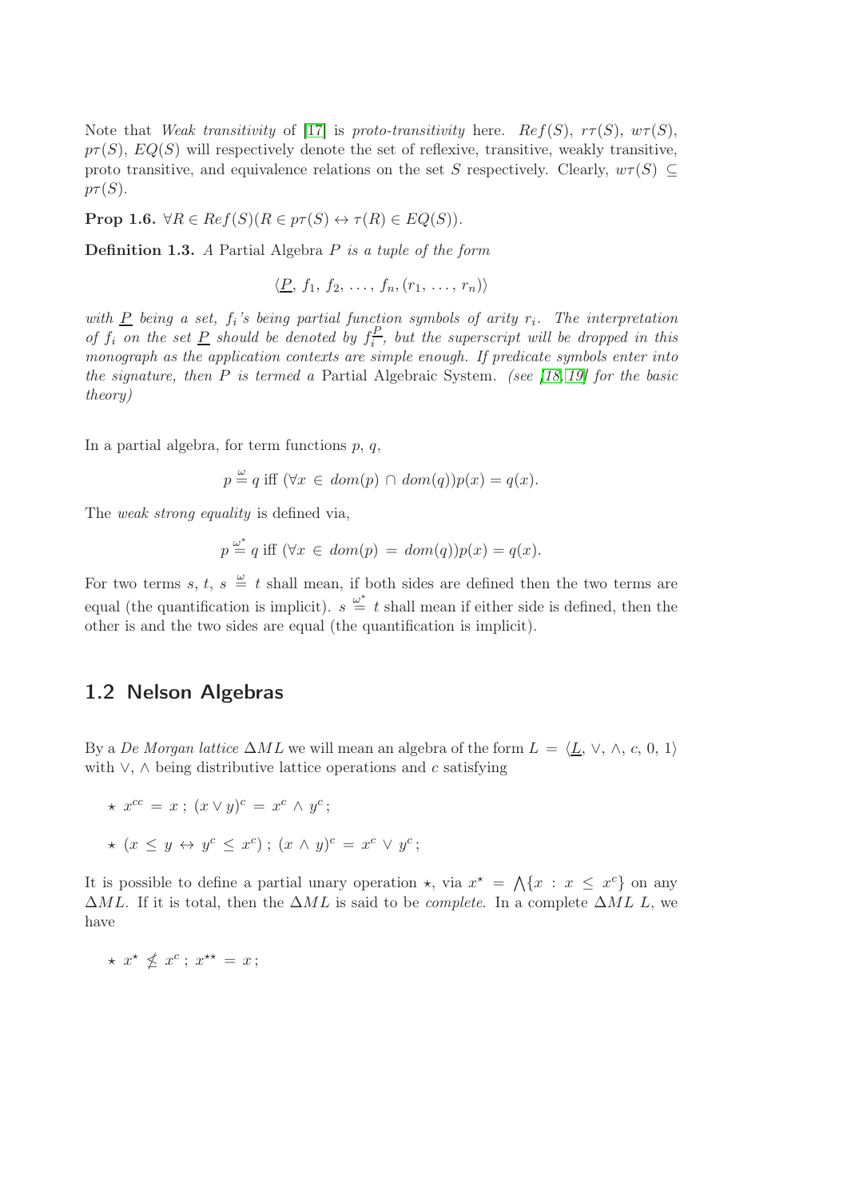Note that *Weak transitivity* of [17] is *proto-transitivity* here. $Ref(S)$, $r\tau(S)$, $w\tau(S)$, $p\tau(S)$, $EQ(S)$ will respectively denote the set of reflexive, transitive, weakly transitive, proto transitive, and equivalence relations on the set $S$ respectively. Clearly, $w\tau(S) \subseteq p\tau(S)$.

**Prop 1.6.** $\forall R \in Ref(S)(R \in p\tau(S) \leftrightarrow \tau(R) \in EQ(S))$.

**Definition 1.3.** *A* Partial Algebra $P$ *is a tuple of the form*

$$\langle \underline{P},\, f_1,\, f_2,\, \ldots,\, f_n, (r_1,\, \ldots,\, r_n)\rangle$$

*with* $\underline{P}$ *being a set,* $f_i$*'s being partial function symbols of arity* $r_i$*. The interpretation of* $f_i$ *on the set* $\underline{P}$ *should be denoted by* $f_i^{\underline{P}}$*, but the superscript will be dropped in this monograph as the application contexts are simple enough. If predicate symbols enter into the signature, then* $P$ *is termed a* Partial Algebraic System. *(see [18, 19] for the basic theory)*

In a partial algebra, for term functions $p$, $q$,

$$p \stackrel{\omega}{=} q \text{ iff } (\forall x \,\in\, dom(p) \,\cap\, dom(q))p(x) = q(x).$$

The *weak strong equality* is defined via,

$$p \stackrel{\omega^*}{=} q \text{ iff } (\forall x \,\in\, dom(p) \,=\, dom(q))p(x) = q(x).$$

For two terms $s$, $t$, $s \stackrel{\omega}{=} t$ shall mean, if both sides are defined then the two terms are equal (the quantification is implicit). $s \stackrel{\omega^*}{=} t$ shall mean if either side is defined, then the other is and the two sides are equal (the quantification is implicit).

## 1.2 Nelson Algebras

By a *De Morgan lattice* $\Delta ML$ we will mean an algebra of the form $L \,=\, \langle \underline{L},\, \vee,\, \wedge,\, c,\, 0,\, 1\rangle$ with $\vee$, $\wedge$ being distributive lattice operations and $c$ satisfying

- $\star$ $x^{cc} \,=\, x$ ; $(x \vee y)^c \,=\, x^c \,\wedge\, y^c$ ;
- $\star$ $(x \,\leq\, y \,\leftrightarrow\, y^c \,\leq\, x^c)$ ; $(x \,\wedge\, y)^c \,=\, x^c \,\vee\, y^c$ ;

It is possible to define a partial unary operation $\star$, via $x^\star \,=\, \bigwedge\{x \,:\, x \,\leq\, x^c\}$ on any $\Delta ML$. If it is total, then the $\Delta ML$ is said to be *complete*. In a complete $\Delta ML$ $L$, we have

- $\star$ $x^\star \,\not\leq\, x^c$ ; $x^{\star\star} \,=\, x$ ;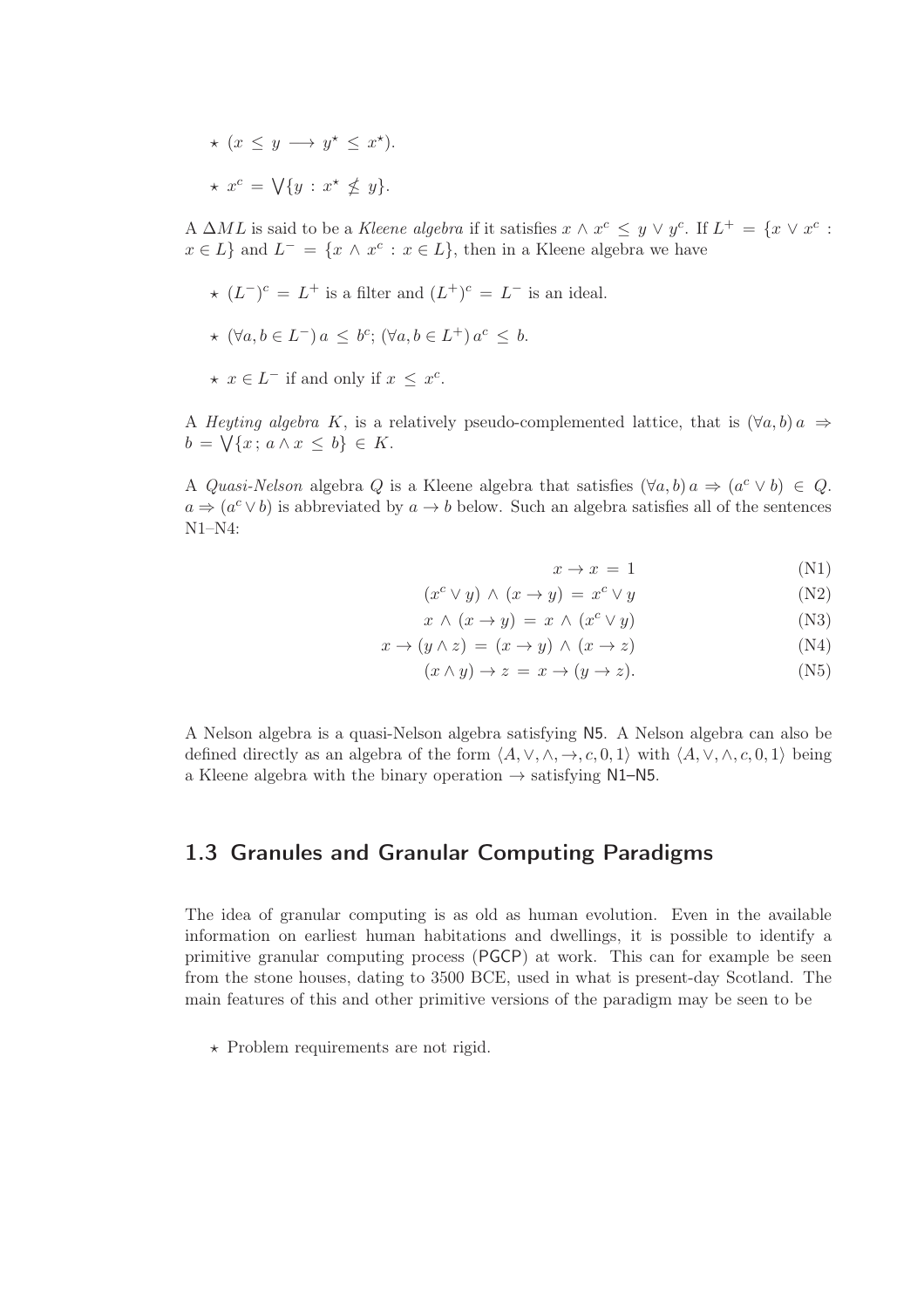- $\star$ $(x \leq y \longrightarrow y^{\star} \leq x^{\star})$.

- $\star$ $x^c = \bigvee\{y : x^{\star} \nleq y\}$.

A $\Delta ML$ is said to be a *Kleene algebra* if it satisfies $x \wedge x^c \leq y \vee y^c$. If $L^+ = \{x \vee x^c : x \in L\}$ and $L^- = \{x \wedge x^c : x \in L\}$, then in a Kleene algebra we have

- $\star$ $(L^-)^c = L^+$ is a filter and $(L^+)^c = L^-$ is an ideal.

- $\star$ $(\forall a, b \in L^-)\, a \leq b^c$; $(\forall a, b \in L^+)\, a^c \leq b$.

- $\star$ $x \in L^-$ if and only if $x \leq x^c$.

A *Heyting algebra* $K$, is a relatively pseudo-complemented lattice, that is $(\forall a, b)\, a \Rightarrow b = \bigvee\{x\,;\, a \wedge x \leq b\} \in K$.

A *Quasi-Nelson* algebra $Q$ is a Kleene algebra that satisfies $(\forall a, b)\, a \Rightarrow (a^c \vee b) \in Q$. $a \Rightarrow (a^c \vee b)$ is abbreviated by $a \rightarrow b$ below. Such an algebra satisfies all of the sentences N1–N4:

$$x \rightarrow x = 1 \tag{N1}$$

$$(x^c \vee y) \wedge (x \rightarrow y) = x^c \vee y \tag{N2}$$

$$x \wedge (x \rightarrow y) = x \wedge (x^c \vee y) \tag{N3}$$

$$x \rightarrow (y \wedge z) = (x \rightarrow y) \wedge (x \rightarrow z) \tag{N4}$$

$$(x \wedge y) \rightarrow z = x \rightarrow (y \rightarrow z). \tag{N5}$$

A Nelson algebra is a quasi-Nelson algebra satisfying N5. A Nelson algebra can also be defined directly as an algebra of the form $\langle A, \vee, \wedge, \rightarrow, c, 0, 1\rangle$ with $\langle A, \vee, \wedge, c, 0, 1\rangle$ being a Kleene algebra with the binary operation $\rightarrow$ satisfying N1–N5.

## 1.3 Granules and Granular Computing Paradigms

The idea of granular computing is as old as human evolution. Even in the available information on earliest human habitations and dwellings, it is possible to identify a primitive granular computing process (PGCP) at work. This can for example be seen from the stone houses, dating to 3500 BCE, used in what is present-day Scotland. The main features of this and other primitive versions of the paradigm may be seen to be

- $\star$ Problem requirements are not rigid.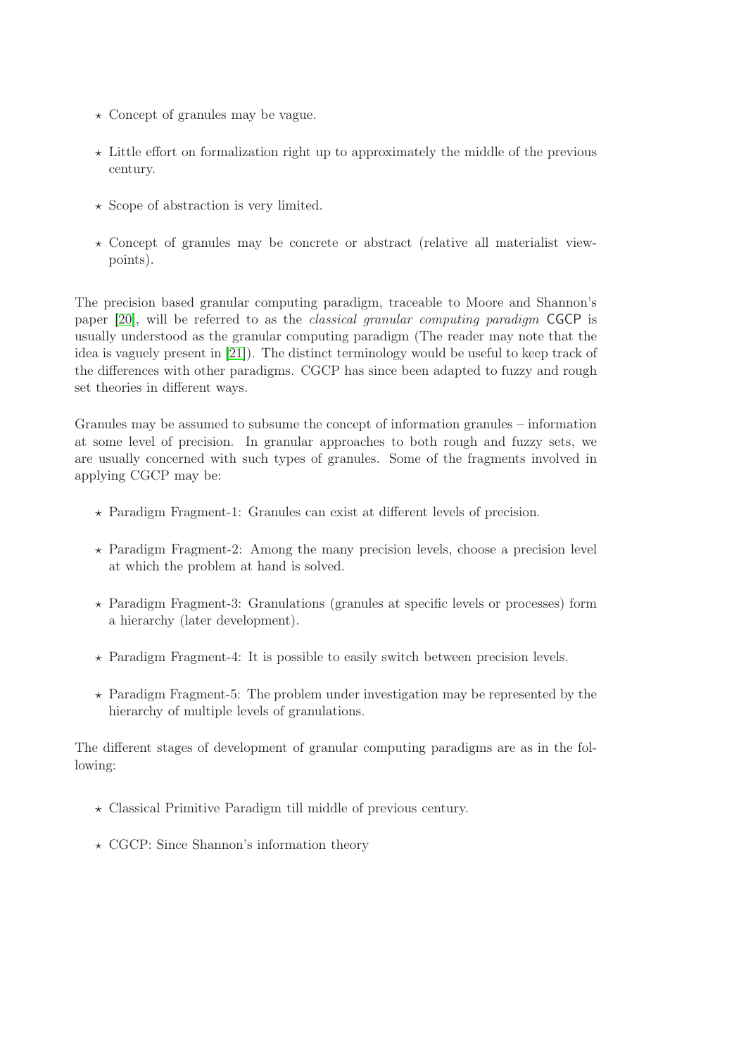- ⋆ Concept of granules may be vague.
- ⋆ Little effort on formalization right up to approximately the middle of the previous century.
- ⋆ Scope of abstraction is very limited.
- ⋆ Concept of granules may be concrete or abstract (relative all materialist viewpoints).

The precision based granular computing paradigm, traceable to Moore and Shannon's paper [20], will be referred to as the *classical granular computing paradigm* CGCP is usually understood as the granular computing paradigm (The reader may note that the idea is vaguely present in [21]). The distinct terminology would be useful to keep track of the differences with other paradigms. CGCP has since been adapted to fuzzy and rough set theories in different ways.

Granules may be assumed to subsume the concept of information granules – information at some level of precision. In granular approaches to both rough and fuzzy sets, we are usually concerned with such types of granules. Some of the fragments involved in applying CGCP may be:

- ⋆ Paradigm Fragment-1: Granules can exist at different levels of precision.
- ⋆ Paradigm Fragment-2: Among the many precision levels, choose a precision level at which the problem at hand is solved.
- ⋆ Paradigm Fragment-3: Granulations (granules at specific levels or processes) form a hierarchy (later development).
- ⋆ Paradigm Fragment-4: It is possible to easily switch between precision levels.
- ⋆ Paradigm Fragment-5: The problem under investigation may be represented by the hierarchy of multiple levels of granulations.

The different stages of development of granular computing paradigms are as in the following:

- ⋆ Classical Primitive Paradigm till middle of previous century.
- ⋆ CGCP: Since Shannon's information theory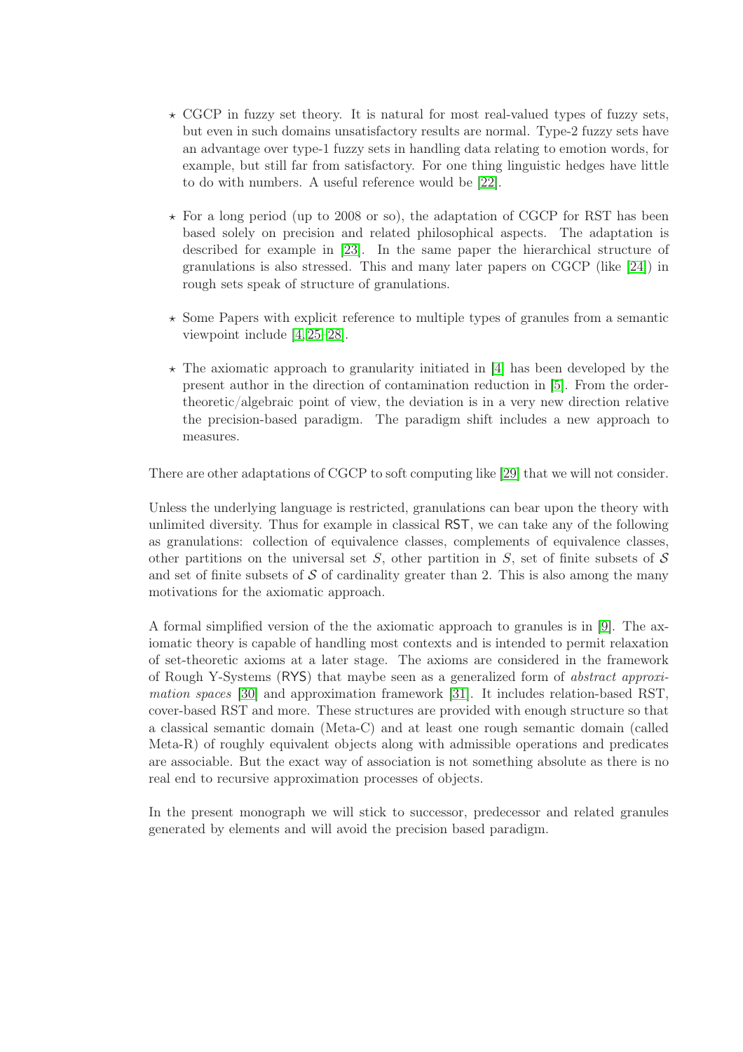- ⋆ CGCP in fuzzy set theory. It is natural for most real-valued types of fuzzy sets, but even in such domains unsatisfactory results are normal. Type-2 fuzzy sets have an advantage over type-1 fuzzy sets in handling data relating to emotion words, for example, but still far from satisfactory. For one thing linguistic hedges have little to do with numbers. A useful reference would be [22].

- ⋆ For a long period (up to 2008 or so), the adaptation of CGCP for RST has been based solely on precision and related philosophical aspects. The adaptation is described for example in [23]. In the same paper the hierarchical structure of granulations is also stressed. This and many later papers on CGCP (like [24]) in rough sets speak of structure of granulations.

- ⋆ Some Papers with explicit reference to multiple types of granules from a semantic viewpoint include [4,25–28].

- ⋆ The axiomatic approach to granularity initiated in [4] has been developed by the present author in the direction of contamination reduction in [5]. From the order-theoretic/algebraic point of view, the deviation is in a very new direction relative the precision-based paradigm. The paradigm shift includes a new approach to measures.

There are other adaptations of CGCP to soft computing like [29] that we will not consider.

Unless the underlying language is restricted, granulations can bear upon the theory with unlimited diversity. Thus for example in classical RST, we can take any of the following as granulations: collection of equivalence classes, complements of equivalence classes, other partitions on the universal set $S$, other partition in $S$, set of finite subsets of $\mathcal{S}$ and set of finite subsets of $\mathcal{S}$ of cardinality greater than 2. This is also among the many motivations for the axiomatic approach.

A formal simplified version of the the axiomatic approach to granules is in [9]. The axiomatic theory is capable of handling most contexts and is intended to permit relaxation of set-theoretic axioms at a later stage. The axioms are considered in the framework of Rough Y-Systems (RYS) that maybe seen as a generalized form of *abstract approximation spaces* [30] and approximation framework [31]. It includes relation-based RST, cover-based RST and more. These structures are provided with enough structure so that a classical semantic domain (Meta-C) and at least one rough semantic domain (called Meta-R) of roughly equivalent objects along with admissible operations and predicates are associable. But the exact way of association is not something absolute as there is no real end to recursive approximation processes of objects.

In the present monograph we will stick to successor, predecessor and related granules generated by elements and will avoid the precision based paradigm.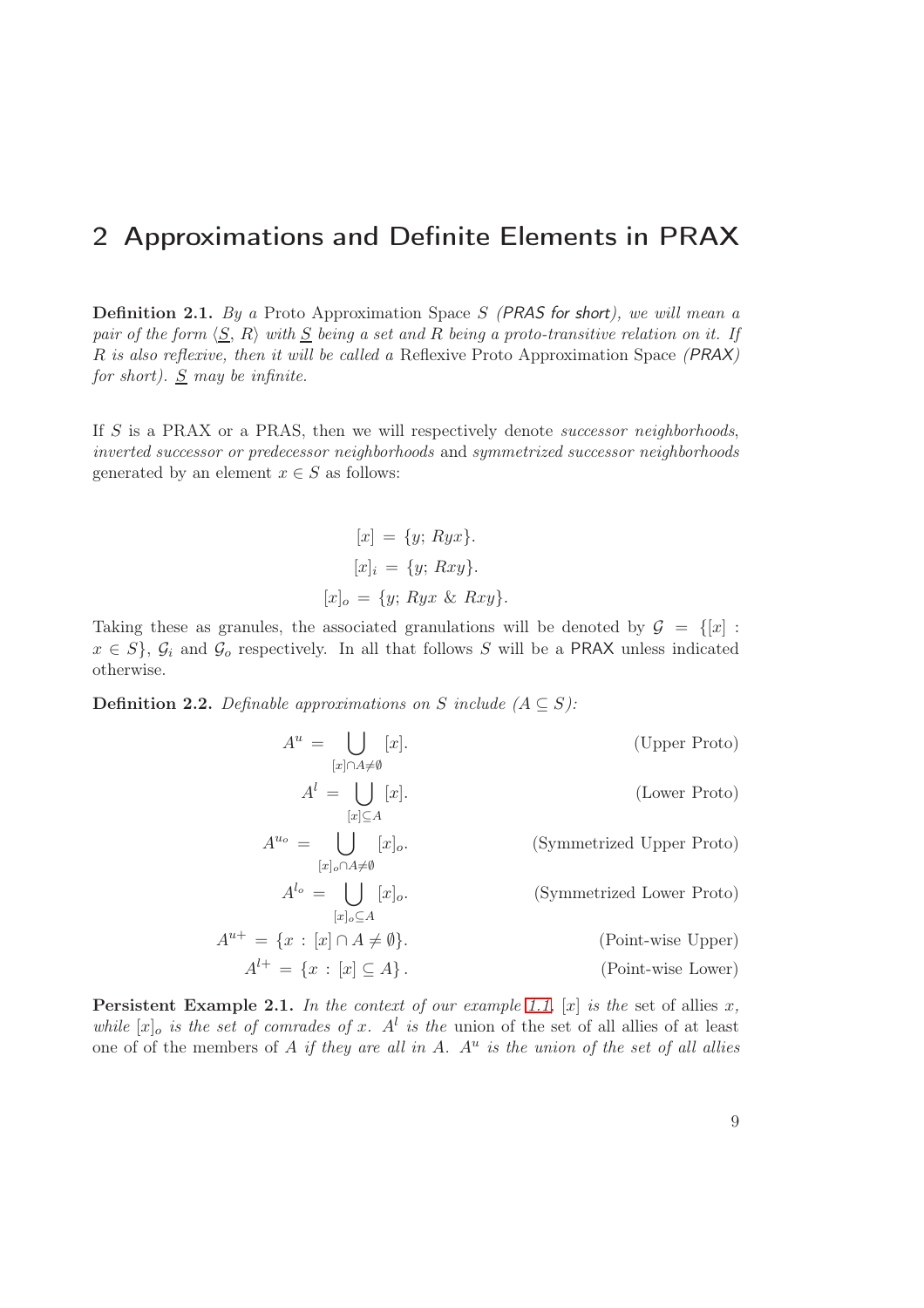## 2 Approximations and Definite Elements in PRAX

**Definition 2.1.** *By a* Proto Approximation Space $S$ *(PRAS for short), we will mean a pair of the form* $\langle \underline{S}, R\rangle$ *with* $\underline{S}$ *being a set and* $R$ *being a proto-transitive relation on it. If* $R$ *is also reflexive, then it will be called a* Reflexive Proto Approximation Space *(PRAX) for short).* $\underline{S}$ *may be infinite.*

If $S$ is a PRAX or a PRAS, then we will respectively denote *successor neighborhoods*, *inverted successor or predecessor neighborhoods* and *symmetrized successor neighborhoods* generated by an element $x \in S$ as follows:

$$[x] = \{y;\, Ryx\}.$$

$$[x]_i = \{y;\, Rxy\}.$$

$$[x]_o = \{y;\, Ryx \,\&\, Rxy\}.$$

Taking these as granules, the associated granulations will be denoted by $\mathcal{G} = \{[x] : x \in S\}$, $\mathcal{G}_i$ and $\mathcal{G}_o$ respectively. In all that follows $S$ will be a PRAX unless indicated otherwise.

**Definition 2.2.** *Definable approximations on* $S$ *include* $(A \subseteq S)$*:*

$$A^u = \bigcup_{[x]\cap A \neq \emptyset} [x]. \qquad \text{(Upper Proto)}$$

$$A^l = \bigcup_{[x]\subseteq A} [x]. \qquad \text{(Lower Proto)}$$

$$A^{u_o} = \bigcup_{[x]_o\cap A \neq \emptyset} [x]_o. \qquad \text{(Symmetrized Upper Proto)}$$

$$A^{l_o} = \bigcup_{[x]_o\subseteq A} [x]_o. \qquad \text{(Symmetrized Lower Proto)}$$

$$A^{u+} = \{x : [x] \cap A \neq \emptyset\}. \qquad \text{(Point-wise Upper)}$$

$$A^{l+} = \{x : [x] \subseteq A\}. \qquad \text{(Point-wise Lower)}$$

**Persistent Example 2.1.** *In the context of our example 1.1,* $[x]$ *is the* set of allies $x$, *while* $[x]_o$ *is the set of comrades of* $x$. $A^l$ *is the* union of the set of all allies of at least one of of the members of $A$ *if they are all in* $A$. $A^u$ *is the union of the set of all allies*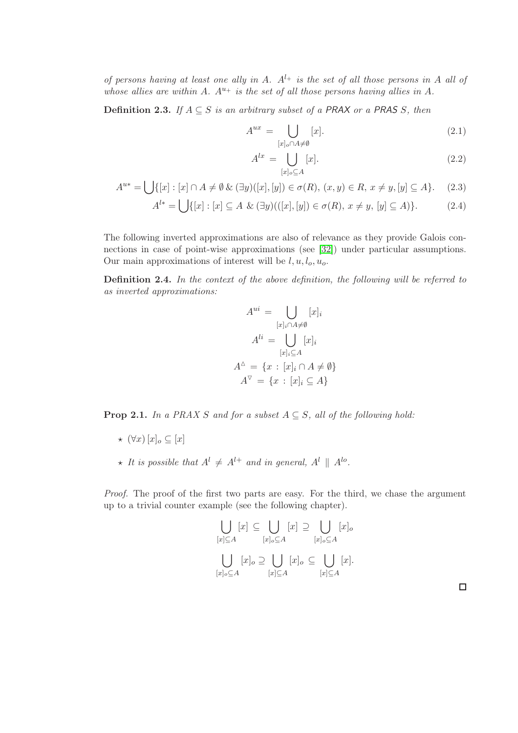*of persons having at least one ally in $A$. $A^{l+}$ is the set of all those persons in $A$ all of whose allies are within $A$. $A^{u+}$ is the set of all those persons having allies in $A$.*

**Definition 2.3.** *If $A \subseteq S$ is an arbitrary subset of a PRAX or a PRAS $S$, then*

$$A^{ux} = \bigcup_{[x]_o \cap A \neq \emptyset} [x]. \tag{2.1}$$

$$A^{lx} = \bigcup_{[x]_o \subseteq A} [x]. \tag{2.2}$$

$$A^{u*} = \bigcup \{[x] : [x] \cap A \neq \emptyset \,\&\, (\exists y)([x],[y]) \in \sigma(R),\, (x,y) \in R,\, x \neq y, [y] \subseteq A\}. \tag{2.3}$$

$$A^{l*} = \bigcup \{[x] : [x] \subseteq A \;\&\; (\exists y)(([x],[y]) \in \sigma(R),\, x \neq y,\, [y] \subseteq A)\}. \tag{2.4}$$

The following inverted approximations are also of relevance as they provide Galois connections in case of point-wise approximations (see [32]) under particular assumptions. Our main approximations of interest will be $l, u, l_o, u_o$.

**Definition 2.4.** *In the context of the above definition, the following will be referred to as inverted approximations:*

$$A^{ui} = \bigcup_{[x]_i \cap A \neq \emptyset} [x]_i$$

$$A^{li} = \bigcup_{[x]_i \subseteq A} [x]_i$$

$$A^{\triangle} = \{x : [x]_i \cap A \neq \emptyset\}$$

$$A^{\triangledown} = \{x : [x]_i \subseteq A\}$$

**Prop 2.1.** *In a PRAX $S$ and for a subset $A \subseteq S$, all of the following hold:*

- $\star$ $(\forall x)\, [x]_o \subseteq [x]$
- $\star$ *It is possible that $A^l \neq A^{l+}$ and in general, $A^l \parallel A^{lo}$.*

*Proof.* The proof of the first two parts are easy. For the third, we chase the argument up to a trivial counter example (see the following chapter).

$$\bigcup_{[x] \subseteq A} [x] \subseteq \bigcup_{[x]_o \subseteq A} [x] \supseteq \bigcup_{[x]_o \subseteq A} [x]_o$$

$$\bigcup_{[x]_o \subseteq A} [x]_o \supseteq \bigcup_{[x] \subseteq A} [x]_o \subseteq \bigcup_{[x] \subseteq A} [x].$$

$\square$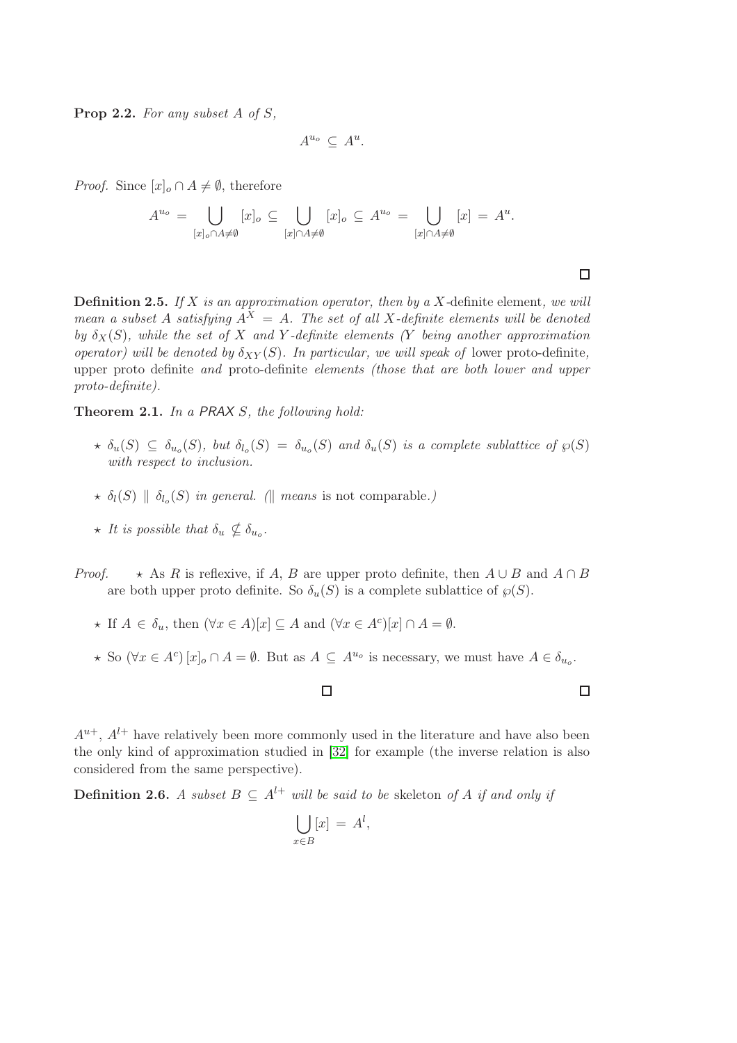**Prop 2.2.** *For any subset $A$ of $S$,*

$$A^{u_o} \subseteq A^u.$$

*Proof.* Since $[x]_o \cap A \neq \emptyset$, therefore

$$A^{u_o} = \bigcup_{[x]_o \cap A \neq \emptyset} [x]_o \subseteq \bigcup_{[x] \cap A \neq \emptyset} [x]_o \subseteq A^{u_o} = \bigcup_{[x] \cap A \neq \emptyset} [x] = A^u.$$

□

**Definition 2.5.** *If $X$ is an approximation operator, then by a $X$-definite element, we will mean a subset $A$ satisfying $A^X = A$. The set of all $X$-definite elements will be denoted by $\delta_X(S)$, while the set of $X$ and $Y$-definite elements ($Y$ being another approximation operator) will be denoted by $\delta_{XY}(S)$. In particular, we will speak of* lower proto-definite, upper proto definite *and* proto-definite *elements (those that are both lower and upper proto-definite).*

**Theorem 2.1.** *In a PRAX $S$, the following hold:*

- ⋆ *$\delta_u(S) \subseteq \delta_{u_o}(S)$, but $\delta_{l_o}(S) = \delta_{u_o}(S)$ and $\delta_u(S)$ is a complete sublattice of $\wp(S)$ with respect to inclusion.*
- ⋆ *$\delta_l(S) \parallel \delta_{l_o}(S)$ in general. ($\parallel$ means* is not comparable.*)*
- ⋆ *It is possible that $\delta_u \nsubseteq \delta_{u_o}$.*

*Proof.*

- ⋆ As $R$ is reflexive, if $A$, $B$ are upper proto definite, then $A \cup B$ and $A \cap B$ are both upper proto definite. So $\delta_u(S)$ is a complete sublattice of $\wp(S)$.
- ⋆ If $A \in \delta_u$, then $(\forall x \in A)[x] \subseteq A$ and $(\forall x \in A^c)[x] \cap A = \emptyset$.
- ⋆ So $(\forall x \in A^c)\,[x]_o \cap A = \emptyset$. But as $A \subseteq A^{u_o}$ is necessary, we must have $A \in \delta_{u_o}$.

□ □

$A^{u+}$, $A^{l+}$ have relatively been more commonly used in the literature and have also been the only kind of approximation studied in [32] for example (the inverse relation is also considered from the same perspective).

**Definition 2.6.** *A subset $B \subseteq A^{l+}$ will be said to be* skeleton *of $A$ if and only if*

$$\bigcup_{x \in B} [x] = A^l,$$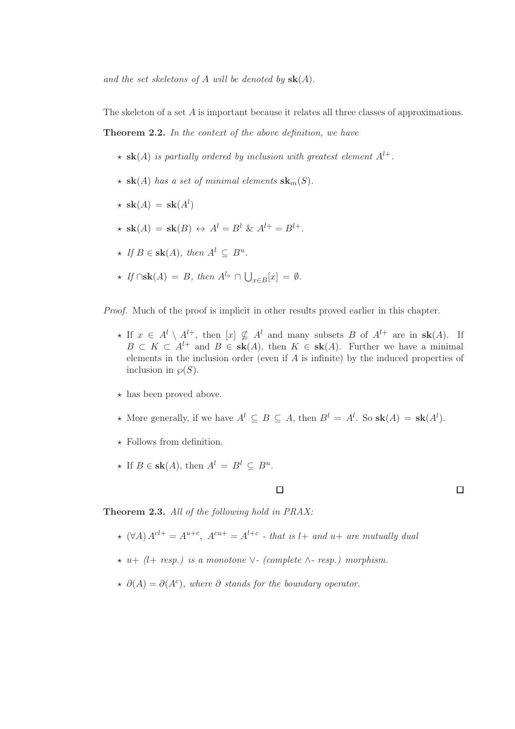*and the set skeletons of A will be denoted by* $\mathbf{sk}(A)$.

The skeleton of a set $A$ is important because it relates all three classes of approximations.

**Theorem 2.2.** *In the context of the above definition, we have*

- $\star$ $\mathbf{sk}(A)$ *is partially ordered by inclusion with greatest element* $A^{l+}$.
- $\star$ $\mathbf{sk}(A)$ *has a set of minimal elements* $\mathbf{sk}_m(S)$.
- $\star$ $\mathbf{sk}(A) = \mathbf{sk}(A^l)$
- $\star$ $\mathbf{sk}(A) = \mathbf{sk}(B) \leftrightarrow A^l = B^l \ \& \ A^{l+} = B^{l+}$.
- $\star$ *If* $B \in \mathbf{sk}(A)$, *then* $A^l \subseteq B^u$.
- $\star$ *If* $\cap\mathbf{sk}(A) = B$, *then* $A^{l_o} \cap \bigcup_{x\in B}[x] = \emptyset$.

*Proof.* Much of the proof is implicit in other results proved earlier in this chapter.

- $\star$ If $x \in A^l \setminus A^{l+}$, then $[x] \nsubseteq A^l$ and many subsets $B$ of $A^{l+}$ are in $\mathbf{sk}(A)$. If $B \subset K \subset A^{l+}$ and $B \in \mathbf{sk}(A)$, then $K \in \mathbf{sk}(A)$. Further we have a minimal elements in the inclusion order (even if $A$ is infinite) by the induced properties of inclusion in $\wp(S)$.
- $\star$ has been proved above.
- $\star$ More generally, if we have $A^l \subseteq B \subseteq A$, then $B^l = A^l$. So $\mathbf{sk}(A) = \mathbf{sk}(A^l)$.
- $\star$ Follows from definition.
- $\star$ If $B \in \mathbf{sk}(A)$, then $A^l = B^l \subseteq B^u$.

□ □

**Theorem 2.3.** *All of the following hold in PRAX:*

- $\star$ $(\forall A)\, A^{cl+} = A^{u+c}$, $A^{cu+} = A^{l+c}$ *- that is* $l+$ *and* $u+$ *are mutually dual*
- $\star$ $u+$ *(*$l+$ *resp.) is a monotone* $\vee$*- (complete* $\wedge$*- resp.) morphism.*
- $\star$ $\partial(A) = \partial(A^c)$*, where* $\partial$ *stands for the boundary operator.*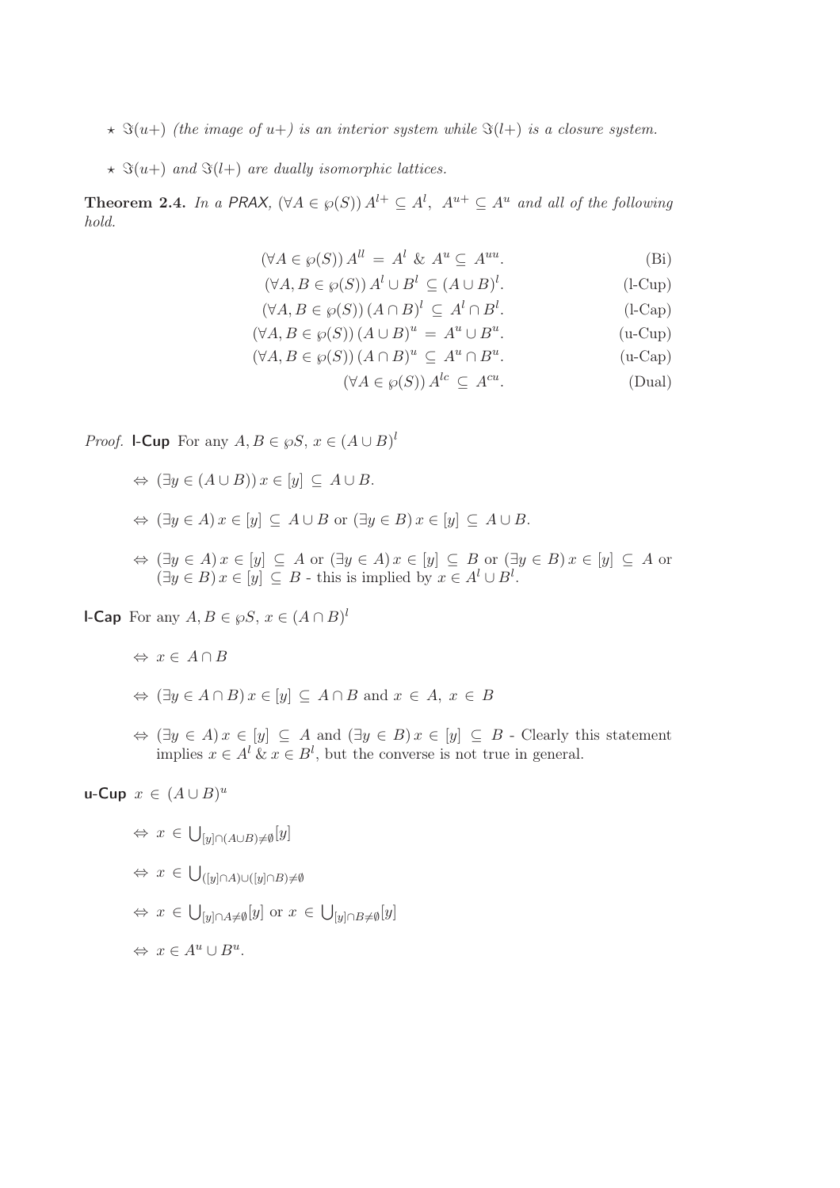- ⋆ $\Im(u+)$ *(the image of $u+$) is an interior system while $\Im(l+)$ is a closure system.*
- ⋆ $\Im(u+)$ *and $\Im(l+)$ are dually isomorphic lattices.*

**Theorem 2.4.** *In a PRAX, $(\forall A \in \wp(S))\, A^{l+} \subseteq A^{l},\ A^{u+} \subseteq A^{u}$ and all of the following hold.*

$$(\forall A \in \wp(S))\, A^{ll} = A^{l} \;\&\; A^{u} \subseteq A^{uu}. \tag{Bi}$$

$$(\forall A, B \in \wp(S))\, A^{l} \cup B^{l} \subseteq (A \cup B)^{l}. \tag{l-Cup}$$

$$(\forall A, B \in \wp(S))\, (A \cap B)^{l} \subseteq A^{l} \cap B^{l}. \tag{l-Cap}$$

$$(\forall A, B \in \wp(S))\, (A \cup B)^{u} = A^{u} \cup B^{u}. \tag{u-Cup}$$

$$(\forall A, B \in \wp(S))\, (A \cap B)^{u} \subseteq A^{u} \cap B^{u}. \tag{u-Cap}$$

$$(\forall A \in \wp(S))\, A^{lc} \subseteq A^{cu}. \tag{Dual}$$

*Proof.* **l-Cup** For any $A, B \in \wp S$, $x \in (A \cup B)^{l}$

- $\Leftrightarrow (\exists y \in (A \cup B))\, x \in [y] \subseteq A \cup B.$
- $\Leftrightarrow (\exists y \in A)\, x \in [y] \subseteq A \cup B$ or $(\exists y \in B)\, x \in [y] \subseteq A \cup B.$
- $\Leftrightarrow (\exists y \in A)\, x \in [y] \subseteq A$ or $(\exists y \in A)\, x \in [y] \subseteq B$ or $(\exists y \in B)\, x \in [y] \subseteq A$ or $(\exists y \in B)\, x \in [y] \subseteq B$ - this is implied by $x \in A^{l} \cup B^{l}$.

**l-Cap** For any $A, B \in \wp S$, $x \in (A \cap B)^{l}$

- $\Leftrightarrow x \in A \cap B$
- $\Leftrightarrow (\exists y \in A \cap B)\, x \in [y] \subseteq A \cap B$ and $x \in A,\ x \in B$
- $\Leftrightarrow (\exists y \in A)\, x \in [y] \subseteq A$ and $(\exists y \in B)\, x \in [y] \subseteq B$ - Clearly this statement implies $x \in A^{l} \;\&\; x \in B^{l}$, but the converse is not true in general.

**u-Cup** $x \in (A \cup B)^{u}$

- $\Leftrightarrow x \in \bigcup_{[y] \cap (A \cup B) \neq \emptyset} [y]$
- $\Leftrightarrow x \in \bigcup_{([y] \cap A) \cup ([y] \cap B) \neq \emptyset}$
- $\Leftrightarrow x \in \bigcup_{[y] \cap A \neq \emptyset} [y]$ or $x \in \bigcup_{[y] \cap B \neq \emptyset} [y]$
- $\Leftrightarrow x \in A^{u} \cup B^{u}.$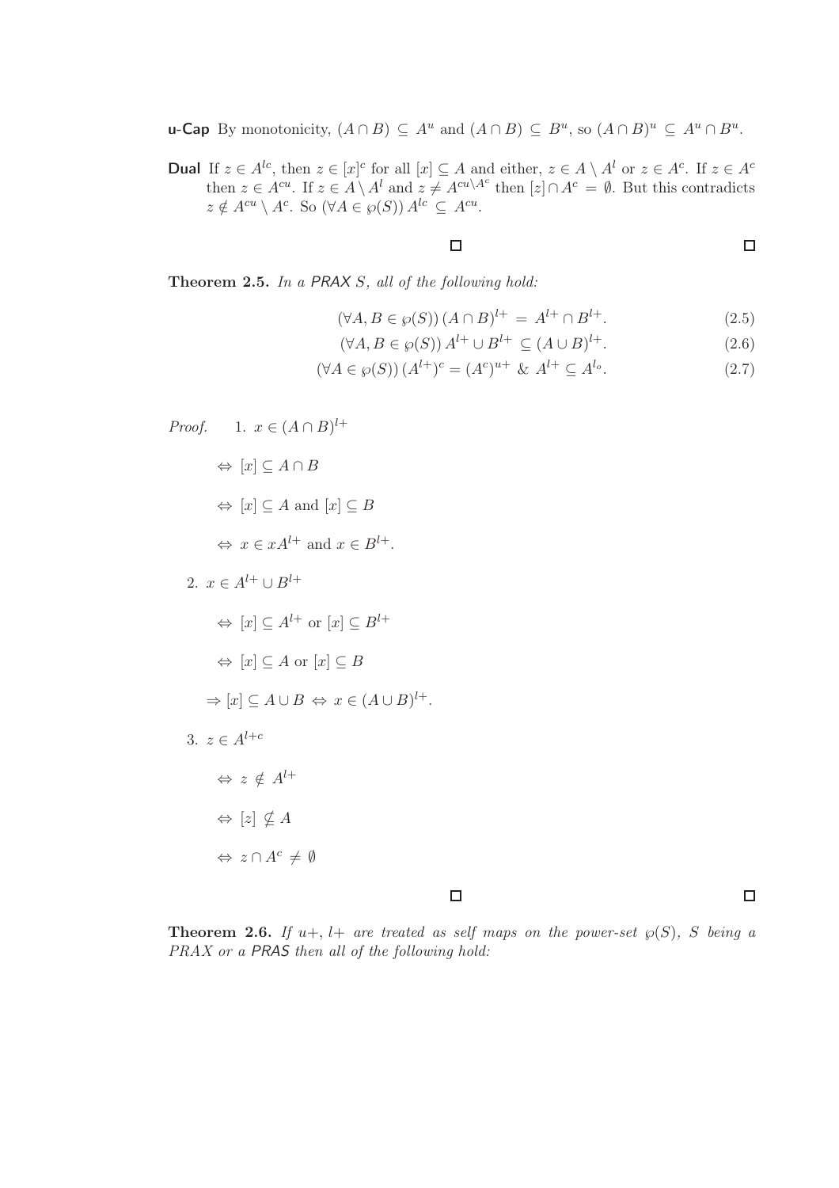**u-Cap** By monotonicity, $(A \cap B) \subseteq A^u$ and $(A \cap B) \subseteq B^u$, so $(A \cap B)^u \subseteq A^u \cap B^u$.

**Dual** If $z \in A^{lc}$, then $z \in [x]^c$ for all $[x] \subseteq A$ and either, $z \in A \setminus A^l$ or $z \in A^c$. If $z \in A^c$ then $z \in A^{cu}$. If $z \in A \setminus A^l$ and $z \neq A^{cu \setminus A^c}$ then $[z] \cap A^c = \emptyset$. But this contradicts $z \notin A^{cu} \setminus A^c$. So $(\forall A \in \wp(S))\, A^{lc} \subseteq A^{cu}$.

□ □

**Theorem 2.5.** *In a PRAX S, all of the following hold:*

$$(\forall A, B \in \wp(S))\, (A \cap B)^{l+} = A^{l+} \cap B^{l+}. \tag{2.5}$$

$$(\forall A, B \in \wp(S))\, A^{l+} \cup B^{l+} \subseteq (A \cup B)^{l+}. \tag{2.6}$$

$$(\forall A \in \wp(S))\, (A^{l+})^c = (A^c)^{u+} \;\&\; A^{l+} \subseteq A^{l_o}. \tag{2.7}$$

*Proof.*

1. $x \in (A \cap B)^{l+}$

   $\Leftrightarrow [x] \subseteq A \cap B$

   $\Leftrightarrow [x] \subseteq A$ and $[x] \subseteq B$

   $\Leftrightarrow x \in xA^{l+}$ and $x \in B^{l+}$.

2. $x \in A^{l+} \cup B^{l+}$

   $\Leftrightarrow [x] \subseteq A^{l+}$ or $[x] \subseteq B^{l+}$

   $\Leftrightarrow [x] \subseteq A$ or $[x] \subseteq B$

   $\Rightarrow [x] \subseteq A \cup B \Leftrightarrow x \in (A \cup B)^{l+}$.

3. $z \in A^{l+c}$

   $\Leftrightarrow z \notin A^{l+}$

   $\Leftrightarrow [z] \nsubseteq A$

   $\Leftrightarrow z \cap A^c \neq \emptyset$

□ □

**Theorem 2.6.** *If $u+$, $l+$ are treated as self maps on the power-set $\wp(S)$, $S$ being a PRAX or a PRAS then all of the following hold:*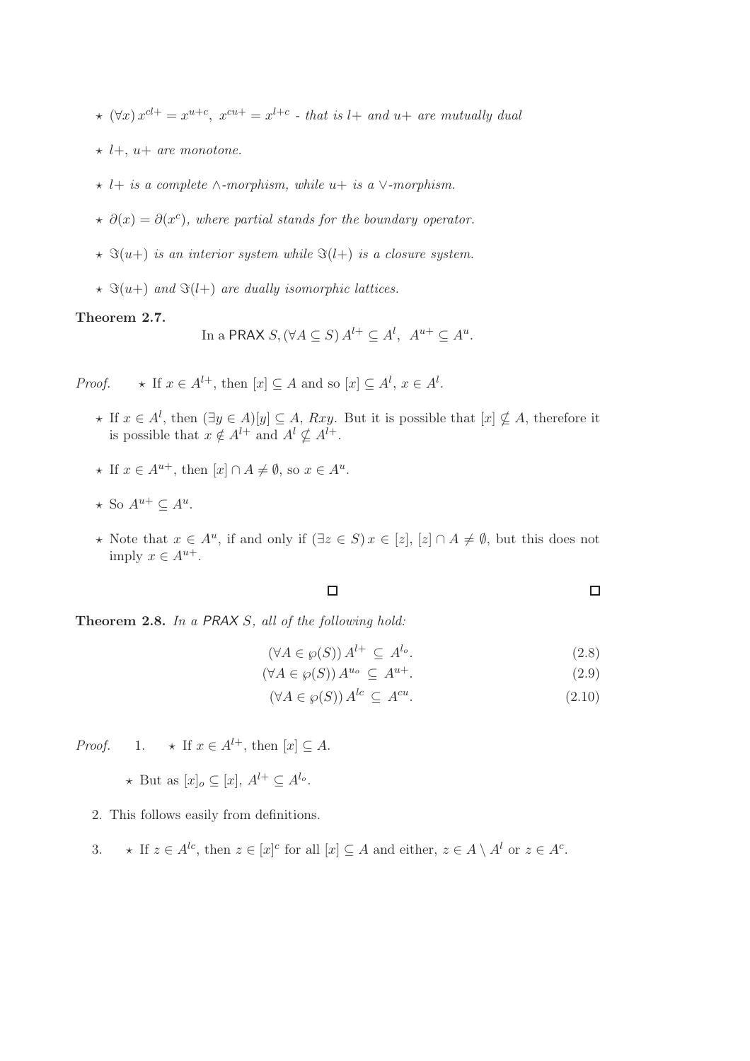- $(\forall x)\, x^{cl+} = x^{u+c},\ x^{cu+} = x^{l+c}$ - *that is* $l+$ *and* $u+$ *are mutually dual*
- $l+$, $u+$ *are monotone.*
- $l+$ *is a complete* $\wedge$*-morphism, while* $u+$ *is a* $\vee$*-morphism.*
- $\partial(x) = \partial(x^c)$, *where partial stands for the boundary operator.*
- $\Im(u+)$ *is an interior system while* $\Im(l+)$ *is a closure system.*
- $\Im(u+)$ *and* $\Im(l+)$ *are dually isomorphic lattices.*

**Theorem 2.7.**

$$\text{In a PRAX } S, (\forall A \subseteq S)\, A^{l+} \subseteq A^{l},\ \ A^{u+} \subseteq A^{u}.$$

*Proof.*

- If $x \in A^{l+}$, then $[x] \subseteq A$ and so $[x] \subseteq A^{l}$, $x \in A^{l}$.
- If $x \in A^{l}$, then $(\exists y \in A)[y] \subseteq A$, $Rxy$. But it is possible that $[x] \nsubseteq A$, therefore it is possible that $x \notin A^{l+}$ and $A^{l} \nsubseteq A^{l+}$.
- If $x \in A^{u+}$, then $[x] \cap A \neq \emptyset$, so $x \in A^{u}$.
- So $A^{u+} \subseteq A^{u}$.
- Note that $x \in A^{u}$, if and only if $(\exists z \in S)\, x \in [z]$, $[z] \cap A \neq \emptyset$, but this does not imply $x \in A^{u+}$.

□ □

**Theorem 2.8.** *In a PRAX* $S$*, all of the following hold:*

$$(\forall A \in \wp(S))\, A^{l+} \subseteq A^{l_o}. \tag{2.8}$$

$$(\forall A \in \wp(S))\, A^{u_o} \subseteq A^{u+}. \tag{2.9}$$

$$(\forall A \in \wp(S))\, A^{lc} \subseteq A^{cu}. \tag{2.10}$$

*Proof.*

1. - If $x \in A^{l+}$, then $[x] \subseteq A$.
   - But as $[x]_o \subseteq [x]$, $A^{l+} \subseteq A^{l_o}$.
2. This follows easily from definitions.
3. - If $z \in A^{lc}$, then $z \in [x]^c$ for all $[x] \subseteq A$ and either, $z \in A \setminus A^{l}$ or $z \in A^c$.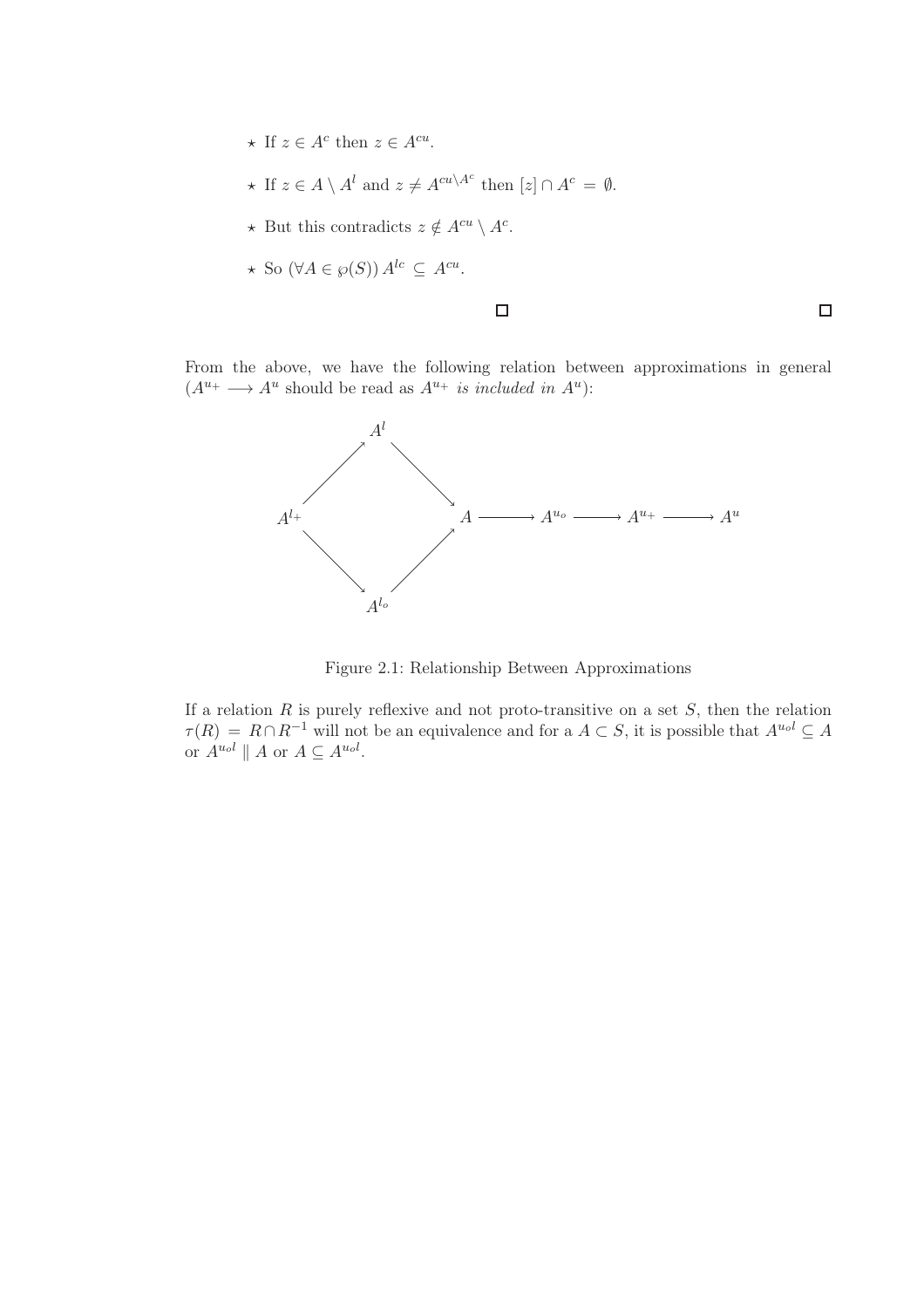- ⋆ If $z \in A^c$ then $z \in A^{cu}$.
- ⋆ If $z \in A \setminus A^l$ and $z \neq A^{cu \setminus A^c}$ then $[z] \cap A^c = \emptyset$.
- ⋆ But this contradicts $z \notin A^{cu} \setminus A^c$.
- ⋆ So $(\forall A \in \wp(S))\, A^{lc} \subseteq A^{cu}$.

□ □

From the above, we have the following relation between approximations in general ($A^{u+} \longrightarrow A^u$ should be read as $A^{u+}$ *is included in* $A^u$):

$$
\begin{array}{ccccccccc}
 & A^l & & & & & & & \\
\nearrow & & \searrow & & & & & & \\
A^{l+} & & & A & \longrightarrow & A^{u_o} & \longrightarrow & A^{u+} & \longrightarrow A^u \\
\searrow & & \nearrow & & & & & & \\
 & A^{l_o} & & & & & & &
\end{array}
$$

Figure 2.1: Relationship Between Approximations

If a relation $R$ is purely reflexive and not proto-transitive on a set $S$, then the relation $\tau(R) = R \cap R^{-1}$ will not be an equivalence and for a $A \subset S$, it is possible that $A^{u_o l} \subseteq A$ or $A^{u_o l} \parallel A$ or $A \subseteq A^{u_o l}$.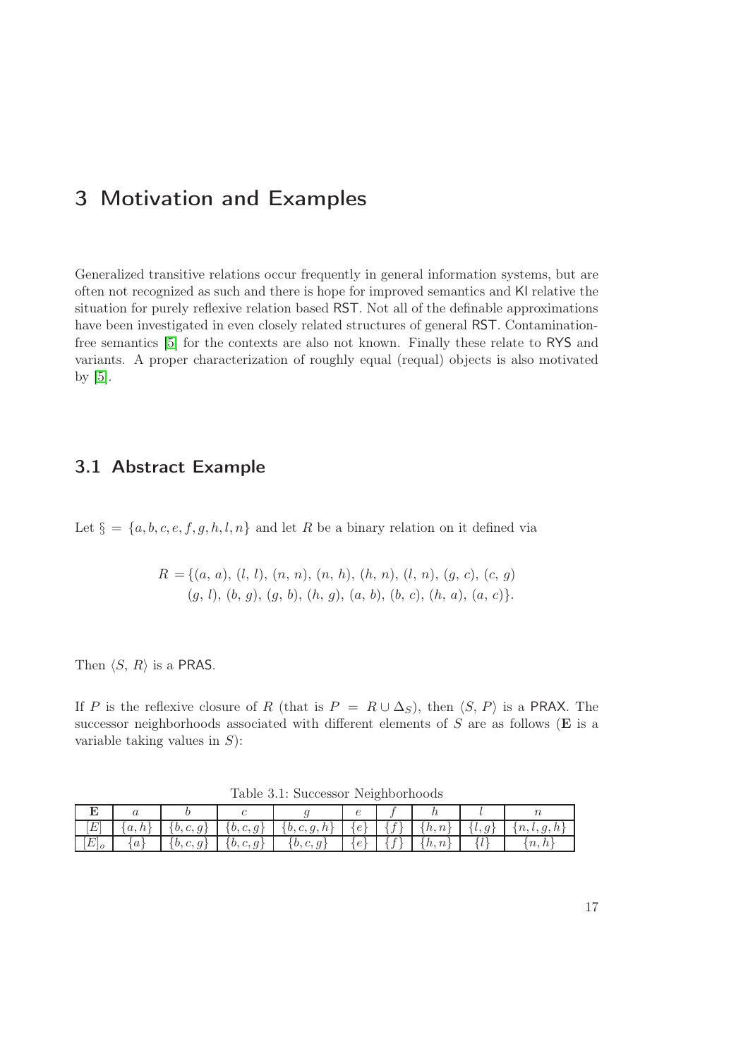# 3 Motivation and Examples

Generalized transitive relations occur frequently in general information systems, but are often not recognized as such and there is hope for improved semantics and KI relative the situation for purely reflexive relation based RST. Not all of the definable approximations have been investigated in even closely related structures of general RST. Contamination-free semantics [5] for the contexts are also not known. Finally these relate to RYS and variants. A proper characterization of roughly equal (requal) objects is also motivated by [5].

## 3.1 Abstract Example

Let $\S = \{a, b, c, e, f, g, h, l, n\}$ and let $R$ be a binary relation on it defined via

$$R = \{(a,\, a),\, (l,\, l),\, (n,\, n),\, (n,\, h),\, (h,\, n),\, (l,\, n),\, (g,\, c),\, (c,\, g)$$
$$(g,\, l),\, (b,\, g),\, (g,\, b),\, (h,\, g),\, (a,\, b),\, (b,\, c),\, (h,\, a),\, (a,\, c)\}.$$

Then $\langle S,\, R\rangle$ is a PRAS.

If $P$ is the reflexive closure of $R$ (that is $P = R \cup \Delta_S$), then $\langle S,\, P\rangle$ is a PRAX. The successor neighborhoods associated with different elements of $S$ are as follows ($\mathbf{E}$ is a variable taking values in $S$):

Table 3.1: Successor Neighborhoods

| $\mathbf{E}$ | $a$ | $b$ | $c$ | $g$ | $e$ | $f$ | $h$ | $l$ | $n$ |
|---|---|---|---|---|---|---|---|---|---|
| $[E]$ | $\{a, h\}$ | $\{b, c, g\}$ | $\{b, c, g\}$ | $\{b, c, g, h\}$ | $\{e\}$ | $\{f\}$ | $\{h, n\}$ | $\{l, g\}$ | $\{n, l, g, h\}$ |
| $[E]_o$ | $\{a\}$ | $\{b, c, g\}$ | $\{b, c, g\}$ | $\{b, c, g\}$ | $\{e\}$ | $\{f\}$ | $\{h, n\}$ | $\{l\}$ | $\{n, h\}$ |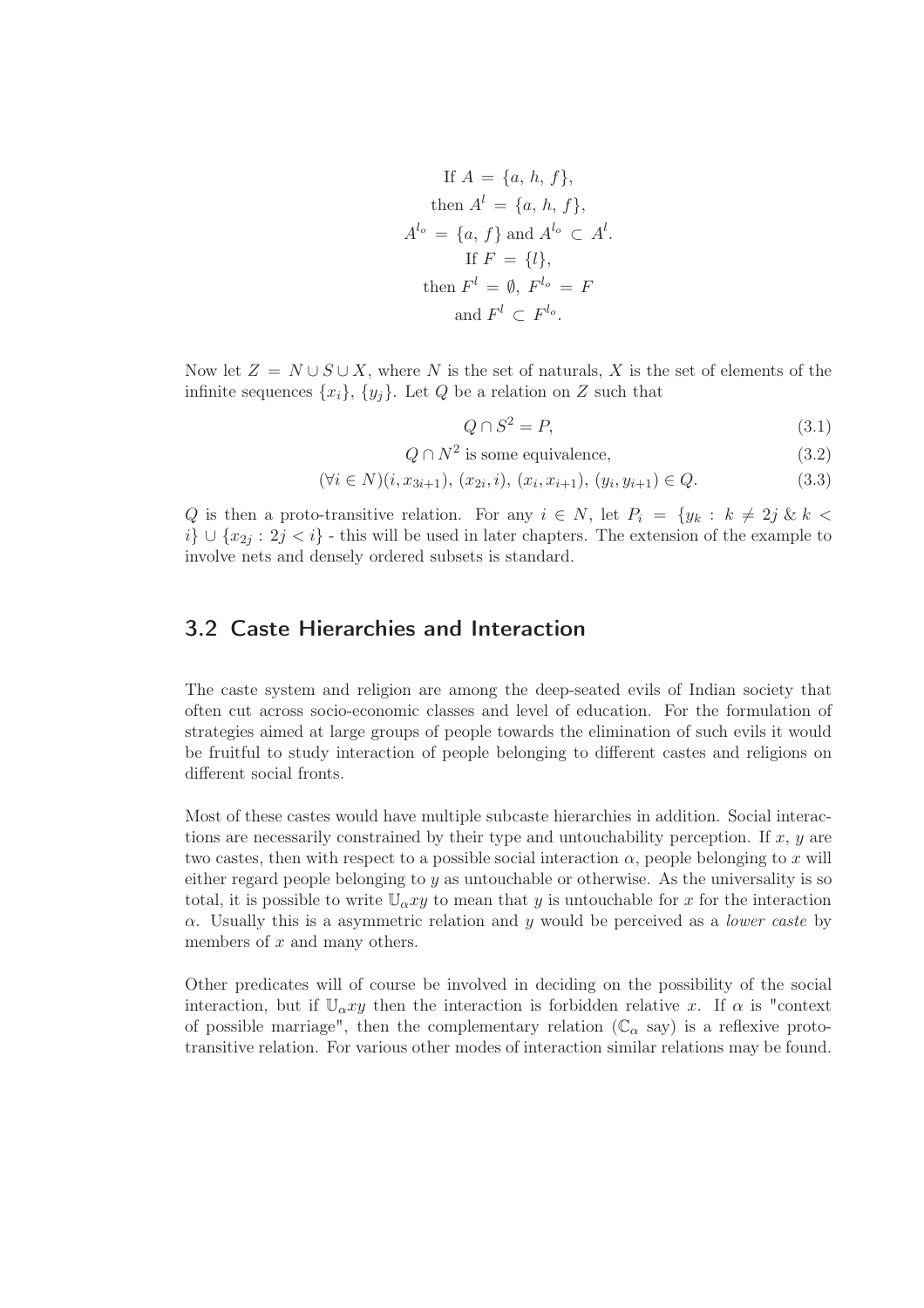$$\text{If } A = \{a, h, f\},$$
$$\text{then } A^{l} = \{a, h, f\},$$
$$A^{l_o} = \{a, f\} \text{ and } A^{l_o} \subset A^{l}.$$
$$\text{If } F = \{l\},$$
$$\text{then } F^{l} = \emptyset,\ F^{l_o} = F$$
$$\text{and } F^{l} \subset F^{l_o}.$$

Now let $Z = N \cup S \cup X$, where $N$ is the set of naturals, $X$ is the set of elements of the infinite sequences $\{x_i\}$, $\{y_j\}$. Let $Q$ be a relation on $Z$ such that

$$Q \cap S^2 = P, \tag{3.1}$$

$$Q \cap N^2 \text{ is some equivalence}, \tag{3.2}$$

$$(\forall i \in N)(i, x_{3i+1}),\ (x_{2i}, i),\ (x_i, x_{i+1}),\ (y_i, y_{i+1}) \in Q. \tag{3.3}$$

$Q$ is then a proto-transitive relation. For any $i \in N$, let $P_i = \{y_k : k \neq 2j \ \&\ k < i\} \cup \{x_{2j} : 2j < i\}$ - this will be used in later chapters. The extension of the example to involve nets and densely ordered subsets is standard.

## 3.2 Caste Hierarchies and Interaction

The caste system and religion are among the deep-seated evils of Indian society that often cut across socio-economic classes and level of education. For the formulation of strategies aimed at large groups of people towards the elimination of such evils it would be fruitful to study interaction of people belonging to different castes and religions on different social fronts.

Most of these castes would have multiple subcaste hierarchies in addition. Social interactions are necessarily constrained by their type and untouchability perception. If $x$, $y$ are two castes, then with respect to a possible social interaction $\alpha$, people belonging to $x$ will either regard people belonging to $y$ as untouchable or otherwise. As the universality is so total, it is possible to write $\mathbb{U}_\alpha xy$ to mean that $y$ is untouchable for $x$ for the interaction $\alpha$. Usually this is a asymmetric relation and $y$ would be perceived as a *lower caste* by members of $x$ and many others.

Other predicates will of course be involved in deciding on the possibility of the social interaction, but if $\mathbb{U}_\alpha xy$ then the interaction is forbidden relative $x$. If $\alpha$ is "context of possible marriage", then the complementary relation ($\mathbb{C}_\alpha$ say) is a reflexive proto-transitive relation. For various other modes of interaction similar relations may be found.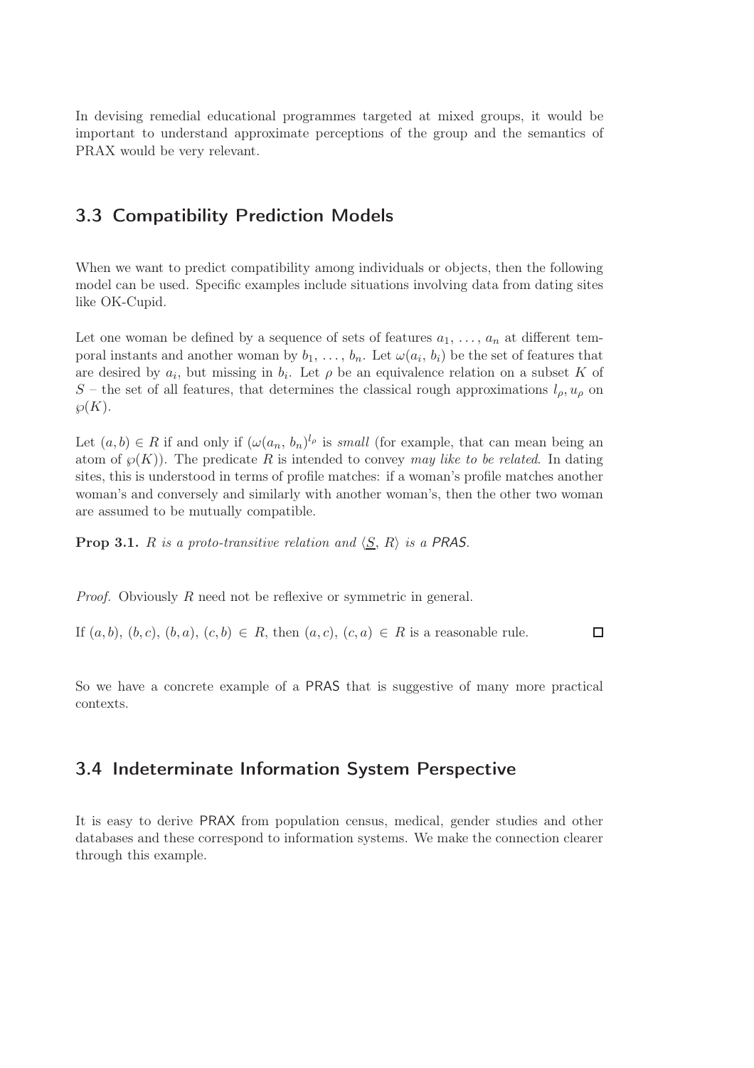In devising remedial educational programmes targeted at mixed groups, it would be important to understand approximate perceptions of the group and the semantics of PRAX would be very relevant.

## 3.3 Compatibility Prediction Models

When we want to predict compatibility among individuals or objects, then the following model can be used. Specific examples include situations involving data from dating sites like OK-Cupid.

Let one woman be defined by a sequence of sets of features $a_1, \ldots, a_n$ at different temporal instants and another woman by $b_1, \ldots, b_n$. Let $\omega(a_i, b_i)$ be the set of features that are desired by $a_i$, but missing in $b_i$. Let $\rho$ be an equivalence relation on a subset $K$ of $S$ – the set of all features, that determines the classical rough approximations $l_\rho, u_\rho$ on $\wp(K)$.

Let $(a, b) \in R$ if and only if $(\omega(a_n, b_n)^{l_\rho}$ is *small* (for example, that can mean being an atom of $\wp(K)$). The predicate $R$ is intended to convey *may like to be related*. In dating sites, this is understood in terms of profile matches: if a woman's profile matches another woman's and conversely and similarly with another woman's, then the other two woman are assumed to be mutually compatible.

**Prop 3.1.** *$R$ is a proto-transitive relation and $\langle \underline{S}, R \rangle$ is a PRAS.*

*Proof.* Obviously $R$ need not be reflexive or symmetric in general.

If $(a, b), (b, c), (b, a), (c, b) \in R$, then $(a, c), (c, a) \in R$ is a reasonable rule. □

So we have a concrete example of a PRAS that is suggestive of many more practical contexts.

## 3.4 Indeterminate Information System Perspective

It is easy to derive PRAX from population census, medical, gender studies and other databases and these correspond to information systems. We make the connection clearer through this example.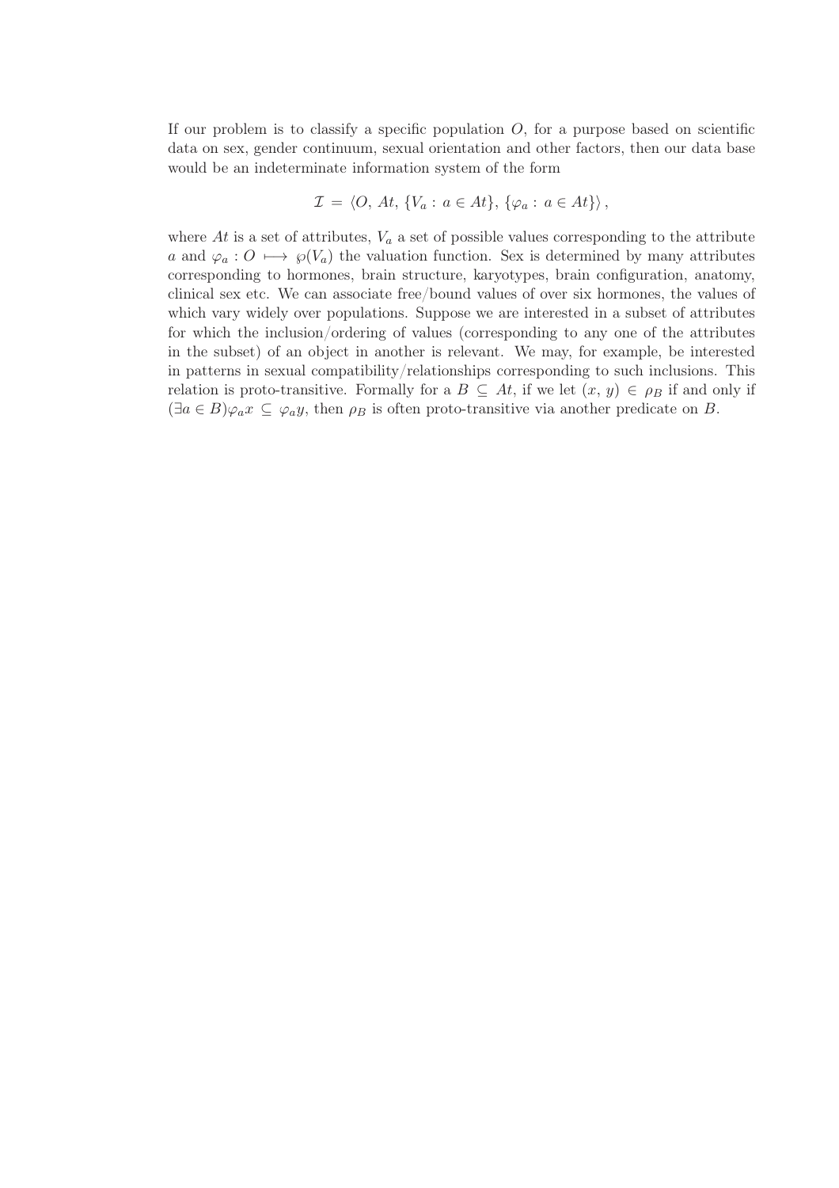If our problem is to classify a specific population $O$, for a purpose based on scientific data on sex, gender continuum, sexual orientation and other factors, then our data base would be an indeterminate information system of the form

$$\mathcal{I} = \langle O, At, \{V_a : a \in At\}, \{\varphi_a : a \in At\} \rangle ,$$

where $At$ is a set of attributes, $V_a$ a set of possible values corresponding to the attribute $a$ and $\varphi_a : O \longmapsto \wp(V_a)$ the valuation function. Sex is determined by many attributes corresponding to hormones, brain structure, karyotypes, brain configuration, anatomy, clinical sex etc. We can associate free/bound values of over six hormones, the values of which vary widely over populations. Suppose we are interested in a subset of attributes for which the inclusion/ordering of values (corresponding to any one of the attributes in the subset) of an object in another is relevant. We may, for example, be interested in patterns in sexual compatibility/relationships corresponding to such inclusions. This relation is proto-transitive. Formally for a $B \subseteq At$, if we let $(x, y) \in \rho_B$ if and only if $(\exists a \in B)\varphi_a x \subseteq \varphi_a y$, then $\rho_B$ is often proto-transitive via another predicate on $B$.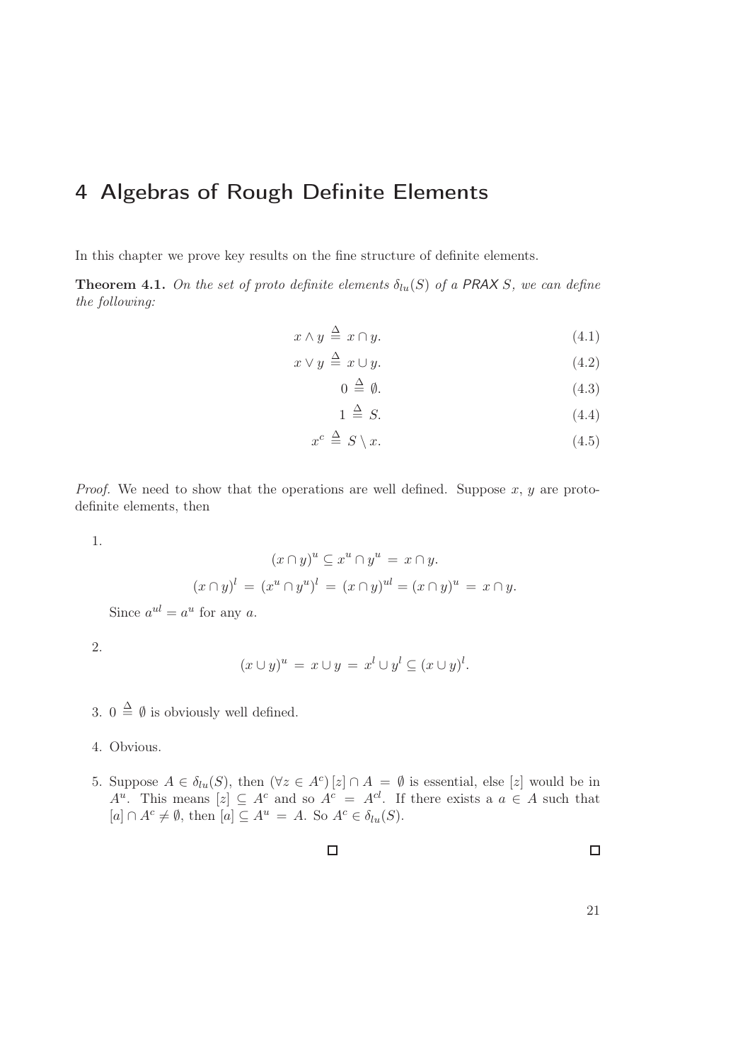# 4 Algebras of Rough Definite Elements

In this chapter we prove key results on the fine structure of definite elements.

**Theorem 4.1.** *On the set of proto definite elements $\delta_{lu}(S)$ of a PRAX $S$, we can define the following:*

$$x \wedge y \stackrel{\Delta}{=} x \cap y. \tag{4.1}$$

$$x \vee y \stackrel{\Delta}{=} x \cup y. \tag{4.2}$$

$$0 \stackrel{\Delta}{=} \emptyset. \tag{4.3}$$

$$1 \stackrel{\Delta}{=} S. \tag{4.4}$$

$$x^c \stackrel{\Delta}{=} S \setminus x. \tag{4.5}$$

*Proof.* We need to show that the operations are well defined. Suppose $x$, $y$ are proto-definite elements, then

1.
$$(x \cap y)^u \subseteq x^u \cap y^u = x \cap y.$$
$$(x \cap y)^l = (x^u \cap y^u)^l = (x \cap y)^{ul} = (x \cap y)^u = x \cap y.$$
Since $a^{ul} = a^u$ for any $a$.

2.
$$(x \cup y)^u = x \cup y = x^l \cup y^l \subseteq (x \cup y)^l.$$

3. $0 \stackrel{\Delta}{=} \emptyset$ is obviously well defined.

4. Obvious.

5. Suppose $A \in \delta_{lu}(S)$, then $(\forall z \in A^c)\, [z] \cap A = \emptyset$ is essential, else $[z]$ would be in $A^u$. This means $[z] \subseteq A^c$ and so $A^c = A^{cl}$. If there exists a $a \in A$ such that $[a] \cap A^c \neq \emptyset$, then $[a] \subseteq A^u = A$. So $A^c \in \delta_{lu}(S)$.

□ □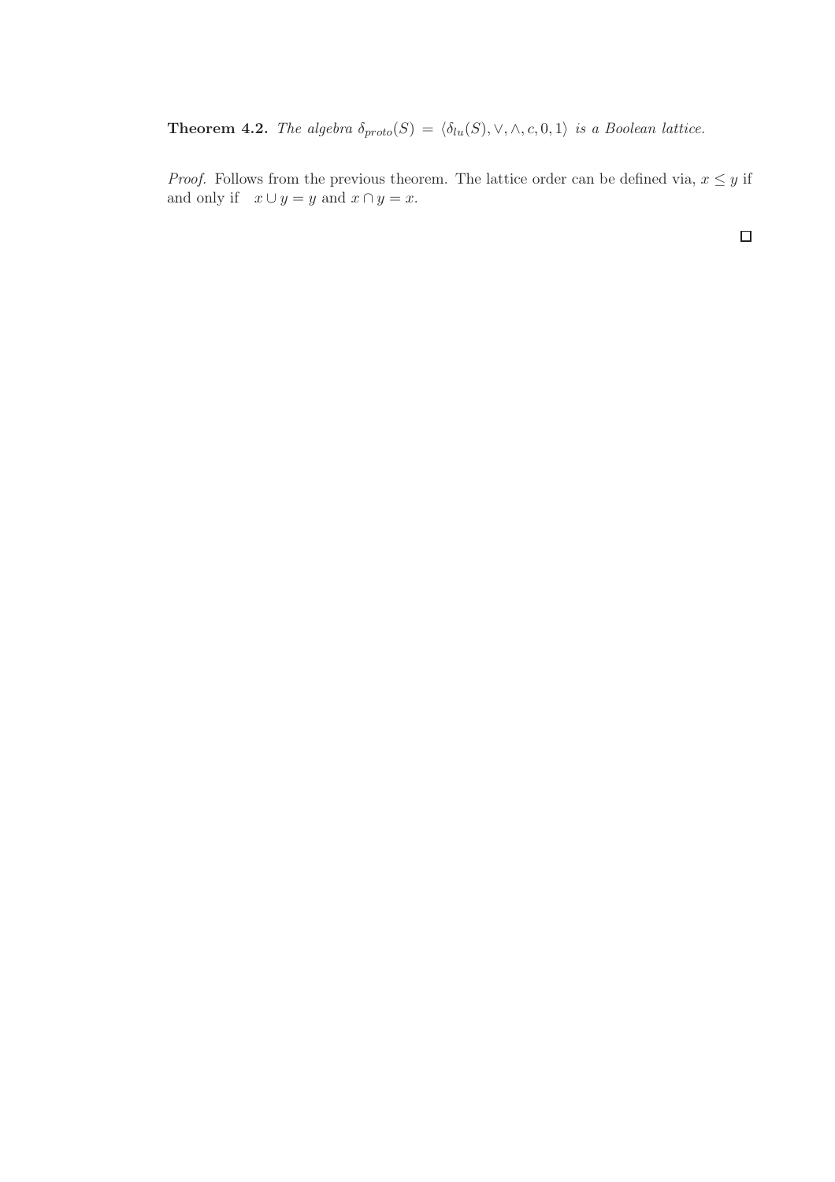**Theorem 4.2.** *The algebra* $\delta_{proto}(S) = \langle \delta_{lu}(S), \vee, \wedge, c, 0, 1\rangle$ *is a Boolean lattice.*

*Proof.* Follows from the previous theorem. The lattice order can be defined via, $x \leq y$ if and only if $x \cup y = y$ and $x \cap y = x$.

□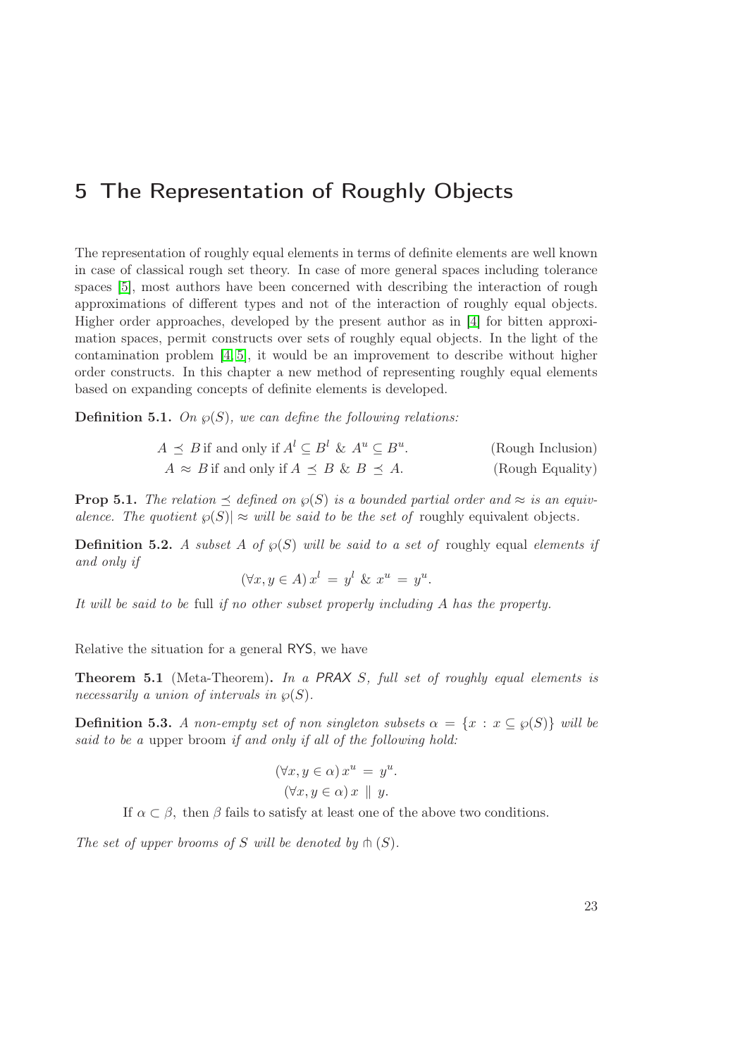# 5 The Representation of Roughly Objects

The representation of roughly equal elements in terms of definite elements are well known in case of classical rough set theory. In case of more general spaces including tolerance spaces [5], most authors have been concerned with describing the interaction of rough approximations of different types and not of the interaction of roughly equal objects. Higher order approaches, developed by the present author as in [4] for bitten approximation spaces, permit constructs over sets of roughly equal objects. In the light of the contamination problem [4, 5], it would be an improvement to describe without higher order constructs. In this chapter a new method of representing roughly equal elements based on expanding concepts of definite elements is developed.

**Definition 5.1.** *On $\wp(S)$, we can define the following relations:*

$$A \preceq B \text{ if and only if } A^l \subseteq B^l \;\&\; A^u \subseteq B^u. \qquad \text{(Rough Inclusion)}$$

$$A \approx B \text{ if and only if } A \preceq B \;\&\; B \preceq A. \qquad \text{(Rough Equality)}$$

**Prop 5.1.** *The relation $\preceq$ defined on $\wp(S)$ is a bounded partial order and $\approx$ is an equivalence. The quotient $\wp(S)| \approx$ will be said to be the set of* roughly equivalent objects.

**Definition 5.2.** *A subset $A$ of $\wp(S)$ will be said to a set of* roughly equal *elements if and only if*

$$(\forall x, y \in A)\, x^l = y^l \;\&\; x^u = y^u.$$

*It will be said to be* full *if no other subset properly including $A$ has the property.*

Relative the situation for a general RYS, we have

**Theorem 5.1** (Meta-Theorem)**.** *In a PRAX $S$, full set of roughly equal elements is necessarily a union of intervals in $\wp(S)$.*

**Definition 5.3.** *A non-empty set of non singleton subsets $\alpha = \{x : x \subseteq \wp(S)\}$ will be said to be a* upper broom *if and only if all of the following hold:*

$$(\forall x, y \in \alpha)\, x^u = y^u.$$

$$(\forall x, y \in \alpha)\, x \parallel y.$$

If $\alpha \subset \beta$, then $\beta$ fails to satisfy at least one of the above two conditions.

*The set of upper brooms of $S$ will be denoted by $\pitchfork(S)$.*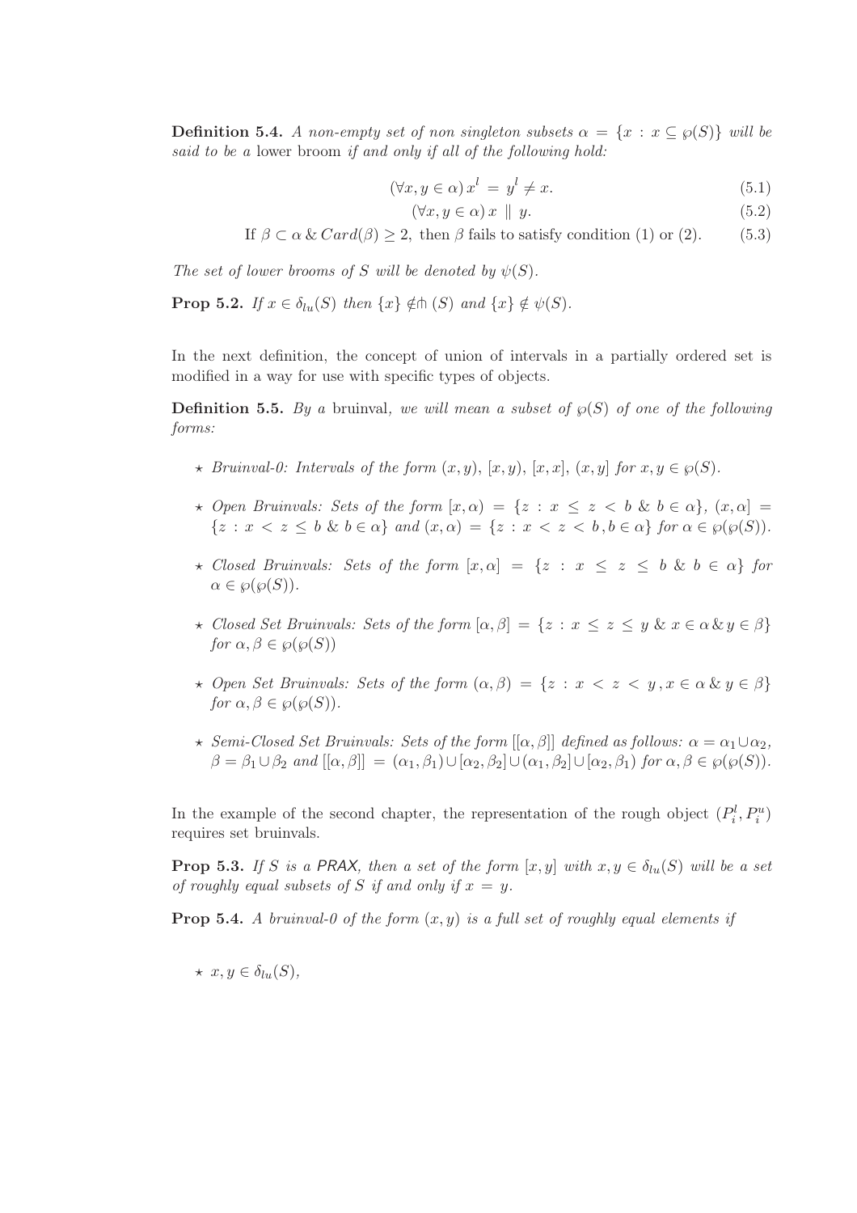**Definition 5.4.** *A non-empty set of non singleton subsets $\alpha = \{x : x \subseteq \wp(S)\}$ will be said to be a* lower broom *if and only if all of the following hold:*

$$(\forall x, y \in \alpha)\, x^l = y^l \neq x. \tag{5.1}$$

$$(\forall x, y \in \alpha)\, x \parallel y. \tag{5.2}$$

$$\text{If } \beta \subset \alpha \,\&\, Card(\beta) \geq 2, \text{ then } \beta \text{ fails to satisfy condition (1) or (2).} \tag{5.3}$$

*The set of lower brooms of $S$ will be denoted by $\psi(S)$.*

**Prop 5.2.** *If $x \in \delta_{lu}(S)$ then $\{x\} \notin \pitchfork(S)$ and $\{x\} \notin \psi(S)$.*

In the next definition, the concept of union of intervals in a partially ordered set is modified in a way for use with specific types of objects.

**Definition 5.5.** *By a* bruinval*, we will mean a subset of $\wp(S)$ of one of the following forms:*

- *Bruinval-0: Intervals of the form $(x, y)$, $[x, y)$, $[x, x]$, $(x, y]$ for $x, y \in \wp(S)$.*
- *Open Bruinvals: Sets of the form $[x, \alpha) = \{z : x \leq z < b \,\&\, b \in \alpha\}$, $(x, \alpha] = \{z : x < z \leq b \,\&\, b \in \alpha\}$ and $(x, \alpha) = \{z : x < z < b, b \in \alpha\}$ for $\alpha \in \wp(\wp(S))$.*
- *Closed Bruinvals: Sets of the form $[x, \alpha] = \{z : x \leq z \leq b \,\&\, b \in \alpha\}$ for $\alpha \in \wp(\wp(S))$.*
- *Closed Set Bruinvals: Sets of the form $[\alpha, \beta] = \{z : x \leq z \leq y \,\&\, x \in \alpha \,\&\, y \in \beta\}$ for $\alpha, \beta \in \wp(\wp(S))$*
- *Open Set Bruinvals: Sets of the form $(\alpha, \beta) = \{z : x < z < y, x \in \alpha \,\&\, y \in \beta\}$ for $\alpha, \beta \in \wp(\wp(S))$.*
- *Semi-Closed Set Bruinvals: Sets of the form $[[\alpha, \beta]]$ defined as follows: $\alpha = \alpha_1 \cup \alpha_2$, $\beta = \beta_1 \cup \beta_2$ and $[[\alpha, \beta]] = (\alpha_1, \beta_1) \cup [\alpha_2, \beta_2] \cup (\alpha_1, \beta_2] \cup [\alpha_2, \beta_1)$ for $\alpha, \beta \in \wp(\wp(S))$.*

In the example of the second chapter, the representation of the rough object $(P_i^l, P_i^u)$ requires set bruinvals.

**Prop 5.3.** *If $S$ is a PRAX, then a set of the form $[x, y]$ with $x, y \in \delta_{lu}(S)$ will be a set of roughly equal subsets of $S$ if and only if $x = y$.*

**Prop 5.4.** *A bruinval-0 of the form $(x, y)$ is a full set of roughly equal elements if*

- *$x, y \in \delta_{lu}(S)$,*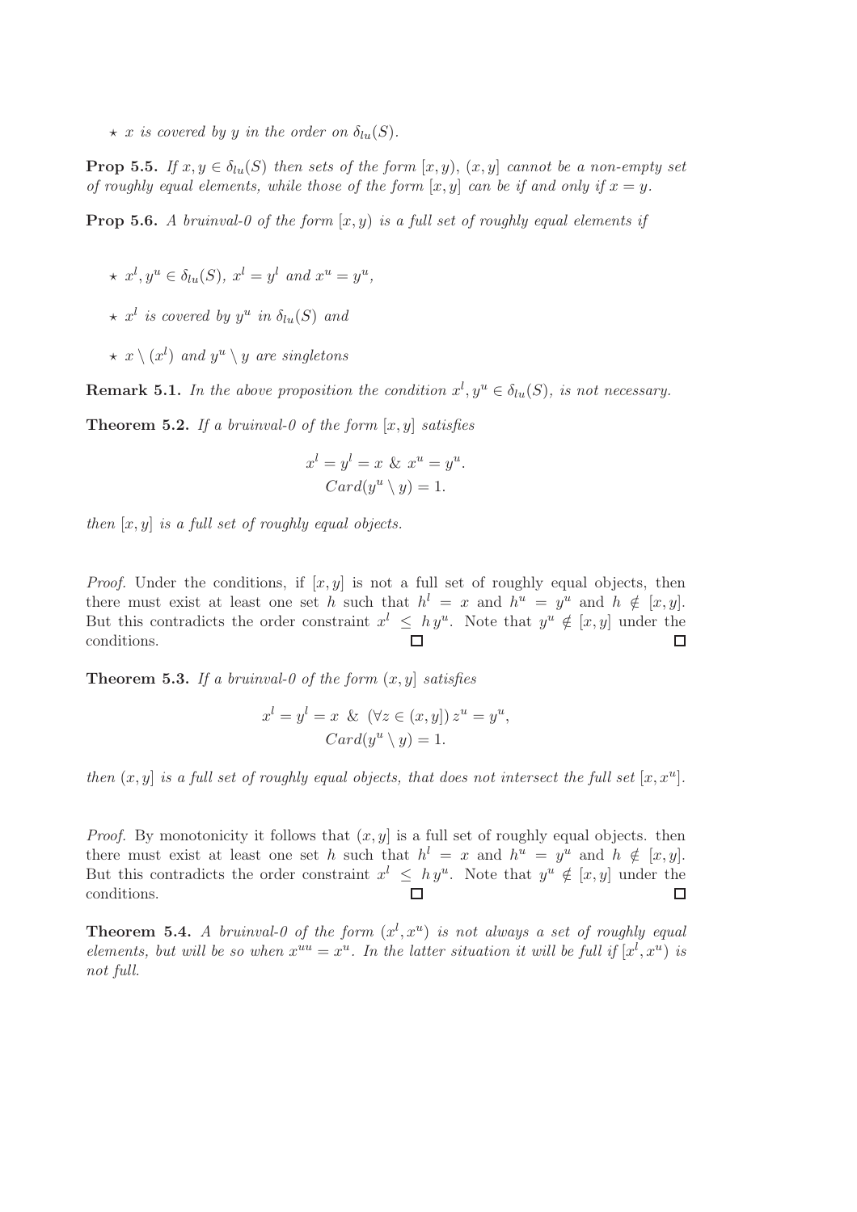- $\star$ *$x$ is covered by $y$ in the order on $\delta_{lu}(S)$.*

**Prop 5.5.** *If $x, y \in \delta_{lu}(S)$ then sets of the form $[x, y)$, $(x, y]$ cannot be a non-empty set of roughly equal elements, while those of the form $[x, y]$ can be if and only if $x = y$.*

**Prop 5.6.** *A bruinval-0 of the form $[x, y)$ is a full set of roughly equal elements if*

- $\star$ *$x^l, y^u \in \delta_{lu}(S)$, $x^l = y^l$ and $x^u = y^u$,*
- $\star$ *$x^l$ is covered by $y^u$ in $\delta_{lu}(S)$ and*
- $\star$ *$x \setminus (x^l)$ and $y^u \setminus y$ are singletons*

**Remark 5.1.** *In the above proposition the condition $x^l, y^u \in \delta_{lu}(S)$, is not necessary.*

**Theorem 5.2.** *If a bruinval-0 of the form $[x, y]$ satisfies*

$$x^l = y^l = x \ \& \ x^u = y^u.$$
$$Card(y^u \setminus y) = 1.$$

*then $[x, y]$ is a full set of roughly equal objects.*

*Proof.* Under the conditions, if $[x, y]$ is not a full set of roughly equal objects, then there must exist at least one set $h$ such that $h^l = x$ and $h^u = y^u$ and $h \notin [x, y]$. But this contradicts the order constraint $x^l \leq h\, y^u$. Note that $y^u \notin [x, y]$ under the conditions. $\square$ $\square$

**Theorem 5.3.** *If a bruinval-0 of the form $(x, y]$ satisfies*

$$x^l = y^l = x \ \& \ (\forall z \in (x, y])\, z^u = y^u,$$
$$Card(y^u \setminus y) = 1.$$

*then $(x, y]$ is a full set of roughly equal objects, that does not intersect the full set $[x, x^u]$.*

*Proof.* By monotonicity it follows that $(x, y]$ is a full set of roughly equal objects. then there must exist at least one set $h$ such that $h^l = x$ and $h^u = y^u$ and $h \notin [x, y]$. But this contradicts the order constraint $x^l \leq h\, y^u$. Note that $y^u \notin [x, y]$ under the conditions. $\square$ $\square$

**Theorem 5.4.** *A bruinval-0 of the form $(x^l, x^u)$ is not always a set of roughly equal elements, but will be so when $x^{uu} = x^u$. In the latter situation it will be full if $[x^l, x^u)$ is not full.*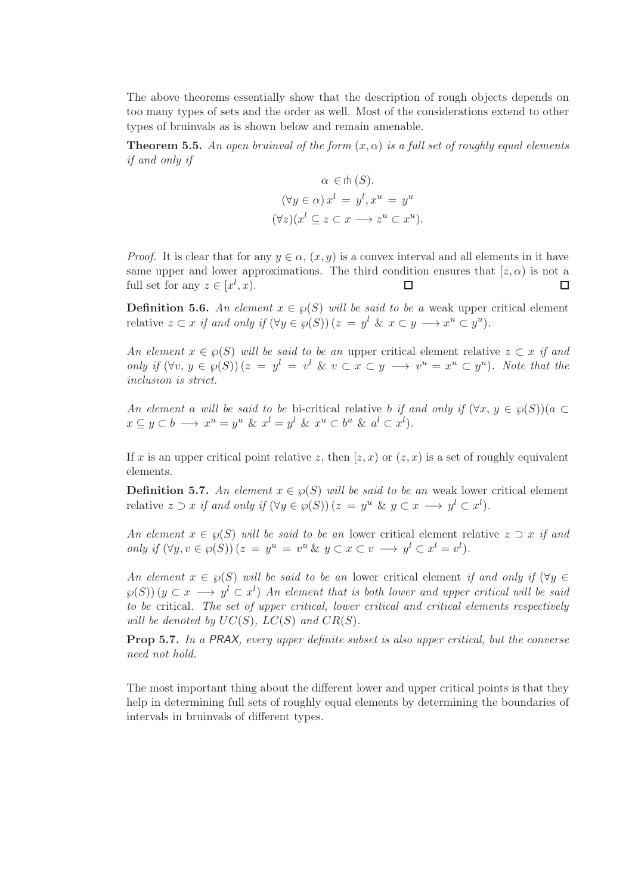The above theorems essentially show that the description of rough objects depends on too many types of sets and the order as well. Most of the considerations extend to other types of bruinvals as is shown below and remain amenable.

**Theorem 5.5.** *An open bruinval of the form $(x, \alpha)$ is a full set of roughly equal elements if and only if*

$$\alpha \in \pitchfork(S).$$
$$(\forall y \in \alpha)\, x^l = y^l, x^u = y^u$$
$$(\forall z)(x^l \subseteq z \subset x \longrightarrow z^u \subset x^u).$$

*Proof.* It is clear that for any $y \in \alpha$, $(x, y)$ is a convex interval and all elements in it have same upper and lower approximations. The third condition ensures that $[z, \alpha)$ is not a full set for any $z \in [x^l, x)$. ☐ ☐

**Definition 5.6.** *An element $x \in \wp(S)$ will be said to be a* weak upper critical element *relative $z \subset x$ if and only if $(\forall y \in \wp(S))\, (z = y^l \;\&\; x \subset y \longrightarrow x^u \subset y^u)$.*

*An element $x \in \wp(S)$ will be said to be an* upper critical element *relative $z \subset x$ if and only if $(\forall v, y \in \wp(S))\, (z = y^l = v^l \;\&\; v \subset x \subset y \longrightarrow v^u = x^u \subset y^u)$. Note that the inclusion is strict.*

*An element a will be said to be* bi-critical *relative b if and only if $(\forall x, y \in \wp(S))(a \subset x \subseteq y \subset b \longrightarrow x^u = y^u \;\&\; x^l = y^l \;\&\; x^u \subset b^u \;\&\; a^l \subset x^l)$.*

If $x$ is an upper critical point relative $z$, then $[z, x)$ or $(z, x)$ is a set of roughly equivalent elements.

**Definition 5.7.** *An element $x \in \wp(S)$ will be said to be an* weak lower critical element *relative $z \supset x$ if and only if $(\forall y \in \wp(S))\, (z = y^u \;\&\; y \subset x \longrightarrow y^l \subset x^l)$.*

*An element $x \in \wp(S)$ will be said to be an* lower critical element *relative $z \supset x$ if and only if $(\forall y, v \in \wp(S))\, (z = y^u = v^u \,\&\, y \subset x \subset v \longrightarrow y^l \subset x^l = v^l)$.*

*An element $x \in \wp(S)$ will be said to be an* lower critical element *if and only if $(\forall y \in \wp(S))\, (y \subset x \longrightarrow y^l \subset x^l)$ An element that is both lower and upper critical will be said to be* critical. *The set of upper critical, lower critical and critical elements respectively will be denoted by $UC(S)$, $LC(S)$ and $CR(S)$.*

**Prop 5.7.** *In a PRAX, every upper definite subset is also upper critical, but the converse need not hold.*

The most important thing about the different lower and upper critical points is that they help in determining full sets of roughly equal elements by determining the boundaries of intervals in bruinvals of different types.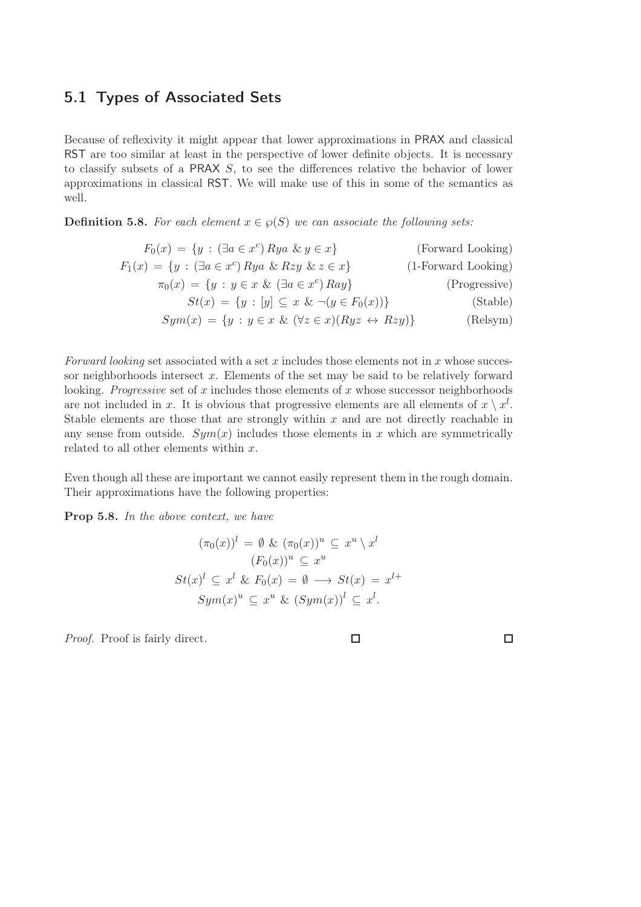## 5.1 Types of Associated Sets

Because of reflexivity it might appear that lower approximations in PRAX and classical RST are too similar at least in the perspective of lower definite objects. It is necessary to classify subsets of a PRAX $S$, to see the differences relative the behavior of lower approximations in classical RST. We will make use of this in some of the semantics as well.

**Definition 5.8.** *For each element $x \in \wp(S)$ we can associate the following sets:*

$$F_0(x) = \{y : (\exists a \in x^c)\, Rya \;\&\; y \in x\} \quad \text{(Forward Looking)}$$

$$F_1(x) = \{y : (\exists a \in x^c)\, Rya \;\&\; Rzy \;\&\; z \in x\} \quad \text{(1-Forward Looking)}$$

$$\pi_0(x) = \{y : y \in x \;\&\; (\exists a \in x^c)\, Ray\} \quad \text{(Progressive)}$$

$$St(x) = \{y : [y] \subseteq x \;\&\; \neg(y \in F_0(x))\} \quad \text{(Stable)}$$

$$Sym(x) = \{y : y \in x \;\&\; (\forall z \in x)(Ryz \leftrightarrow Rzy)\} \quad \text{(Relsym)}$$

*Forward looking* set associated with a set $x$ includes those elements not in $x$ whose successor neighborhoods intersect $x$. Elements of the set may be said to be relatively forward looking. *Progressive* set of $x$ includes those elements of $x$ whose successor neighborhoods are not included in $x$. It is obvious that progressive elements are all elements of $x \setminus x^l$. Stable elements are those that are strongly within $x$ and are not directly reachable in any sense from outside. $Sym(x)$ includes those elements in $x$ which are symmetrically related to all other elements within $x$.

Even though all these are important we cannot easily represent them in the rough domain. Their approximations have the following properties:

**Prop 5.8.** *In the above context, we have*

$$(\pi_0(x))^l = \emptyset \;\&\; (\pi_0(x))^u \subseteq x^u \setminus x^l$$

$$(F_0(x))^u \subseteq x^u$$

$$St(x)^l \subseteq x^l \;\&\; F_0(x) = \emptyset \longrightarrow St(x) = x^{l+}$$

$$Sym(x)^u \subseteq x^u \;\&\; (Sym(x))^l \subseteq x^l.$$

*Proof.* Proof is fairly direct. □ □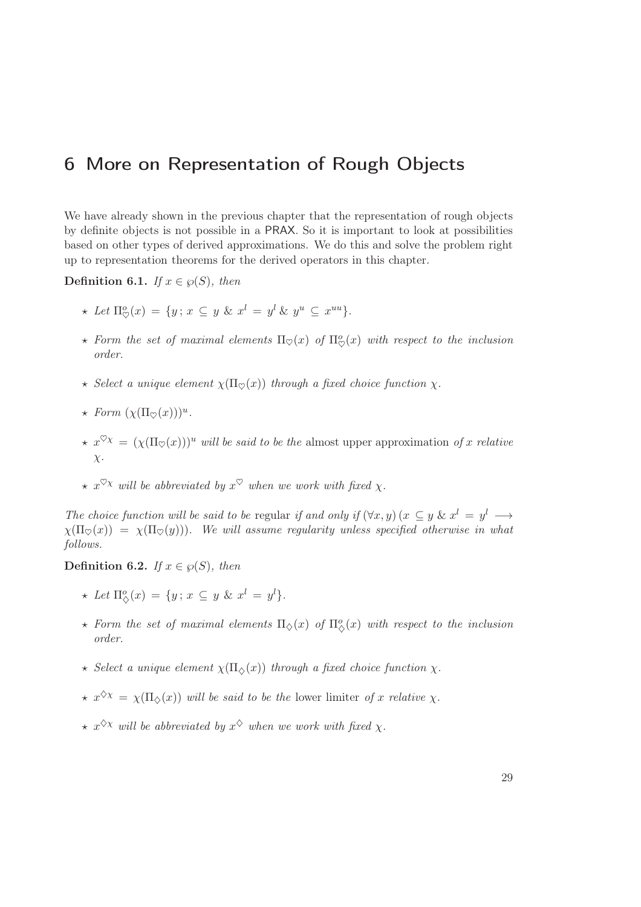# 6 More on Representation of Rough Objects

We have already shown in the previous chapter that the representation of rough objects by definite objects is not possible in a PRAX. So it is important to look at possibilities based on other types of derived approximations. We do this and solve the problem right up to representation theorems for the derived operators in this chapter.

**Definition 6.1.** *If $x \in \wp(S)$, then*

- ⋆ *Let $\Pi^o_{\heartsuit}(x) = \{y\,;\, x \subseteq y \;\&\; x^l = y^l \;\&\; y^u \subseteq x^{uu}\}$.*
- ⋆ *Form the set of maximal elements $\Pi_{\heartsuit}(x)$ of $\Pi^o_{\heartsuit}(x)$ with respect to the inclusion order.*
- ⋆ *Select a unique element $\chi(\Pi_{\heartsuit}(x))$ through a fixed choice function $\chi$.*
- ⋆ *Form $(\chi(\Pi_{\heartsuit}(x)))^u$.*
- ⋆ *$x^{\heartsuit\chi} = (\chi(\Pi_{\heartsuit}(x)))^u$ will be said to be the* almost upper approximation *of $x$ relative $\chi$.*
- ⋆ *$x^{\heartsuit\chi}$ will be abbreviated by $x^{\heartsuit}$ when we work with fixed $\chi$.*

*The choice function will be said to be* regular *if and only if $(\forall x, y)\,(x \subseteq y \;\&\; x^l = y^l \longrightarrow \chi(\Pi_{\heartsuit}(x)) = \chi(\Pi_{\heartsuit}(y)))$. We will assume regularity unless specified otherwise in what follows.*

**Definition 6.2.** *If $x \in \wp(S)$, then*

- ⋆ *Let $\Pi^o_{\diamondsuit}(x) = \{y\,;\, x \subseteq y \;\&\; x^l = y^l\}$.*
- ⋆ *Form the set of maximal elements $\Pi_{\diamondsuit}(x)$ of $\Pi^o_{\diamondsuit}(x)$ with respect to the inclusion order.*
- ⋆ *Select a unique element $\chi(\Pi_{\diamondsuit}(x))$ through a fixed choice function $\chi$.*
- ⋆ *$x^{\diamondsuit\chi} = \chi(\Pi_{\diamondsuit}(x))$ will be said to be the* lower limiter *of $x$ relative $\chi$.*
- ⋆ *$x^{\diamondsuit\chi}$ will be abbreviated by $x^{\diamondsuit}$ when we work with fixed $\chi$.*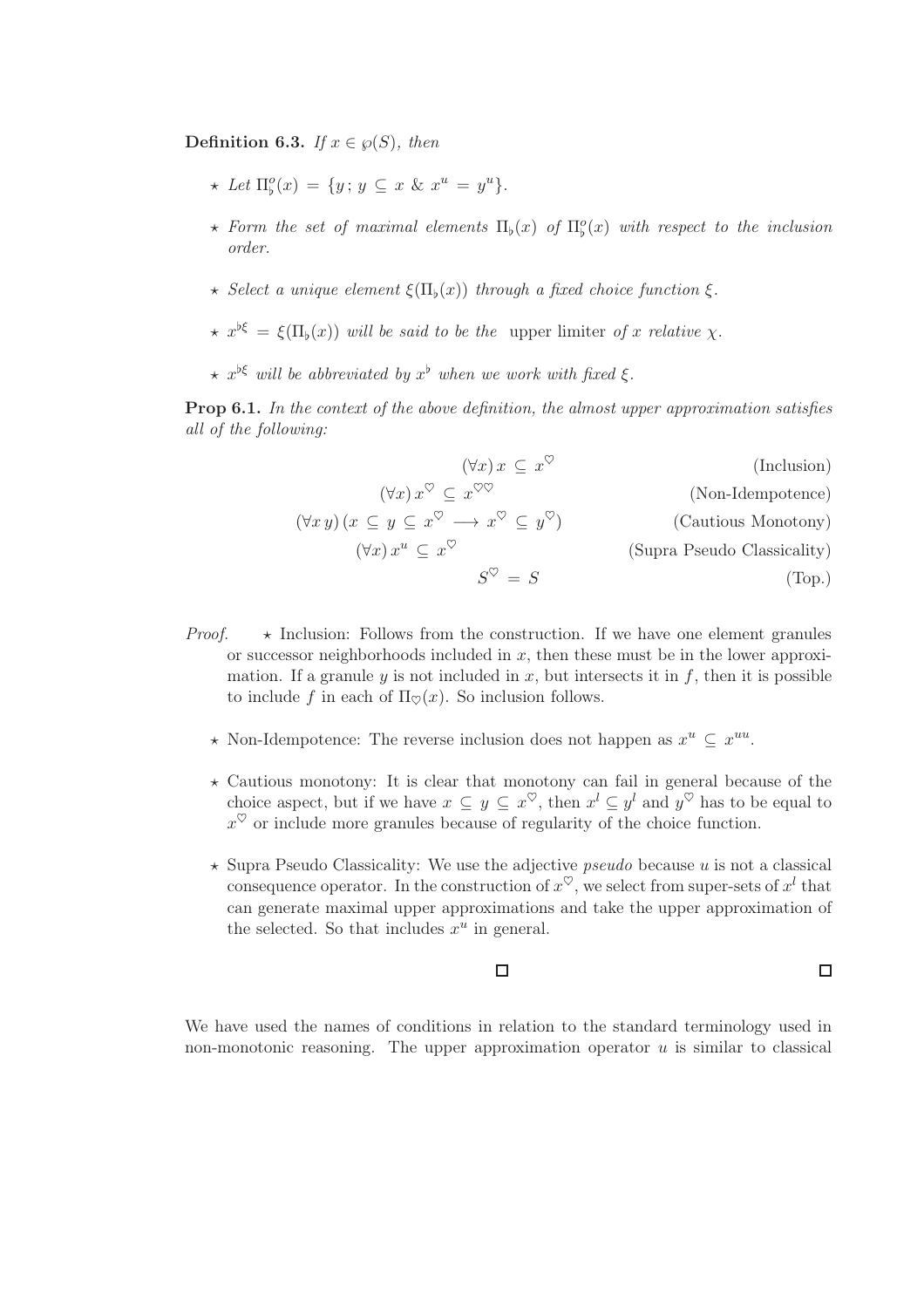**Definition 6.3.** *If $x \in \wp(S)$, then*

- ⋆ *Let $\Pi^o_\flat(x) = \{y \, ; \, y \subseteq x \; \& \; x^u = y^u\}$.*
- ⋆ *Form the set of maximal elements $\Pi_\flat(x)$ of $\Pi^o_\flat(x)$ with respect to the inclusion order.*
- ⋆ *Select a unique element $\xi(\Pi_\flat(x))$ through a fixed choice function $\xi$.*
- ⋆ *$x^{\flat\xi} = \xi(\Pi_\flat(x))$ will be said to be the* upper limiter *of $x$ relative $\chi$.*
- ⋆ *$x^{\flat\xi}$ will be abbreviated by $x^\flat$ when we work with fixed $\xi$.*

**Prop 6.1.** *In the context of the above definition, the almost upper approximation satisfies all of the following:*

$$(\forall x) \, x \subseteq x^{\heartsuit} \qquad \text{(Inclusion)}$$

$$(\forall x) \, x^{\heartsuit} \subseteq x^{\heartsuit\heartsuit} \qquad \text{(Non-Idempotence)}$$

$$(\forall x \, y) \, (x \subseteq y \subseteq x^{\heartsuit} \longrightarrow x^{\heartsuit} \subseteq y^{\heartsuit}) \qquad \text{(Cautious Monotony)}$$

$$(\forall x) \, x^u \subseteq x^{\heartsuit} \qquad \text{(Supra Pseudo Classicality)}$$

$$S^{\heartsuit} = S \qquad \text{(Top.)}$$

*Proof.*

- ⋆ Inclusion: Follows from the construction. If we have one element granules or successor neighborhoods included in $x$, then these must be in the lower approximation. If a granule $y$ is not included in $x$, but intersects it in $f$, then it is possible to include $f$ in each of $\Pi_\heartsuit(x)$. So inclusion follows.
- ⋆ Non-Idempotence: The reverse inclusion does not happen as $x^u \subseteq x^{uu}$.
- ⋆ Cautious monotony: It is clear that monotony can fail in general because of the choice aspect, but if we have $x \subseteq y \subseteq x^{\heartsuit}$, then $x^l \subseteq y^l$ and $y^{\heartsuit}$ has to be equal to $x^{\heartsuit}$ or include more granules because of regularity of the choice function.
- ⋆ Supra Pseudo Classicality: We use the adjective *pseudo* because $u$ is not a classical consequence operator. In the construction of $x^{\heartsuit}$, we select from super-sets of $x^l$ that can generate maximal upper approximations and take the upper approximation of the selected. So that includes $x^u$ in general.

□ □

We have used the names of conditions in relation to the standard terminology used in non-monotonic reasoning. The upper approximation operator $u$ is similar to classical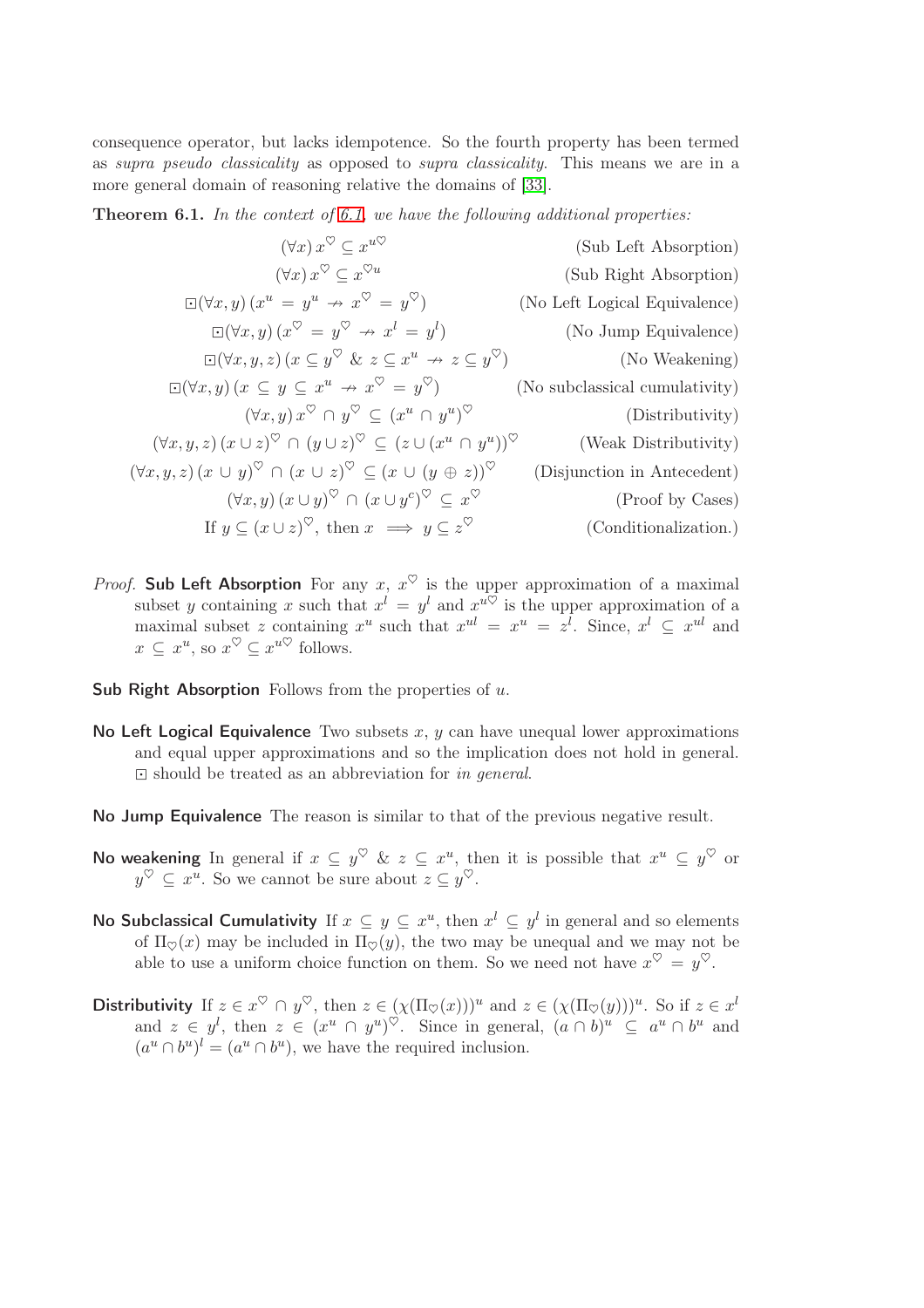consequence operator, but lacks idempotence. So the fourth property has been termed as *supra pseudo classicality* as opposed to *supra classicality*. This means we are in a more general domain of reasoning relative the domains of [33].

**Theorem 6.1.** *In the context of 6.1, we have the following additional properties:*

$$(\forall x)\, x^{\heartsuit} \subseteq x^{u\heartsuit} \qquad \text{(Sub Left Absorption)}$$

$$(\forall x)\, x^{\heartsuit} \subseteq x^{\heartsuit u} \qquad \text{(Sub Right Absorption)}$$

$$\boxdot(\forall x, y)\,(x^{u} = y^{u} \nrightarrow x^{\heartsuit} = y^{\heartsuit}) \qquad \text{(No Left Logical Equivalence)}$$

$$\boxdot(\forall x, y)\,(x^{\heartsuit} = y^{\heartsuit} \nrightarrow x^{l} = y^{l}) \qquad \text{(No Jump Equivalence)}$$

$$\boxdot(\forall x, y, z)\,(x \subseteq y^{\heartsuit}\ \&\ z \subseteq x^{u} \nrightarrow z \subseteq y^{\heartsuit}) \qquad \text{(No Weakening)}$$

$$\boxdot(\forall x, y)\,(x \subseteq y \subseteq x^{u} \nrightarrow x^{\heartsuit} = y^{\heartsuit}) \qquad \text{(No subclassical cumulativity)}$$

$$(\forall x, y)\, x^{\heartsuit} \cap y^{\heartsuit} \subseteq (x^{u} \cap y^{u})^{\heartsuit} \qquad \text{(Distributivity)}$$

$$(\forall x, y, z)\,(x \cup z)^{\heartsuit} \cap (y \cup z)^{\heartsuit} \subseteq (z \cup (x^{u} \cap y^{u}))^{\heartsuit} \qquad \text{(Weak Distributivity)}$$

$$(\forall x, y, z)\,(x \cup y)^{\heartsuit} \cap (x \cup z)^{\heartsuit} \subseteq (x \cup (y \oplus z))^{\heartsuit} \qquad \text{(Disjunction in Antecedent)}$$

$$(\forall x, y)\,(x \cup y)^{\heartsuit} \cap (x \cup y^{c})^{\heartsuit} \subseteq x^{\heartsuit} \qquad \text{(Proof by Cases)}$$

$$\text{If } y \subseteq (x \cup z)^{\heartsuit}, \text{ then } x \implies y \subseteq z^{\heartsuit} \qquad \text{(Conditionalization.)}$$

*Proof.* **Sub Left Absorption** For any $x$, $x^{\heartsuit}$ is the upper approximation of a maximal subset $y$ containing $x$ such that $x^{l} = y^{l}$ and $x^{u\heartsuit}$ is the upper approximation of a maximal subset $z$ containing $x^{u}$ such that $x^{ul} = x^{u} = z^{l}$. Since, $x^{l} \subseteq x^{ul}$ and $x \subseteq x^{u}$, so $x^{\heartsuit} \subseteq x^{u\heartsuit}$ follows.

**Sub Right Absorption** Follows from the properties of $u$.

**No Left Logical Equivalence** Two subsets $x$, $y$ can have unequal lower approximations and equal upper approximations and so the implication does not hold in general. $\boxdot$ should be treated as an abbreviation for *in general*.

**No Jump Equivalence** The reason is similar to that of the previous negative result.

**No weakening** In general if $x \subseteq y^{\heartsuit}$ & $z \subseteq x^{u}$, then it is possible that $x^{u} \subseteq y^{\heartsuit}$ or $y^{\heartsuit} \subseteq x^{u}$. So we cannot be sure about $z \subseteq y^{\heartsuit}$.

**No Subclassical Cumulativity** If $x \subseteq y \subseteq x^{u}$, then $x^{l} \subseteq y^{l}$ in general and so elements of $\Pi_{\heartsuit}(x)$ may be included in $\Pi_{\heartsuit}(y)$, the two may be unequal and we may not be able to use a uniform choice function on them. So we need not have $x^{\heartsuit} = y^{\heartsuit}$.

**Distributivity** If $z \in x^{\heartsuit} \cap y^{\heartsuit}$, then $z \in (\chi(\Pi_{\heartsuit}(x)))^{u}$ and $z \in (\chi(\Pi_{\heartsuit}(y)))^{u}$. So if $z \in x^{l}$ and $z \in y^{l}$, then $z \in (x^{u} \cap y^{u})^{\heartsuit}$. Since in general, $(a \cap b)^{u} \subseteq a^{u} \cap b^{u}$ and $(a^{u} \cap b^{u})^{l} = (a^{u} \cap b^{u})$, we have the required inclusion.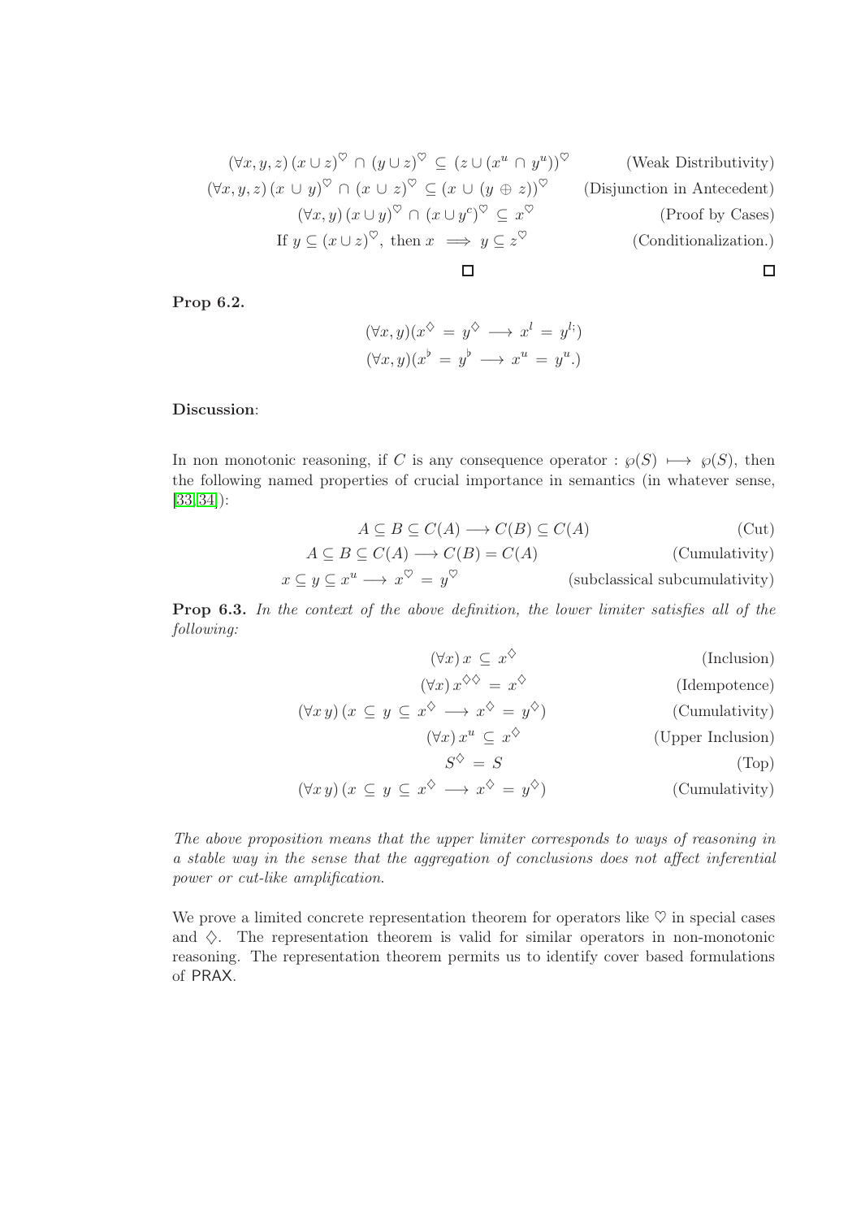$$(\forall x, y, z)\,(x \cup z)^{\heartsuit} \cap (y \cup z)^{\heartsuit} \subseteq (z \cup (x^{u} \cap y^{u}))^{\heartsuit} \qquad \text{(Weak Distributivity)}$$

$$(\forall x, y, z)\,(x \cup y)^{\heartsuit} \cap (x \cup z)^{\heartsuit} \subseteq (x \cup (y \oplus z))^{\heartsuit} \qquad \text{(Disjunction in Antecedent)}$$

$$(\forall x, y)\,(x \cup y)^{\heartsuit} \cap (x \cup y^{c})^{\heartsuit} \subseteq x^{\heartsuit} \qquad \text{(Proof by Cases)}$$

$$\text{If } y \subseteq (x \cup z)^{\heartsuit}, \text{ then } x \implies y \subseteq z^{\heartsuit} \qquad \text{(Conditionalization.)}$$

□ □

**Prop 6.2.**

$$(\forall x, y)(x^{\diamondsuit} = y^{\diamondsuit} \longrightarrow x^{l} = y^{l;})$$
$$(\forall x, y)(x^{\flat} = y^{\flat} \longrightarrow x^{u} = y^{u}.)$$

**Discussion**:

In non monotonic reasoning, if $C$ is any consequence operator : $\wp(S) \longmapsto \wp(S)$, then the following named properties of crucial importance in semantics (in whatever sense, [33, 34]):

$$A \subseteq B \subseteq C(A) \longrightarrow C(B) \subseteq C(A) \qquad \text{(Cut)}$$

$$A \subseteq B \subseteq C(A) \longrightarrow C(B) = C(A) \qquad \text{(Cumulativity)}$$

$$x \subseteq y \subseteq x^{u} \longrightarrow x^{\heartsuit} = y^{\heartsuit} \qquad \text{(subclassical subcumulativity)}$$

**Prop 6.3.** *In the context of the above definition, the lower limiter satisfies all of the following:*

$$(\forall x)\, x \subseteq x^{\diamondsuit} \qquad \text{(Inclusion)}$$

$$(\forall x)\, x^{\diamondsuit\diamondsuit} = x^{\diamondsuit} \qquad \text{(Idempotence)}$$

$$(\forall x\, y)\,(x \subseteq y \subseteq x^{\diamondsuit} \longrightarrow x^{\diamondsuit} = y^{\diamondsuit}) \qquad \text{(Cumulativity)}$$

$$(\forall x)\, x^{u} \subseteq x^{\diamondsuit} \qquad \text{(Upper Inclusion)}$$

$$S^{\diamondsuit} = S \qquad \text{(Top)}$$

$$(\forall x\, y)\,(x \subseteq y \subseteq x^{\diamondsuit} \longrightarrow x^{\diamondsuit} = y^{\diamondsuit}) \qquad \text{(Cumulativity)}$$

*The above proposition means that the upper limiter corresponds to ways of reasoning in a stable way in the sense that the aggregation of conclusions does not affect inferential power or cut-like amplification.*

We prove a limited concrete representation theorem for operators like $\heartsuit$ in special cases and $\diamondsuit$. The representation theorem is valid for similar operators in non-monotonic reasoning. The representation theorem permits us to identify cover based formulations of PRAX.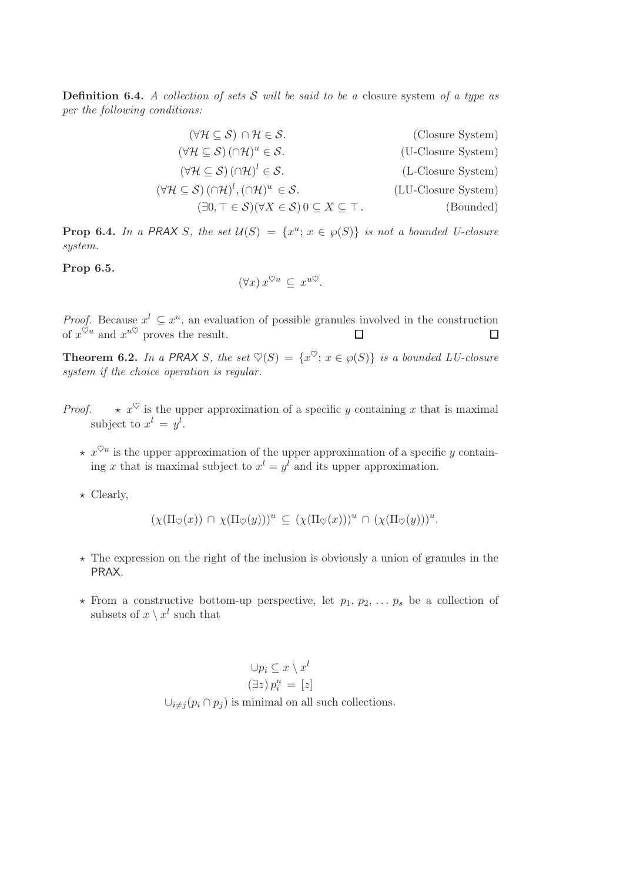**Definition 6.4.** *A collection of sets $\mathcal{S}$ will be said to be a* closure system *of a type as per the following conditions:*

$$(\forall \mathcal{H} \subseteq \mathcal{S}) \cap \mathcal{H} \in \mathcal{S}. \qquad \text{(Closure System)}$$

$$(\forall \mathcal{H} \subseteq \mathcal{S}) (\cap \mathcal{H})^u \in \mathcal{S}. \qquad \text{(U-Closure System)}$$

$$(\forall \mathcal{H} \subseteq \mathcal{S}) (\cap \mathcal{H})^l \in \mathcal{S}. \qquad \text{(L-Closure System)}$$

$$(\forall \mathcal{H} \subseteq \mathcal{S}) (\cap \mathcal{H})^l, (\cap \mathcal{H})^u \in \mathcal{S}. \qquad \text{(LU-Closure System)}$$

$$(\exists 0, \top \in \mathcal{S})(\forall X \in \mathcal{S})\, 0 \subseteq X \subseteq \top. \qquad \text{(Bounded)}$$

**Prop 6.4.** *In a PRAX $S$, the set $\mathcal{U}(S) = \{x^u;\, x \in \wp(S)\}$ is not a bounded U-closure system.*

**Prop 6.5.**

$$(\forall x)\, x^{\heartsuit u} \subseteq x^{u\heartsuit}.$$

*Proof.* Because $x^l \subseteq x^u$, an evaluation of possible granules involved in the construction of $x^{\heartsuit u}$ and $x^{u\heartsuit}$ proves the result. □ □

**Theorem 6.2.** *In a PRAX $S$, the set $\heartsuit(S) = \{x^{\heartsuit};\, x \in \wp(S)\}$ is a bounded LU-closure system if the choice operation is regular.*

*Proof.*

- ⋆ $x^{\heartsuit}$ is the upper approximation of a specific $y$ containing $x$ that is maximal subject to $x^l = y^l$.
- ⋆ $x^{\heartsuit u}$ is the upper approximation of the upper approximation of a specific $y$ containing $x$ that is maximal subject to $x^l = y^l$ and its upper approximation.
- ⋆ Clearly,

$$(\chi(\Pi_{\heartsuit}(x)) \cap \chi(\Pi_{\heartsuit}(y)))^u \subseteq (\chi(\Pi_{\heartsuit}(x)))^u \cap (\chi(\Pi_{\heartsuit}(y)))^u.$$

- ⋆ The expression on the right of the inclusion is obviously a union of granules in the PRAX.
- ⋆ From a constructive bottom-up perspective, let $p_1, p_2, \ldots p_s$ be a collection of subsets of $x \setminus x^l$ such that

$$\cup p_i \subseteq x \setminus x^l$$
$$(\exists z)\, p_i^u = [z]$$
$$\cup_{i \neq j}(p_i \cap p_j) \text{ is minimal on all such collections.}$$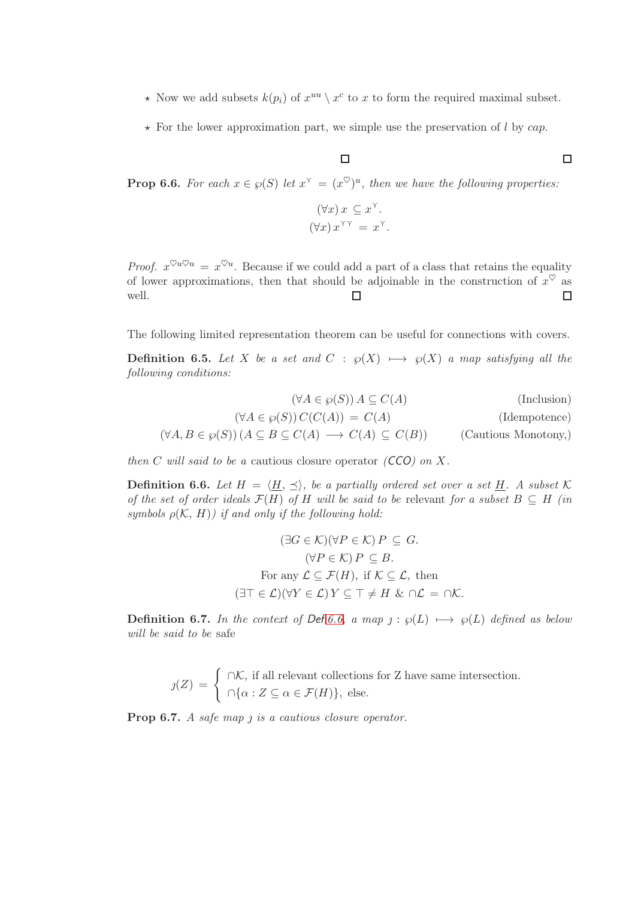- ⋆ Now we add subsets $k(p_i)$ of $x^{uu} \setminus x^c$ to $x$ to form the required maximal subset.
- ⋆ For the lower approximation part, we simple use the preservation of $l$ by *cap*.

□ □

**Prop 6.6.** *For each $x \in \wp(S)$ let $x^{\curlyvee} = (x^{\heartsuit})^u$, then we have the following properties:*

$$(\forall x)\, x \subseteq x^{\curlyvee}.$$
$$(\forall x)\, x^{\curlyvee\curlyvee} = x^{\curlyvee}.$$

*Proof.* $x^{\heartsuit u \heartsuit u} = x^{\heartsuit u}$. Because if we could add a part of a class that retains the equality of lower approximations, then that should be adjoinable in the construction of $x^{\heartsuit}$ as well. □ □

The following limited representation theorem can be useful for connections with covers.

**Definition 6.5.** *Let $X$ be a set and $C : \wp(X) \longmapsto \wp(X)$ a map satisfying all the following conditions:*

$$(\forall A \in \wp(S))\, A \subseteq C(A) \qquad \text{(Inclusion)}$$
$$(\forall A \in \wp(S))\, C(C(A)) = C(A) \qquad \text{(Idempotence)}$$
$$(\forall A, B \in \wp(S))\, (A \subseteq B \subseteq C(A) \longrightarrow C(A) \subseteq C(B)) \qquad \text{(Cautious Monotony,)}$$

*then $C$ will said to be a* cautious closure operator *(CCO) on $X$.*

**Definition 6.6.** *Let $H = \langle \underline{H}, \preceq \rangle$, be a partially ordered set over a set $\underline{H}$. A subset $\mathcal{K}$ of the set of order ideals $\mathcal{F}(H)$ of $H$ will be said to be* relevant *for a subset $B \subseteq H$ (in symbols $\rho(\mathcal{K}, H)$) if and only if the following hold:*

$$(\exists G \in \mathcal{K})(\forall P \in \mathcal{K})\, P \subseteq G.$$
$$(\forall P \in \mathcal{K})\, P \subseteq B.$$
$$\text{For any } \mathcal{L} \subseteq \mathcal{F}(H), \text{ if } \mathcal{K} \subseteq \mathcal{L}, \text{ then}$$
$$(\exists \top \in \mathcal{L})(\forall Y \in \mathcal{L})\, Y \subseteq \top \neq H \;\&\; \cap\mathcal{L} = \cap\mathcal{K}.$$

**Definition 6.7.** *In the context of Def6.6, a map $\jmath : \wp(L) \longmapsto \wp(L)$ defined as below will be said to be* safe

$$\jmath(Z) = \begin{cases} \cap\mathcal{K}, \text{ if all relevant collections for Z have same intersection.} \\ \cap\{\alpha : Z \subseteq \alpha \in \mathcal{F}(H)\}, \text{ else.} \end{cases}$$

**Prop 6.7.** *A safe map $\jmath$ is a cautious closure operator.*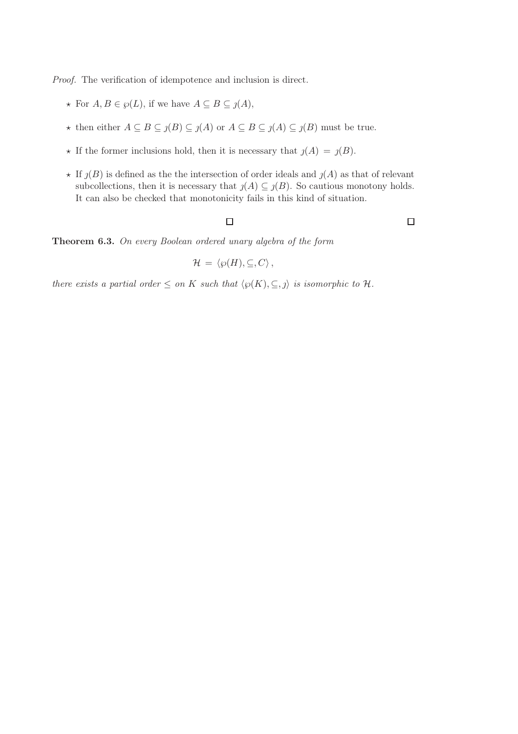*Proof.* The verification of idempotence and inclusion is direct.

- ⋆ For $A, B \in \wp(L)$, if we have $A \subseteq B \subseteq \jmath(A)$,
- ⋆ then either $A \subseteq B \subseteq \jmath(B) \subseteq \jmath(A)$ or $A \subseteq B \subseteq \jmath(A) \subseteq \jmath(B)$ must be true.
- ⋆ If the former inclusions hold, then it is necessary that $\jmath(A) = \jmath(B)$.
- ⋆ If $\jmath(B)$ is defined as the the intersection of order ideals and $\jmath(A)$ as that of relevant subcollections, then it is necessary that $\jmath(A) \subseteq \jmath(B)$. So cautious monotony holds. It can also be checked that monotonicity fails in this kind of situation.

□ □

**Theorem 6.3.** *On every Boolean ordered unary algebra of the form*

$$\mathcal{H} = \langle \wp(H), \subseteq, C \rangle ,$$

*there exists a partial order $\leq$ on $K$ such that $\langle \wp(K), \subseteq, \jmath \rangle$ is isomorphic to $\mathcal{H}$.*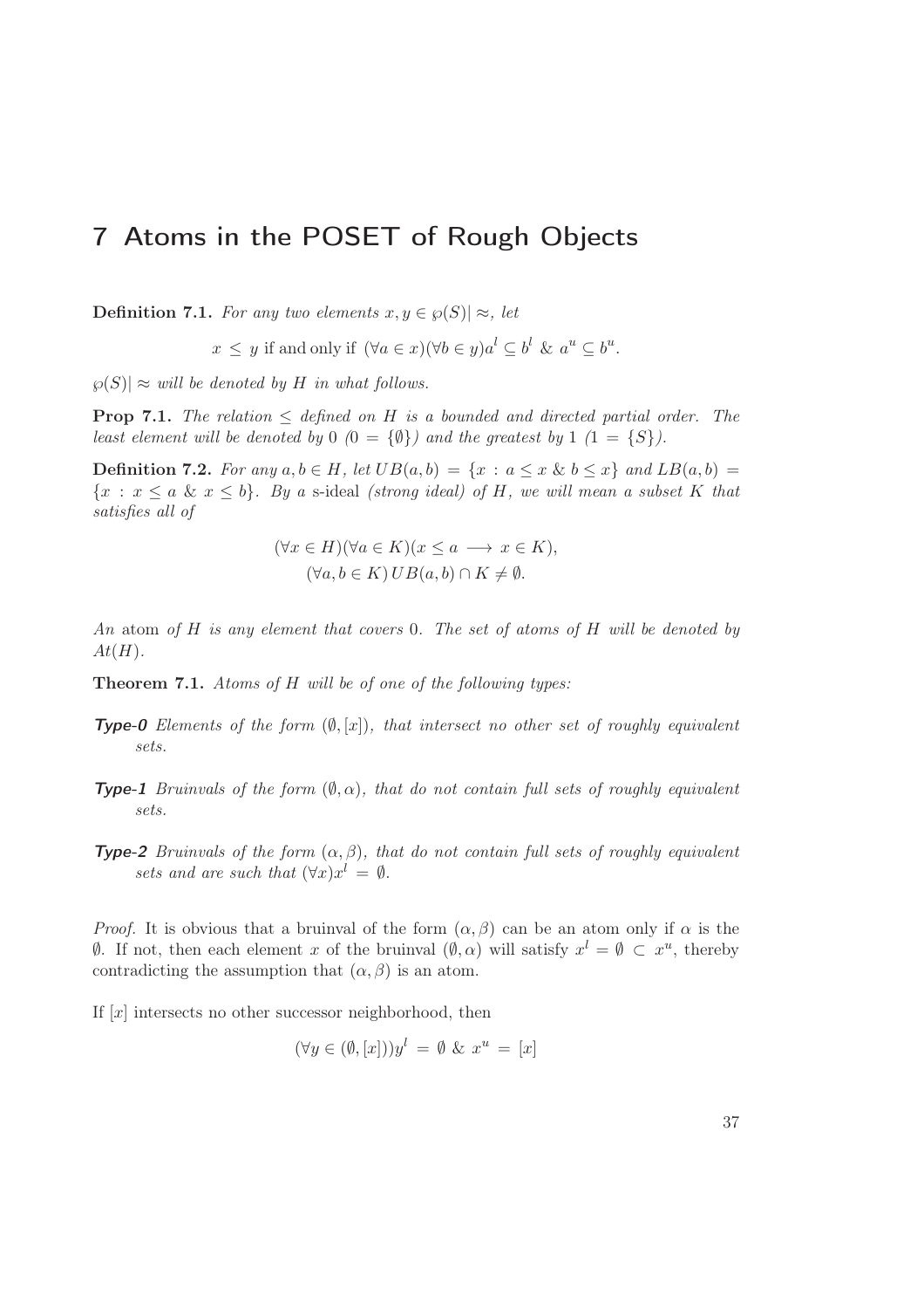# 7 Atoms in the POSET of Rough Objects

**Definition 7.1.** *For any two elements $x, y \in \wp(S)| \approx$, let*

$$x \leq y \text{ if and only if } (\forall a \in x)(\forall b \in y) a^l \subseteq b^l \ \& \ a^u \subseteq b^u.$$

*$\wp(S)| \approx$ will be denoted by $H$ in what follows.*

**Prop 7.1.** *The relation $\leq$ defined on $H$ is a bounded and directed partial order. The least element will be denoted by 0 ($0 = \{\emptyset\}$) and the greatest by 1 ($1 = \{S\}$).*

**Definition 7.2.** *For any $a, b \in H$, let $UB(a, b) = \{x : a \leq x \ \& \ b \leq x\}$ and $LB(a, b) = \{x : x \leq a \ \& \ x \leq b\}$. By a* s-ideal *(strong ideal) of $H$, we will mean a subset $K$ that satisfies all of*

$$(\forall x \in H)(\forall a \in K)(x \leq a \longrightarrow x \in K),$$
$$(\forall a, b \in K) \, UB(a, b) \cap K \neq \emptyset.$$

*An* atom *of $H$ is any element that covers 0. The set of atoms of $H$ will be denoted by $At(H)$.*

**Theorem 7.1.** *Atoms of $H$ will be of one of the following types:*

***Type-0*** *Elements of the form $(\emptyset, [x])$, that intersect no other set of roughly equivalent sets.*

***Type-1*** *Bruinvals of the form $(\emptyset, \alpha)$, that do not contain full sets of roughly equivalent sets.*

***Type-2*** *Bruinvals of the form $(\alpha, \beta)$, that do not contain full sets of roughly equivalent sets and are such that $(\forall x) x^l = \emptyset$.*

*Proof.* It is obvious that a bruinval of the form $(\alpha, \beta)$ can be an atom only if $\alpha$ is the $\emptyset$. If not, then each element $x$ of the bruinval $(\emptyset, \alpha)$ will satisfy $x^l = \emptyset \subset x^u$, thereby contradicting the assumption that $(\alpha, \beta)$ is an atom.

If $[x]$ intersects no other successor neighborhood, then

$$(\forall y \in (\emptyset, [x])) y^l = \emptyset \ \& \ x^u = [x]$$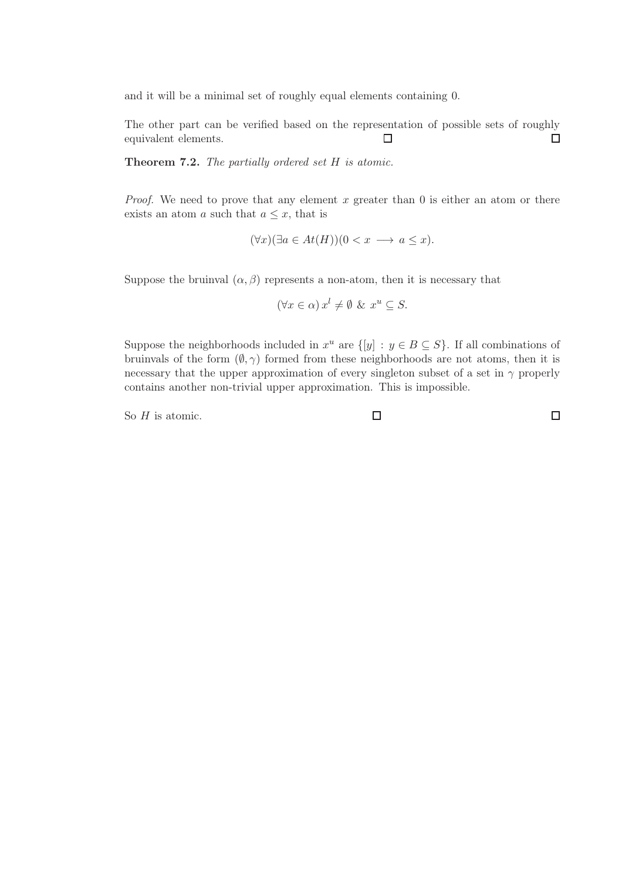and it will be a minimal set of roughly equal elements containing 0.

The other part can be verified based on the representation of possible sets of roughly equivalent elements. □ □

**Theorem 7.2.** *The partially ordered set $H$ is atomic.*

*Proof.* We need to prove that any element $x$ greater than 0 is either an atom or there exists an atom $a$ such that $a \leq x$, that is

$$(\forall x)(\exists a \in At(H))(0 < x \longrightarrow a \leq x).$$

Suppose the bruinval $(\alpha, \beta)$ represents a non-atom, then it is necessary that

$$(\forall x \in \alpha)\, x^l \neq \emptyset \;\&\; x^u \subseteq S.$$

Suppose the neighborhoods included in $x^u$ are $\{[y] \,:\, y \in B \subseteq S\}$. If all combinations of bruinvals of the form $(\emptyset, \gamma)$ formed from these neighborhoods are not atoms, then it is necessary that the upper approximation of every singleton subset of a set in $\gamma$ properly contains another non-trivial upper approximation. This is impossible.

So $H$ is atomic. □ □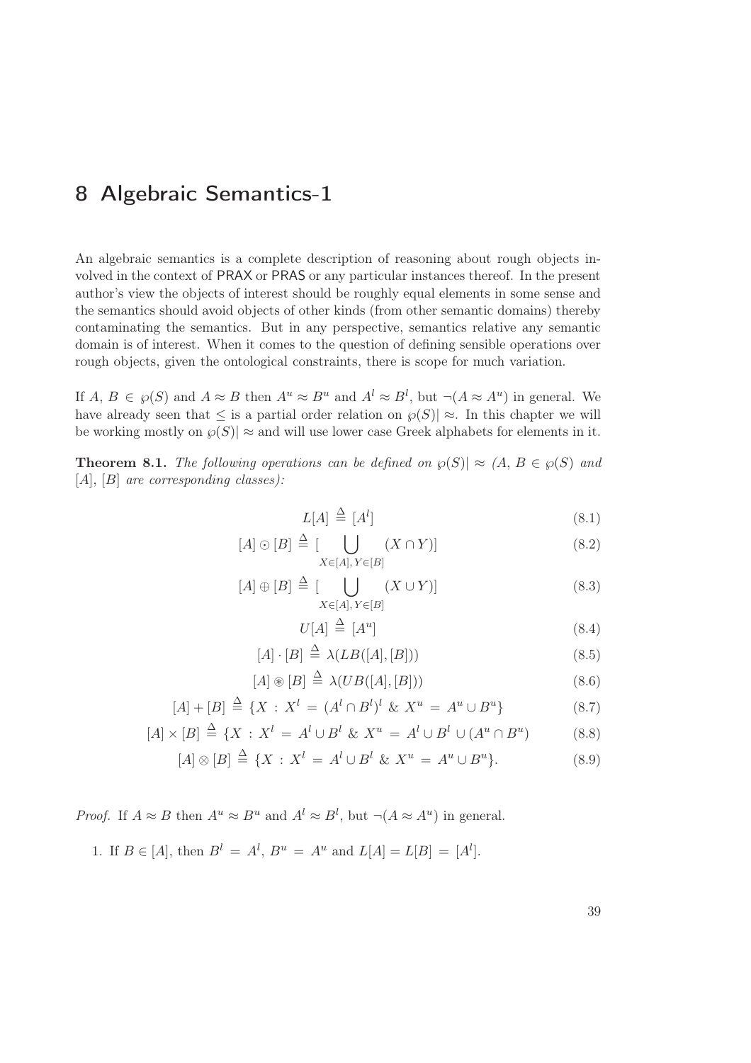# 8 Algebraic Semantics-1

An algebraic semantics is a complete description of reasoning about rough objects involved in the context of PRAX or PRAS or any particular instances thereof. In the present author's view the objects of interest should be roughly equal elements in some sense and the semantics should avoid objects of other kinds (from other semantic domains) thereby contaminating the semantics. But in any perspective, semantics relative any semantic domain is of interest. When it comes to the question of defining sensible operations over rough objects, given the ontological constraints, there is scope for much variation.

If $A, B \in \wp(S)$ and $A \approx B$ then $A^u \approx B^u$ and $A^l \approx B^l$, but $\neg(A \approx A^u)$ in general. We have already seen that $\leq$ is a partial order relation on $\wp(S)| \approx$. In this chapter we will be working mostly on $\wp(S)| \approx$ and will use lower case Greek alphabets for elements in it.

**Theorem 8.1.** *The following operations can be defined on $\wp(S)| \approx$ ($A, B \in \wp(S)$ and $[A], [B]$ are corresponding classes):*

$$L[A] \triangleq [A^l] \tag{8.1}$$

$$[A] \odot [B] \triangleq [\bigcup_{X \in [A],\, Y \in [B]} (X \cap Y)] \tag{8.2}$$

$$[A] \oplus [B] \triangleq [\bigcup_{X \in [A],\, Y \in [B]} (X \cup Y)] \tag{8.3}$$

$$U[A] \triangleq [A^u] \tag{8.4}$$

$$[A] \cdot [B] \triangleq \lambda(LB([A], [B])) \tag{8.5}$$

$$[A] \circledast [B] \triangleq \lambda(UB([A], [B])) \tag{8.6}$$

$$[A] + [B] \triangleq \{X \,:\, X^l = (A^l \cap B^l)^l \;\&\; X^u = A^u \cup B^u\} \tag{8.7}$$

$$[A] \times [B] \triangleq \{X \,:\, X^l = A^l \cup B^l \;\&\; X^u = A^l \cup B^l \cup (A^u \cap B^u) \tag{8.8}$$

$$[A] \otimes [B] \triangleq \{X \,:\, X^l = A^l \cup B^l \;\&\; X^u = A^u \cup B^u\}. \tag{8.9}$$

*Proof.* If $A \approx B$ then $A^u \approx B^u$ and $A^l \approx B^l$, but $\neg(A \approx A^u)$ in general.

1. If $B \in [A]$, then $B^l = A^l$, $B^u = A^u$ and $L[A] = L[B] = [A^l]$.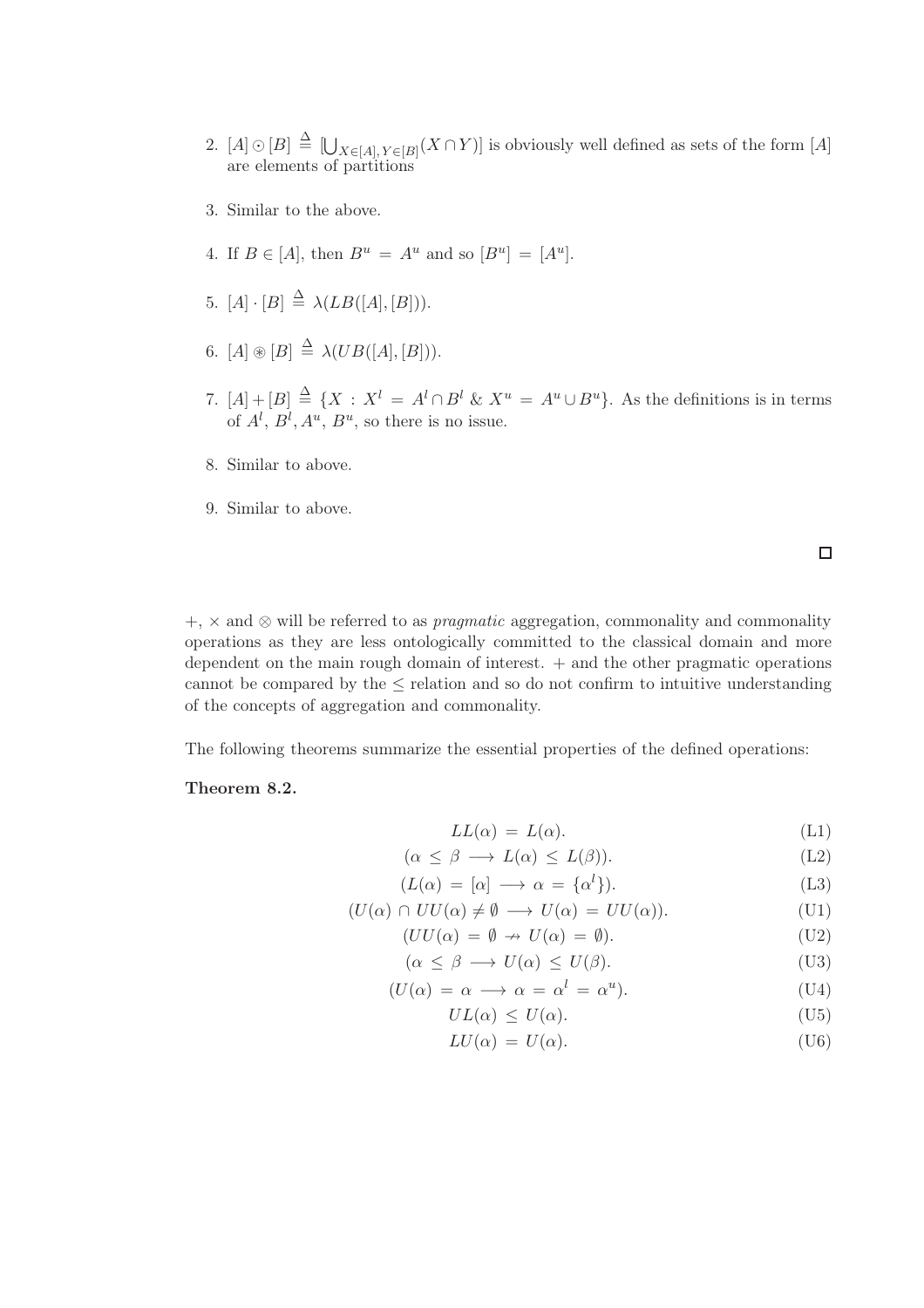2. $[A] \odot [B] \triangleq [\bigcup_{X\in[A],\, Y\in[B]}(X \cap Y)]$ is obviously well defined as sets of the form $[A]$ are elements of partitions

3. Similar to the above.

4. If $B \in [A]$, then $B^u = A^u$ and so $[B^u] = [A^u]$.

5. $[A] \cdot [B] \triangleq \lambda(LB([A], [B]))$.

6. $[A] \circledast [B] \triangleq \lambda(UB([A], [B]))$.

7. $[A] + [B] \triangleq \{X : X^l = A^l \cap B^l \,\&\, X^u = A^u \cup B^u\}$. As the definitions is in terms of $A^l$, $B^l$, $A^u$, $B^u$, so there is no issue.

8. Similar to above.

9. Similar to above.

□

$+$, $\times$ and $\otimes$ will be referred to as *pragmatic* aggregation, commonality and commonality operations as they are less ontologically committed to the classical domain and more dependent on the main rough domain of interest. $+$ and the other pragmatic operations cannot be compared by the $\leq$ relation and so do not confirm to intuitive understanding of the concepts of aggregation and commonality.

The following theorems summarize the essential properties of the defined operations:

**Theorem 8.2.**

$$LL(\alpha) = L(\alpha). \tag{L1}$$

$$(\alpha \leq \beta \longrightarrow L(\alpha) \leq L(\beta)). \tag{L2}$$

$$(L(\alpha) = [\alpha] \longrightarrow \alpha = \{\alpha^l\}). \tag{L3}$$

$$(U(\alpha) \cap UU(\alpha) \neq \emptyset \longrightarrow U(\alpha) = UU(\alpha)). \tag{U1}$$

$$(UU(\alpha) = \emptyset \nrightarrow U(\alpha) = \emptyset). \tag{U2}$$

$$(\alpha \leq \beta \longrightarrow U(\alpha) \leq U(\beta). \tag{U3}$$

$$(U(\alpha) = \alpha \longrightarrow \alpha = \alpha^l = \alpha^u). \tag{U4}$$

$$UL(\alpha) \leq U(\alpha). \tag{U5}$$

$$LU(\alpha) = U(\alpha). \tag{U6}$$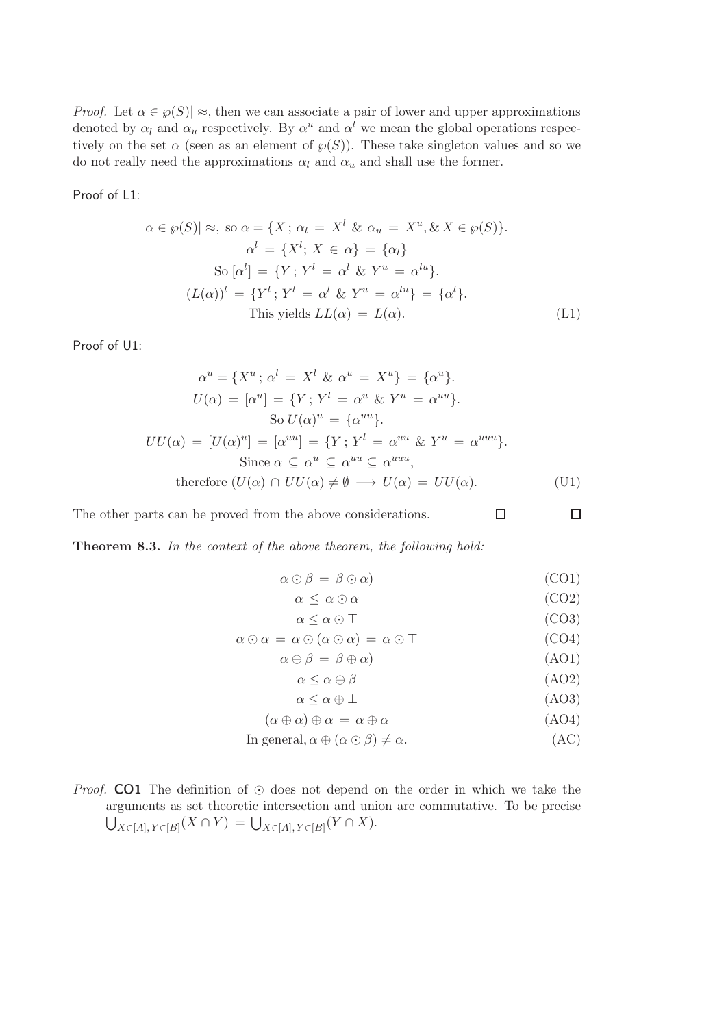*Proof.* Let $\alpha \in \wp(S)| \approx$, then we can associate a pair of lower and upper approximations denoted by $\alpha_l$ and $\alpha_u$ respectively. By $\alpha^u$ and $\alpha^l$ we mean the global operations respectively on the set $\alpha$ (seen as an element of $\wp(S)$). These take singleton values and so we do not really need the approximations $\alpha_l$ and $\alpha_u$ and shall use the former.

Proof of L1:

$$\alpha \in \wp(S)| \approx, \text{ so } \alpha = \{X\,;\, \alpha_l = X^l \;\&\; \alpha_u = X^u, \& \, X \in \wp(S)\}.$$
$$\alpha^l = \{X^l;\, X \in \alpha\} = \{\alpha_l\}$$
$$\text{So } [\alpha^l] = \{Y\,;\, Y^l = \alpha^l \;\&\; Y^u = \alpha^{lu}\}.$$
$$(L(\alpha))^l = \{Y^l\,;\, Y^l = \alpha^l \;\&\; Y^u = \alpha^{lu}\} = \{\alpha^l\}.$$
$$\text{This yields } LL(\alpha) = L(\alpha). \tag{L1}$$

Proof of U1:

$$\alpha^u = \{X^u\,;\, \alpha^l = X^l \;\&\; \alpha^u = X^u\} = \{\alpha^u\}.$$
$$U(\alpha) = [\alpha^u] = \{Y\,;\, Y^l = \alpha^u \;\&\; Y^u = \alpha^{uu}\}.$$
$$\text{So } U(\alpha)^u = \{\alpha^{uu}\}.$$
$$UU(\alpha) = [U(\alpha)^u] = [\alpha^{uu}] = \{Y\,;\, Y^l = \alpha^{uu} \;\&\; Y^u = \alpha^{uuu}\}.$$
$$\text{Since } \alpha \subseteq \alpha^u \subseteq \alpha^{uu} \subseteq \alpha^{uuu},$$
$$\text{therefore } (U(\alpha) \cap UU(\alpha) \neq \emptyset \longrightarrow U(\alpha) = UU(\alpha). \tag{U1}$$

The other parts can be proved from the above considerations. □ □

**Theorem 8.3.** *In the context of the above theorem, the following hold:*

$$\alpha \odot \beta = \beta \odot \alpha) \tag{CO1}$$
$$\alpha \leq \alpha \odot \alpha \tag{CO2}$$
$$\alpha \leq \alpha \odot \top \tag{CO3}$$
$$\alpha \odot \alpha = \alpha \odot (\alpha \odot \alpha) = \alpha \odot \top \tag{CO4}$$
$$\alpha \oplus \beta = \beta \oplus \alpha) \tag{AO1}$$
$$\alpha \leq \alpha \oplus \beta \tag{AO2}$$
$$\alpha \leq \alpha \oplus \bot \tag{AO3}$$
$$(\alpha \oplus \alpha) \oplus \alpha = \alpha \oplus \alpha \tag{AO4}$$
$$\text{In general}, \alpha \oplus (\alpha \odot \beta) \neq \alpha. \tag{AC}$$

*Proof.* **CO1** The definition of $\odot$ does not depend on the order in which we take the arguments as set theoretic intersection and union are commutative. To be precise $\bigcup_{X\in[A],\, Y\in[B]}(X \cap Y) = \bigcup_{X\in[A],\, Y\in[B]}(Y \cap X)$.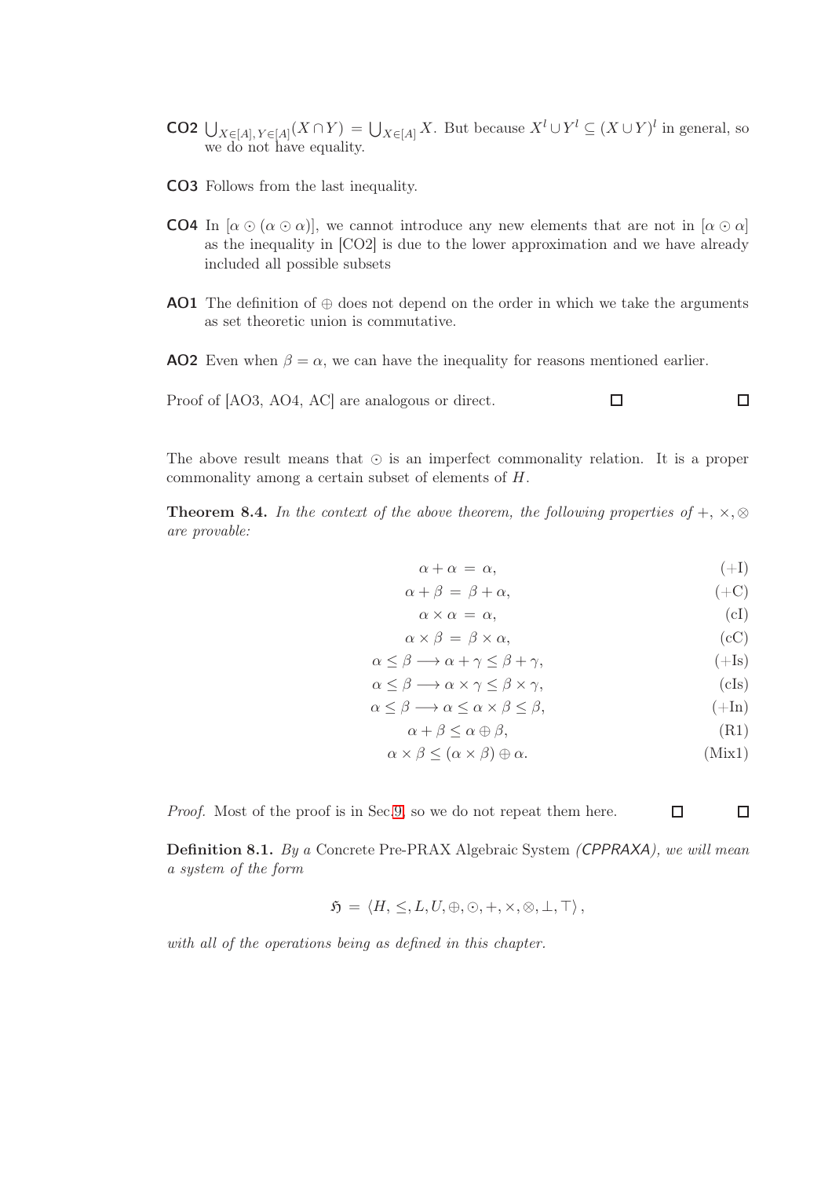**CO2** $\bigcup_{X\in[A],\,Y\in[A]}(X\cap Y) = \bigcup_{X\in[A]} X$. But because $X^l \cup Y^l \subseteq (X\cup Y)^l$ in general, so we do not have equality.

**CO3** Follows from the last inequality.

**CO4** In $[\alpha \odot (\alpha \odot \alpha)]$, we cannot introduce any new elements that are not in $[\alpha \odot \alpha]$ as the inequality in [CO2] is due to the lower approximation and we have already included all possible subsets

**AO1** The definition of $\oplus$ does not depend on the order in which we take the arguments as set theoretic union is commutative.

**AO2** Even when $\beta = \alpha$, we can have the inequality for reasons mentioned earlier.

Proof of [AO3, AO4, AC] are analogous or direct. □ □

The above result means that $\odot$ is an imperfect commonality relation. It is a proper commonality among a certain subset of elements of $H$.

**Theorem 8.4.** *In the context of the above theorem, the following properties of $+$, $\times, \otimes$ are provable:*

$$\alpha + \alpha = \alpha, \tag{+I}$$

$$\alpha + \beta = \beta + \alpha, \tag{+C}$$

$$\alpha \times \alpha = \alpha, \tag{cI}$$

$$\alpha \times \beta = \beta \times \alpha, \tag{cC}$$

$$\alpha \leq \beta \longrightarrow \alpha + \gamma \leq \beta + \gamma, \tag{+Is}$$

$$\alpha \leq \beta \longrightarrow \alpha \times \gamma \leq \beta \times \gamma, \tag{cIs}$$

$$\alpha \leq \beta \longrightarrow \alpha \leq \alpha \times \beta \leq \beta, \tag{+In}$$

$$\alpha + \beta \leq \alpha \oplus \beta, \tag{R1}$$

$$\alpha \times \beta \leq (\alpha \times \beta) \oplus \alpha. \tag{Mix1}$$

*Proof.* Most of the proof is in Sec.9, so we do not repeat them here. □ □

**Definition 8.1.** *By a* Concrete Pre-PRAX Algebraic System *(CPPRAXA), we will mean a system of the form*

$$\mathfrak{H} = \langle H, \leq, L, U, \oplus, \odot, +, \times, \otimes, \bot, \top \rangle,$$

*with all of the operations being as defined in this chapter.*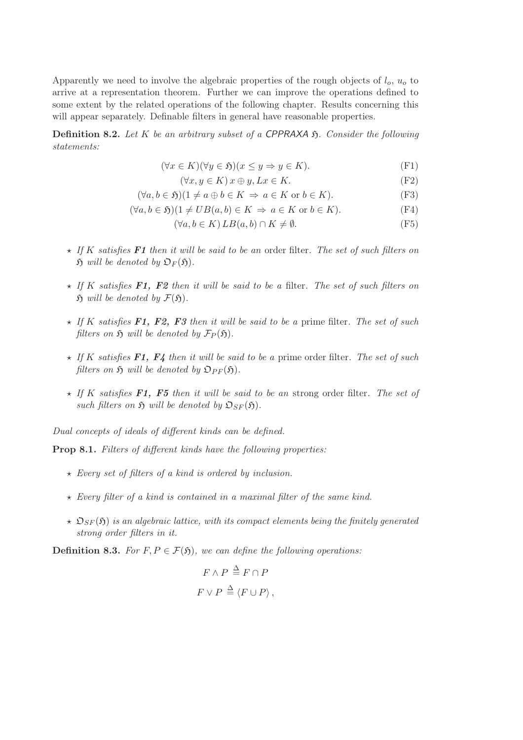Apparently we need to involve the algebraic properties of the rough objects of $l_o$, $u_o$ to arrive at a representation theorem. Further we can improve the operations defined to some extent by the related operations of the following chapter. Results concerning this will appear separately. Definable filters in general have reasonable properties.

**Definition 8.2.** *Let $K$ be an arbitrary subset of a CPPRAXA $\mathfrak{H}$. Consider the following statements:*

$$(\forall x \in K)(\forall y \in \mathfrak{H})(x \leq y \Rightarrow y \in K). \tag{F1}$$

$$(\forall x, y \in K)\, x \oplus y, Lx \in K. \tag{F2}$$

$$(\forall a, b \in \mathfrak{H})(1 \neq a \oplus b \in K \ \Rightarrow \ a \in K \text{ or } b \in K). \tag{F3}$$

$$(\forall a, b \in \mathfrak{H})(1 \neq UB(a, b) \in K \ \Rightarrow \ a \in K \text{ or } b \in K). \tag{F4}$$

$$(\forall a, b \in K)\, LB(a, b) \cap K \neq \emptyset. \tag{F5}$$

- ⋆ *If $K$ satisfies **F1** then it will be said to be an* order filter*. The set of such filters on $\mathfrak{H}$ will be denoted by $\mathfrak{O}_F(\mathfrak{H})$.*
- ⋆ *If $K$ satisfies **F1, F2** then it will be said to be a* filter*. The set of such filters on $\mathfrak{H}$ will be denoted by $\mathcal{F}(\mathfrak{H})$.*
- ⋆ *If $K$ satisfies **F1, F2, F3** then it will be said to be a* prime filter*. The set of such filters on $\mathfrak{H}$ will be denoted by $\mathcal{F}_P(\mathfrak{H})$.*
- ⋆ *If $K$ satisfies **F1, F4** then it will be said to be a* prime order filter*. The set of such filters on $\mathfrak{H}$ will be denoted by $\mathfrak{O}_{PF}(\mathfrak{H})$.*
- ⋆ *If $K$ satisfies **F1, F5** then it will be said to be an* strong order filter*. The set of such filters on $\mathfrak{H}$ will be denoted by $\mathfrak{O}_{SF}(\mathfrak{H})$.*

*Dual concepts of ideals of different kinds can be defined.*

**Prop 8.1.** *Filters of different kinds have the following properties:*

- ⋆ *Every set of filters of a kind is ordered by inclusion.*
- ⋆ *Every filter of a kind is contained in a maximal filter of the same kind.*
- ⋆ *$\mathfrak{O}_{SF}(\mathfrak{H})$ is an algebraic lattice, with its compact elements being the finitely generated strong order filters in it.*

**Definition 8.3.** *For $F, P \in \mathcal{F}(\mathfrak{H})$, we can define the following operations:*

$$F \wedge P \stackrel{\Delta}{=} F \cap P$$

$$F \vee P \stackrel{\Delta}{=} \langle F \cup P \rangle\,,$$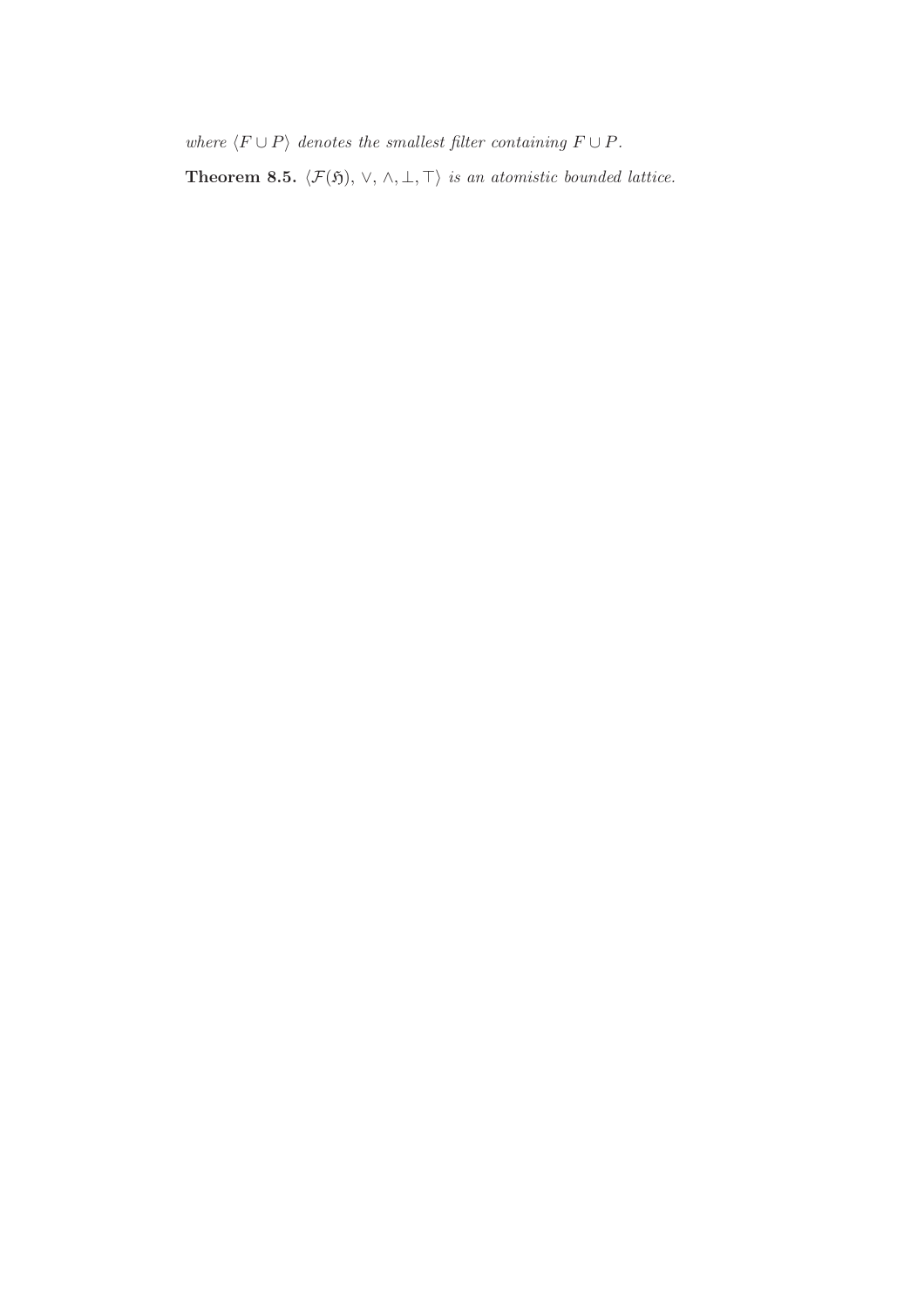*where* $\langle F \cup P \rangle$ *denotes the smallest filter containing* $F \cup P$.

**Theorem 8.5.** $\langle \mathcal{F}(\mathfrak{H}), \vee, \wedge, \bot, \top \rangle$ *is an atomistic bounded lattice.*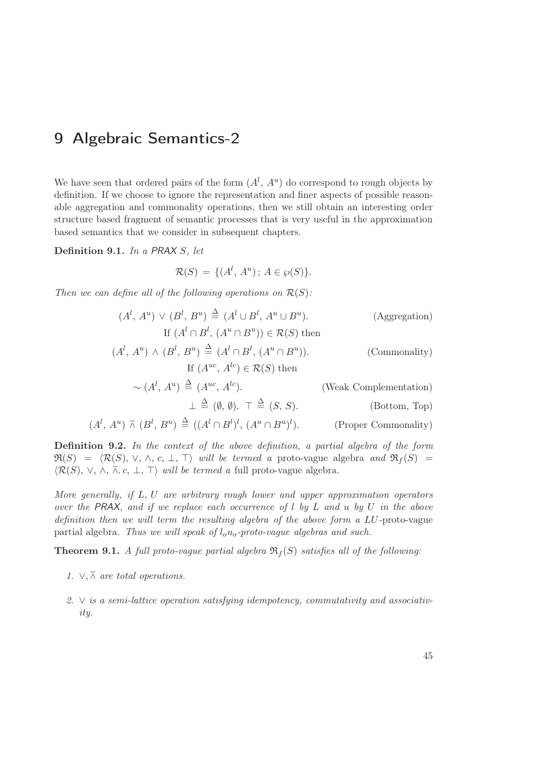# 9 Algebraic Semantics-2

We have seen that ordered pairs of the form $(A^l, A^u)$ do correspond to rough objects by definition. If we choose to ignore the representation and finer aspects of possible reasonable aggregation and commonality operations, then we still obtain an interesting order structure based fragment of semantic processes that is very useful in the approximation based semantics that we consider in subsequent chapters.

**Definition 9.1.** *In a PRAX $S$, let*

$$\mathcal{R}(S) = \{(A^l, A^u)\,;\, A \in \wp(S)\}.$$

*Then we can define all of the following operations on $\mathcal{R}(S)$:*

$$(A^l, A^u) \vee (B^l, B^u) \triangleq (A^l \cup B^l, A^u \cup B^u). \qquad \text{(Aggregation)}$$

$$\text{If } (A^l \cap B^l, (A^u \cap B^u)) \in \mathcal{R}(S) \text{ then}$$

$$(A^l, A^u) \wedge (B^l, B^u) \triangleq (A^l \cap B^l, (A^u \cap B^u)). \qquad \text{(Commonality)}$$

$$\text{If } (A^{uc}, A^{lc}) \in \mathcal{R}(S) \text{ then}$$

$$\sim (A^l, A^u) \triangleq (A^{uc}, A^{lc}). \qquad \text{(Weak Complementation)}$$

$$\bot \triangleq (\emptyset, \emptyset).\ \top \triangleq (S, S). \qquad \text{(Bottom, Top)}$$

$$(A^l, A^u) \barwedge (B^l, B^u) \triangleq ((A^l \cap B^l)^l, (A^u \cap B^u)^l). \qquad \text{(Proper Commonality)}$$

**Definition 9.2.** *In the context of the above definition, a partial algebra of the form $\mathfrak{R}(S) = \langle \mathcal{R}(S), \vee, \wedge, c, \bot, \top \rangle$ will be termed a* proto-vague algebra *and $\mathfrak{R}_f(S) = \langle \mathcal{R}(S), \vee, \wedge, \barwedge. c, \bot, \top \rangle$ will be termed a* full proto-vague algebra.

*More generally, if $L, U$ are arbitrary rough lower and upper approximation operators over the PRAX, and if we replace each occurrence of $l$ by $L$ and $u$ by $U$ in the above definition then we will term the resulting algebra of the above form a $LU$-proto-vague partial algebra. Thus we will speak of $l_o u_o$-proto-vague algebras and such.*

**Theorem 9.1.** *A full proto-vague partial algebra $\mathfrak{R}_f(S)$ satisfies all of the following:*

1. *$\vee, \barwedge$ are total operations.*
2. *$\vee$ is a semi-lattice operation satisfying idempotency, commutativity and associativity.*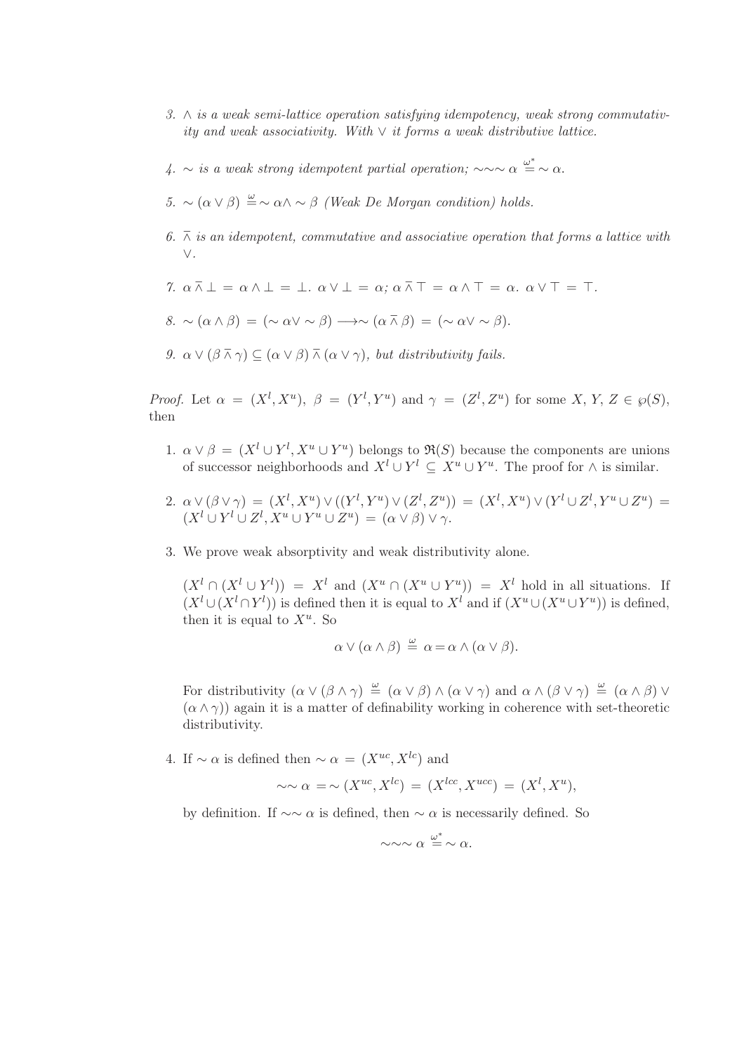3. *$\wedge$ is a weak semi-lattice operation satisfying idempotency, weak strong commutativity and weak associativity. With $\vee$ it forms a weak distributive lattice.*

4. *$\sim$ is a weak strong idempotent partial operation; $\sim\sim\sim \alpha \stackrel{\omega^*}{=} \sim \alpha$.*

5. *$\sim (\alpha \vee \beta) \stackrel{\omega}{=} \sim \alpha \wedge \sim \beta$ (Weak De Morgan condition) holds.*

6. *$\bar{\wedge}$ is an idempotent, commutative and associative operation that forms a lattice with $\vee$.*

7. *$\alpha \,\bar{\wedge}\, \bot = \alpha \wedge \bot = \bot$. $\alpha \vee \bot = \alpha$; $\alpha \,\bar{\wedge}\, \top = \alpha \wedge \top = \alpha$. $\alpha \vee \top = \top$.*

8. *$\sim (\alpha \wedge \beta) = (\sim \alpha \vee \sim \beta) \longrightarrow \sim (\alpha \,\bar{\wedge}\, \beta) = (\sim \alpha \vee \sim \beta)$.*

9. *$\alpha \vee (\beta \,\bar{\wedge}\, \gamma) \subseteq (\alpha \vee \beta) \,\bar{\wedge}\, (\alpha \vee \gamma)$, but distributivity fails.*

*Proof.* Let $\alpha = (X^l, X^u)$, $\beta = (Y^l, Y^u)$ and $\gamma = (Z^l, Z^u)$ for some $X, Y, Z \in \wp(S)$, then

1. $\alpha \vee \beta = (X^l \cup Y^l, X^u \cup Y^u)$ belongs to $\mathfrak{R}(S)$ because the components are unions of successor neighborhoods and $X^l \cup Y^l \subseteq X^u \cup Y^u$. The proof for $\wedge$ is similar.

2. $\alpha \vee (\beta \vee \gamma) = (X^l, X^u) \vee ((Y^l, Y^u) \vee (Z^l, Z^u)) = (X^l, X^u) \vee (Y^l \cup Z^l, Y^u \cup Z^u) = (X^l \cup Y^l \cup Z^l, X^u \cup Y^u \cup Z^u) = (\alpha \vee \beta) \vee \gamma$.

3. We prove weak absorptivity and weak distributivity alone.

   $(X^l \cap (X^l \cup Y^l)) = X^l$ and $(X^u \cap (X^u \cup Y^u)) = X^l$ hold in all situations. If $(X^l \cup (X^l \cap Y^l))$ is defined then it is equal to $X^l$ and if $(X^u \cup (X^u \cup Y^u))$ is defined, then it is equal to $X^u$. So

   $$\alpha \vee (\alpha \wedge \beta) \stackrel{\omega}{=} \alpha = \alpha \wedge (\alpha \vee \beta).$$

   For distributivity $(\alpha \vee (\beta \wedge \gamma) \stackrel{\omega}{=} (\alpha \vee \beta) \wedge (\alpha \vee \gamma)$ and $\alpha \wedge (\beta \vee \gamma) \stackrel{\omega}{=} (\alpha \wedge \beta) \vee (\alpha \wedge \gamma))$ again it is a matter of definability working in coherence with set-theoretic distributivity.

4. If $\sim \alpha$ is defined then $\sim \alpha = (X^{uc}, X^{lc})$ and

   $$\sim\sim \alpha = \sim (X^{uc}, X^{lc}) = (X^{lcc}, X^{ucc}) = (X^l, X^u),$$

   by definition. If $\sim\sim \alpha$ is defined, then $\sim \alpha$ is necessarily defined. So

   $$\sim\sim\sim \alpha \stackrel{\omega^*}{=} \sim \alpha.$$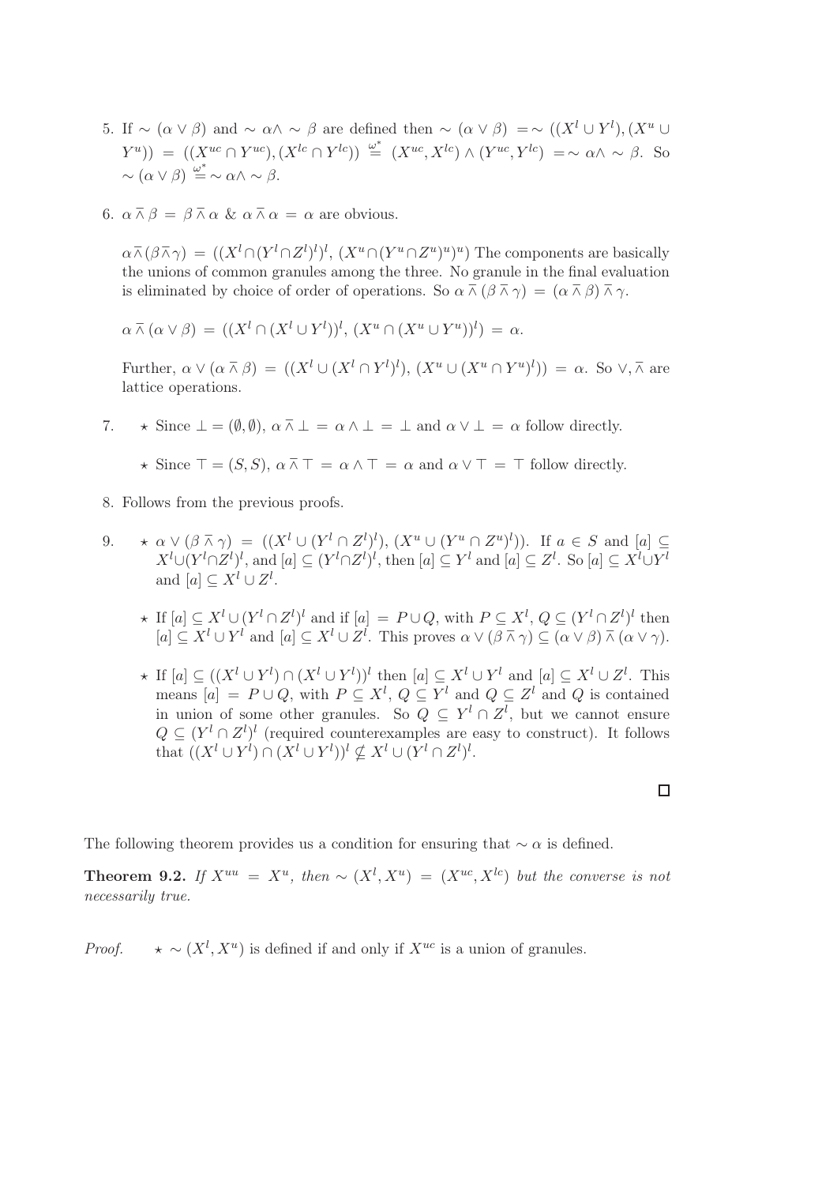5. If $\sim(\alpha \vee \beta)$ and $\sim\alpha \wedge \sim\beta$ are defined then $\sim(\alpha \vee \beta) = \sim((X^l \cup Y^l), (X^u \cup Y^u)) = ((X^{uc} \cap Y^{uc}), (X^{lc} \cap Y^{lc})) \stackrel{\omega^*}{=} (X^{uc}, X^{lc}) \wedge (Y^{uc}, Y^{lc}) = \sim\alpha \wedge \sim\beta$. So $\sim(\alpha \vee \beta) \stackrel{\omega^*}{=} \sim\alpha \wedge \sim\beta$.

6. $\alpha \,\overline{\wedge}\, \beta = \beta \,\overline{\wedge}\, \alpha$ & $\alpha \,\overline{\wedge}\, \alpha = \alpha$ are obvious.

   $\alpha \overline{\wedge} (\beta \overline{\wedge} \gamma) = ((X^l \cap (Y^l \cap Z^l)^l)^l, (X^u \cap (Y^u \cap Z^u)^u)^u)$ The components are basically the unions of common granules among the three. No granule in the final evaluation is eliminated by choice of order of operations. So $\alpha \,\overline{\wedge}\, (\beta \,\overline{\wedge}\, \gamma) = (\alpha \,\overline{\wedge}\, \beta) \,\overline{\wedge}\, \gamma$.

   $\alpha \,\overline{\wedge}\, (\alpha \vee \beta) = ((X^l \cap (X^l \cup Y^l))^l, (X^u \cap (X^u \cup Y^u))^l) = \alpha$.

   Further, $\alpha \vee (\alpha \,\overline{\wedge}\, \beta) = ((X^l \cup (X^l \cap Y^l)^l), (X^u \cup (X^u \cap Y^u)^l)) = \alpha$. So $\vee, \overline{\wedge}$ are lattice operations.

7. 
   - $\star$ Since $\bot = (\emptyset, \emptyset)$, $\alpha \,\overline{\wedge}\, \bot = \alpha \wedge \bot = \bot$ and $\alpha \vee \bot = \alpha$ follow directly.
   - $\star$ Since $\top = (S, S)$, $\alpha \,\overline{\wedge}\, \top = \alpha \wedge \top = \alpha$ and $\alpha \vee \top = \top$ follow directly.

8. Follows from the previous proofs.

9. 
   - $\star$ $\alpha \vee (\beta \,\overline{\wedge}\, \gamma) = ((X^l \cup (Y^l \cap Z^l)^l), (X^u \cup (Y^u \cap Z^u)^l))$. If $a \in S$ and $[a] \subseteq X^l \cup (Y^l \cap Z^l)^l$, and $[a] \subseteq (Y^l \cap Z^l)^l$, then $[a] \subseteq Y^l$ and $[a] \subseteq Z^l$. So $[a] \subseteq X^l \cup Y^l$ and $[a] \subseteq X^l \cup Z^l$.
   - $\star$ If $[a] \subseteq X^l \cup (Y^l \cap Z^l)^l$ and if $[a] = P \cup Q$, with $P \subseteq X^l$, $Q \subseteq (Y^l \cap Z^l)^l$ then $[a] \subseteq X^l \cup Y^l$ and $[a] \subseteq X^l \cup Z^l$. This proves $\alpha \vee (\beta \,\overline{\wedge}\, \gamma) \subseteq (\alpha \vee \beta) \,\overline{\wedge}\, (\alpha \vee \gamma)$.
   - $\star$ If $[a] \subseteq ((X^l \cup Y^l) \cap (X^l \cup Y^l))^l$ then $[a] \subseteq X^l \cup Y^l$ and $[a] \subseteq X^l \cup Z^l$. This means $[a] = P \cup Q$, with $P \subseteq X^l$, $Q \subseteq Y^l$ and $Q \subseteq Z^l$ and $Q$ is contained in union of some other granules. So $Q \subseteq Y^l \cap Z^l$, but we cannot ensure $Q \subseteq (Y^l \cap Z^l)^l$ (required counterexamples are easy to construct). It follows that $((X^l \cup Y^l) \cap (X^l \cup Y^l))^l \nsubseteq X^l \cup (Y^l \cap Z^l)^l$.

□

The following theorem provides us a condition for ensuring that $\sim\alpha$ is defined.

**Theorem 9.2.** *If $X^{uu} = X^u$, then $\sim(X^l, X^u) = (X^{uc}, X^{lc})$ but the converse is not necessarily true.*

*Proof.* $\star$ $\sim(X^l, X^u)$ is defined if and only if $X^{uc}$ is a union of granules.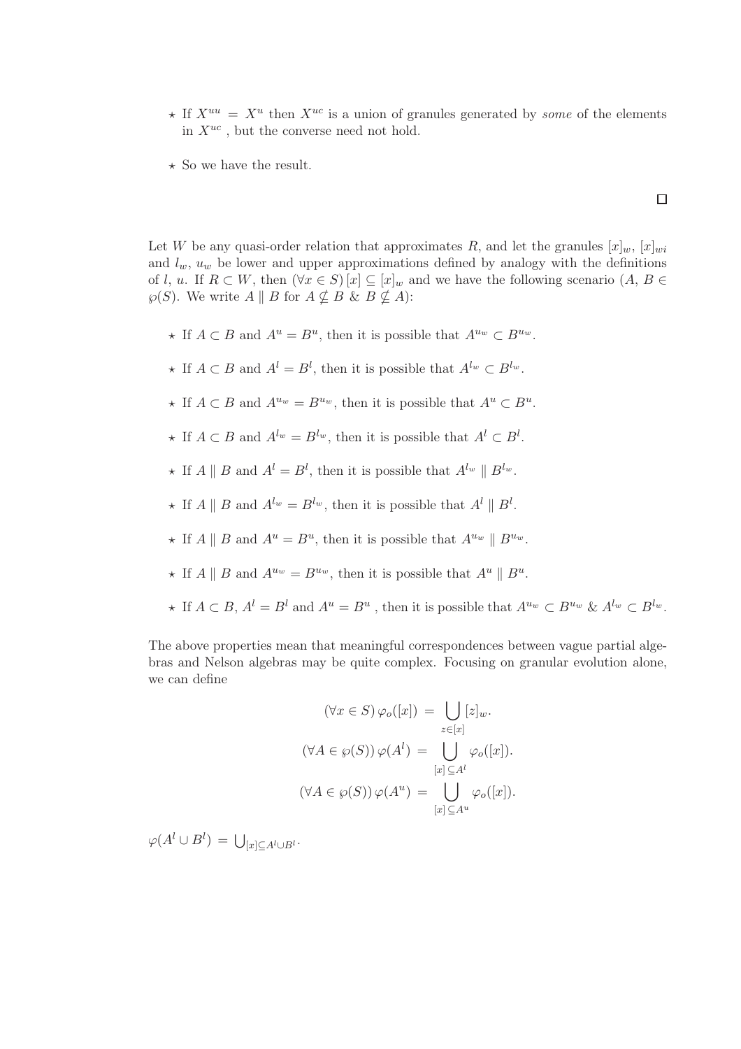- ⋆ If $X^{uu} = X^{u}$ then $X^{uc}$ is a union of granules generated by *some* of the elements in $X^{uc}$ , but the converse need not hold.
- ⋆ So we have the result.

□

Let $W$ be any quasi-order relation that approximates $R$, and let the granules $[x]_w$, $[x]_{wi}$ and $l_w$, $u_w$ be lower and upper approximations defined by analogy with the definitions of $l$, $u$. If $R \subset W$, then $(\forall x \in S)\, [x] \subseteq [x]_w$ and we have the following scenario ($A, B \in \wp(S)$. We write $A \parallel B$ for $A \nsubseteq B \;\&\; B \nsubseteq A$):

- ⋆ If $A \subset B$ and $A^u = B^u$, then it is possible that $A^{u_w} \subset B^{u_w}$.
- ⋆ If $A \subset B$ and $A^l = B^l$, then it is possible that $A^{l_w} \subset B^{l_w}$.
- ⋆ If $A \subset B$ and $A^{u_w} = B^{u_w}$, then it is possible that $A^u \subset B^u$.
- ⋆ If $A \subset B$ and $A^{l_w} = B^{l_w}$, then it is possible that $A^l \subset B^l$.
- ⋆ If $A \parallel B$ and $A^l = B^l$, then it is possible that $A^{l_w} \parallel B^{l_w}$.
- ⋆ If $A \parallel B$ and $A^{l_w} = B^{l_w}$, then it is possible that $A^l \parallel B^l$.
- ⋆ If $A \parallel B$ and $A^u = B^u$, then it is possible that $A^{u_w} \parallel B^{u_w}$.
- ⋆ If $A \parallel B$ and $A^{u_w} = B^{u_w}$, then it is possible that $A^u \parallel B^u$.
- ⋆ If $A \subset B$, $A^l = B^l$ and $A^u = B^u$ , then it is possible that $A^{u_w} \subset B^{u_w} \;\&\; A^{l_w} \subset B^{l_w}$.

The above properties mean that meaningful correspondences between vague partial algebras and Nelson algebras may be quite complex. Focusing on granular evolution alone, we can define

$$(\forall x \in S)\, \varphi_o([x]) \;=\; \bigcup_{z \in [x]} [z]_w.$$

$$(\forall A \in \wp(S))\, \varphi(A^l) \;=\; \bigcup_{[x] \subseteq A^l} \varphi_o([x]).$$

$$(\forall A \in \wp(S))\, \varphi(A^u) \;=\; \bigcup_{[x] \subseteq A^u} \varphi_o([x]).$$

$\varphi(A^l \cup B^l) \;=\; \bigcup_{[x] \subseteq A^l \cup B^l}$.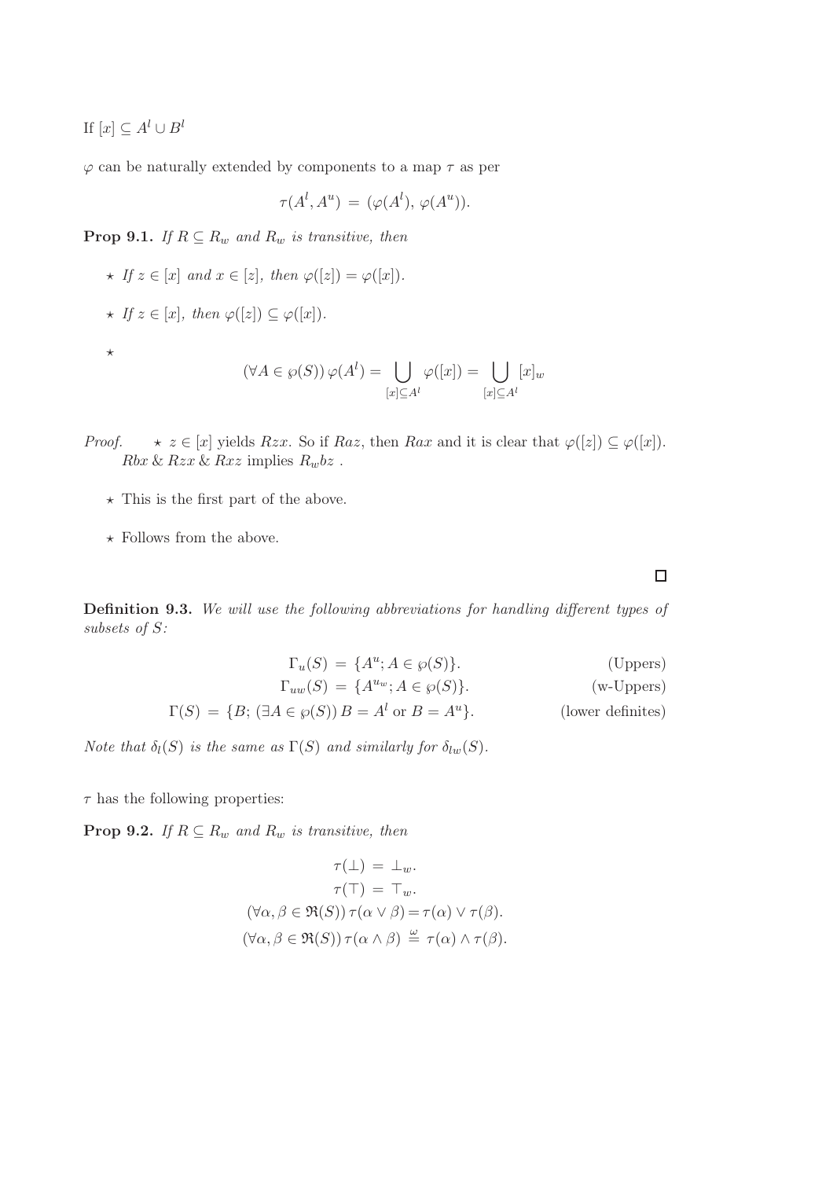If $[x] \subseteq A^l \cup B^l$

$\varphi$ can be naturally extended by components to a map $\tau$ as per

$$\tau(A^l, A^u) \,=\, (\varphi(A^l),\, \varphi(A^u)).$$

**Prop 9.1.** *If $R \subseteq R_w$ and $R_w$ is transitive, then*

- *If $z \in [x]$ and $x \in [z]$, then $\varphi([z]) = \varphi([x])$.*
- *If $z \in [x]$, then $\varphi([z]) \subseteq \varphi([x])$.*
- $$(\forall A \in \wp(S))\, \varphi(A^l) = \bigcup_{[x] \subseteq A^l} \varphi([x]) = \bigcup_{[x] \subseteq A^l} [x]_w$$

*Proof.*

- $z \in [x]$ yields $Rzx$. So if $Raz$, then $Rax$ and it is clear that $\varphi([z]) \subseteq \varphi([x])$. $Rbx$ & $Rzx$ & $Rxz$ implies $R_w bz$ .
- This is the first part of the above.
- Follows from the above.

□

**Definition 9.3.** *We will use the following abbreviations for handling different types of subsets of $S$:*

$$\Gamma_u(S) \,=\, \{A^u; A \in \wp(S)\}. \qquad \text{(Uppers)}$$

$$\Gamma_{uw}(S) \,=\, \{A^{u_w}; A \in \wp(S)\}. \qquad \text{(w-Uppers)}$$

$$\Gamma(S) \,=\, \{B;\, (\exists A \in \wp(S))\, B = A^l \text{ or } B = A^u\}. \qquad \text{(lower definites)}$$

*Note that $\delta_l(S)$ is the same as $\Gamma(S)$ and similarly for $\delta_{lw}(S)$.*

$\tau$ has the following properties:

**Prop 9.2.** *If $R \subseteq R_w$ and $R_w$ is transitive, then*

$$\tau(\bot) \,=\, \bot_w.$$

$$\tau(\top) \,=\, \top_w.$$

$$(\forall \alpha, \beta \in \mathfrak{R}(S))\, \tau(\alpha \vee \beta) = \tau(\alpha) \vee \tau(\beta).$$

$$(\forall \alpha, \beta \in \mathfrak{R}(S))\, \tau(\alpha \wedge \beta) \stackrel{\omega}{=} \tau(\alpha) \wedge \tau(\beta).$$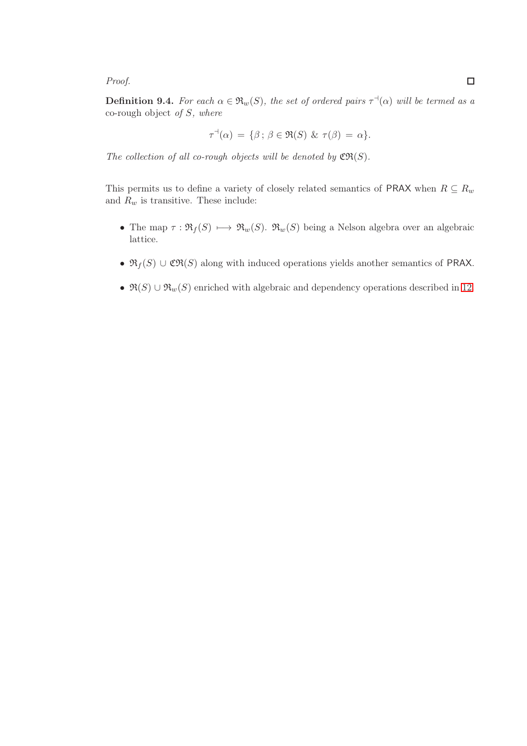*Proof.* □

**Definition 9.4.** *For each $\alpha \in \mathfrak{R}_w(S)$, the set of ordered pairs $\tau^{\dashv}(\alpha)$ will be termed as a* co-rough object *of $S$, where*

$$\tau^{\dashv}(\alpha) = \{\beta \,;\, \beta \in \mathfrak{R}(S) \ \&\ \tau(\beta) = \alpha\}.$$

*The collection of all co-rough objects will be denoted by $\mathfrak{CR}(S)$.*

This permits us to define a variety of closely related semantics of PRAX when $R \subseteq R_w$ and $R_w$ is transitive. These include:

- The map $\tau : \mathfrak{R}_f(S) \longmapsto \mathfrak{R}_w(S)$. $\mathfrak{R}_w(S)$ being a Nelson algebra over an algebraic lattice.
- $\mathfrak{R}_f(S) \cup \mathfrak{CR}(S)$ along with induced operations yields another semantics of PRAX.
- $\mathfrak{R}(S) \cup \mathfrak{R}_w(S)$ enriched with algebraic and dependency operations described in 12.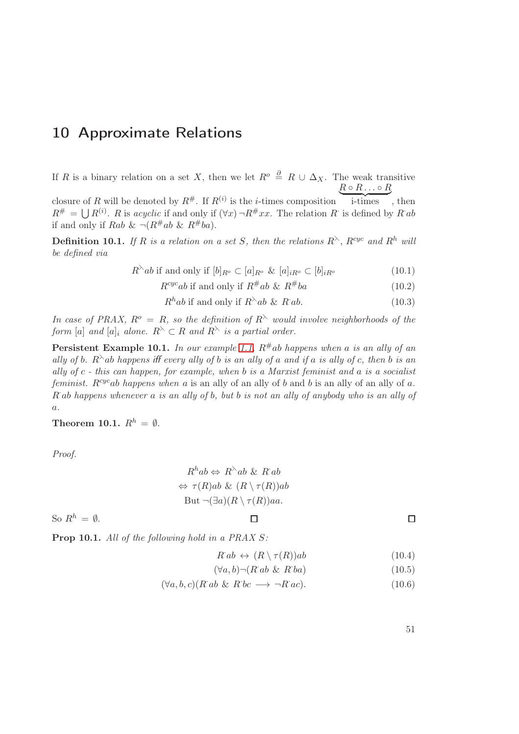# 10 Approximate Relations

If $R$ is a binary relation on a set $X$, then we let $R^o \stackrel{\partial}{=} R \cup \Delta_X$. The weak transitive closure of $R$ will be denoted by $R^{\#}$. If $R^{(i)}$ is the $i$-times composition $\underbrace{R \circ R \ldots \circ R}_{\text{i-times}}$, then $R^{\#} = \bigcup R^{(i)}$. $R$ is *acyclic* if and only if $(\forall x) \neg R^{\#}xx$. The relation $R^{\cdot}$ is defined by $R^{\cdot}ab$ if and only if $Rab$ & $\neg(R^{\#}ab$ & $R^{\#}ba)$.

**Definition 10.1.** *If $R$ is a relation on a set $S$, then the relations $R^{\curlywedge}$, $R^{cyc}$ and $R^h$ will be defined via*

$$R^{\curlywedge}ab \text{ if and only if } [b]_{R^o} \subset [a]_{R^o} \;\&\; [a]_{iR^o} \subset [b]_{iR^o} \tag{10.1}$$

$$R^{cyc}ab \text{ if and only if } R^{\#}ab \;\&\; R^{\#}ba \tag{10.2}$$

$$R^h ab \text{ if and only if } R^{\curlywedge}ab \;\&\; R^{\cdot}ab. \tag{10.3}$$

*In case of PRAX, $R^o = R$, so the definition of $R^{\curlywedge}$ would involve neighborhoods of the form $[a]$ and $[a]_i$ alone. $R^{\curlywedge} \subset R$ and $R^{\curlywedge}$ is a partial order.*

**Persistent Example 10.1.** *In our example 1.1, $R^{\#}ab$ happens when $a$ is an ally of an ally of $b$. $R^{\curlywedge}ab$ happens iff every ally of $b$ is an ally of $a$ and if $a$ is ally of $c$, then $b$ is an ally of $c$ - this can happen, for example, when $b$ is a Marxist feminist and $a$ is a socialist feminist. $R^{cyc}ab$ happens when $a$* is an ally of an ally of $b$ *and $b$ is an ally of an ally of $a$. $R^{\cdot}ab$ happens whenever $a$ is an ally of $b$, but $b$ is not an ally of anybody who is an ally of $a$.*

**Theorem 10.1.** $R^h = \emptyset$.

*Proof.*

$$R^h ab \Leftrightarrow R^{\curlywedge}ab \;\&\; R^{\cdot}ab$$
$$\Leftrightarrow \tau(R)ab \;\&\; (R \setminus \tau(R))ab$$
$$\text{But } \neg(\exists a)(R \setminus \tau(R))aa.$$

So $R^h = \emptyset$. □ □

**Prop 10.1.** *All of the following hold in a PRAX $S$:*

$$R^{\cdot}ab \leftrightarrow (R \setminus \tau(R))ab \tag{10.4}$$

$$(\forall a, b) \neg(R^{\cdot}ab \;\&\; R^{\cdot}ba) \tag{10.5}$$

$$(\forall a, b, c)(R^{\cdot}ab \;\&\; R^{\cdot}bc \longrightarrow \neg R^{\cdot}ac). \tag{10.6}$$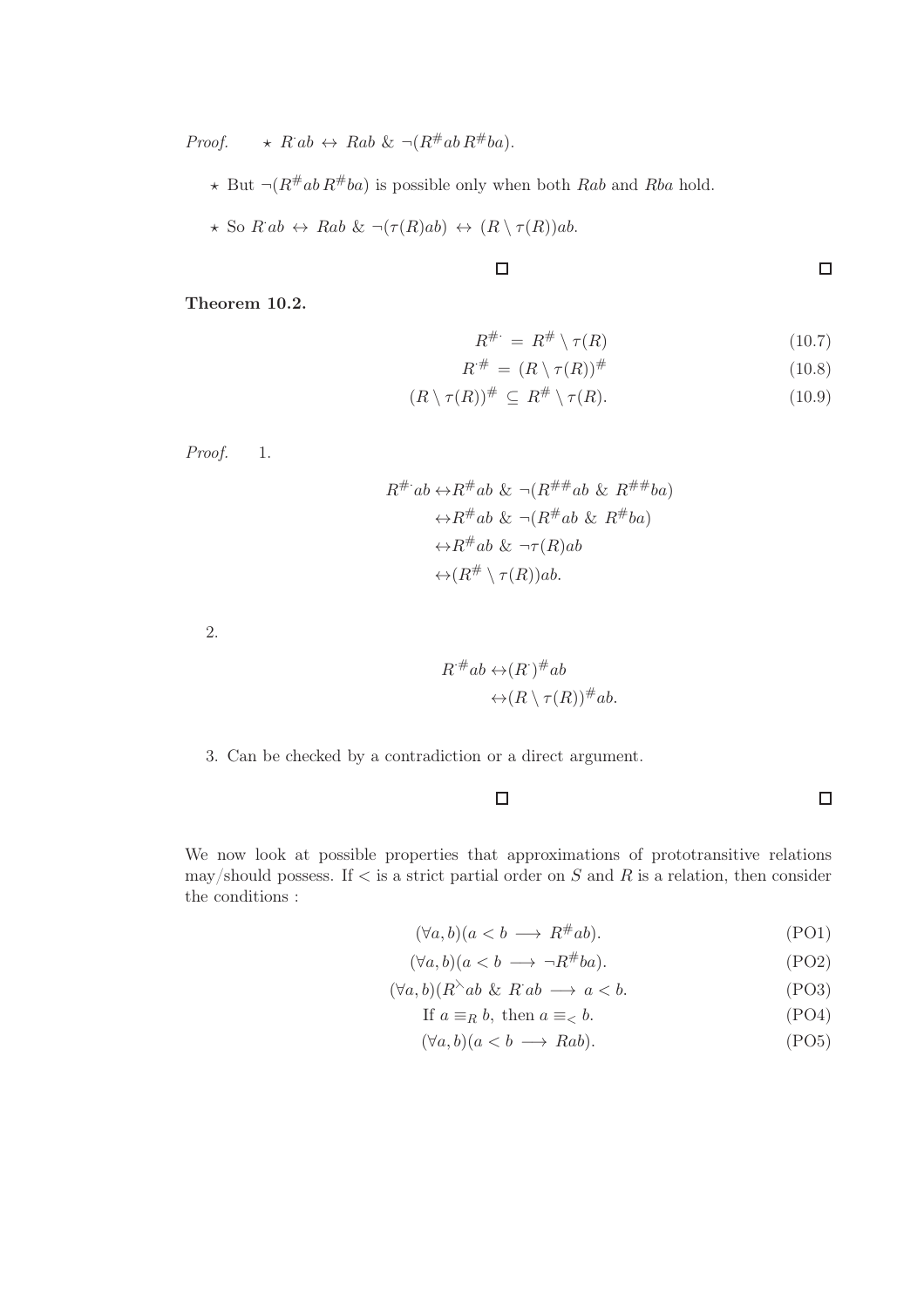*Proof.* ⋆ $R^{\cdot}ab \leftrightarrow Rab \;\&\; \neg(R^{\#}ab\, R^{\#}ba)$.

⋆ But $\neg(R^{\#}ab\, R^{\#}ba)$ is possible only when both $Rab$ and $Rba$ hold.

⋆ So $R^{\cdot}ab \leftrightarrow Rab \;\&\; \neg(\tau(R)ab) \leftrightarrow (R \setminus \tau(R))ab$.

□ □

**Theorem 10.2.**

$$R^{\#\cdot} = R^{\#} \setminus \tau(R) \tag{10.7}$$

$$R^{\cdot\#} = (R \setminus \tau(R))^{\#} \tag{10.8}$$

$$(R \setminus \tau(R))^{\#} \subseteq R^{\#} \setminus \tau(R). \tag{10.9}$$

*Proof.* 1.

$$\begin{aligned} R^{\#\cdot}ab &\leftrightarrow R^{\#}ab \;\&\; \neg(R^{\#\#}ab \;\&\; R^{\#\#}ba) \\ &\leftrightarrow R^{\#}ab \;\&\; \neg(R^{\#}ab \;\&\; R^{\#}ba) \\ &\leftrightarrow R^{\#}ab \;\&\; \neg\tau(R)ab \\ &\leftrightarrow (R^{\#} \setminus \tau(R))ab. \end{aligned}$$

2.

$$\begin{aligned} R^{\cdot\#}ab &\leftrightarrow (R^{\cdot})^{\#}ab \\ &\leftrightarrow (R \setminus \tau(R))^{\#}ab. \end{aligned}$$

3. Can be checked by a contradiction or a direct argument.

□ □

We now look at possible properties that approximations of prototransitive relations may/should possess. If $<$ is a strict partial order on $S$ and $R$ is a relation, then consider the conditions :

$$(\forall a, b)(a < b \longrightarrow R^{\#}ab). \tag{PO1}$$

$$(\forall a, b)(a < b \longrightarrow \neg R^{\#}ba). \tag{PO2}$$

$$(\forall a, b)(R^{\curlywedge}ab \;\&\; R^{\cdot}ab \longrightarrow a < b. \tag{PO3}$$

$$\text{If } a \equiv_R b, \text{ then } a \equiv_< b. \tag{PO4}$$

$$(\forall a, b)(a < b \longrightarrow Rab). \tag{PO5}$$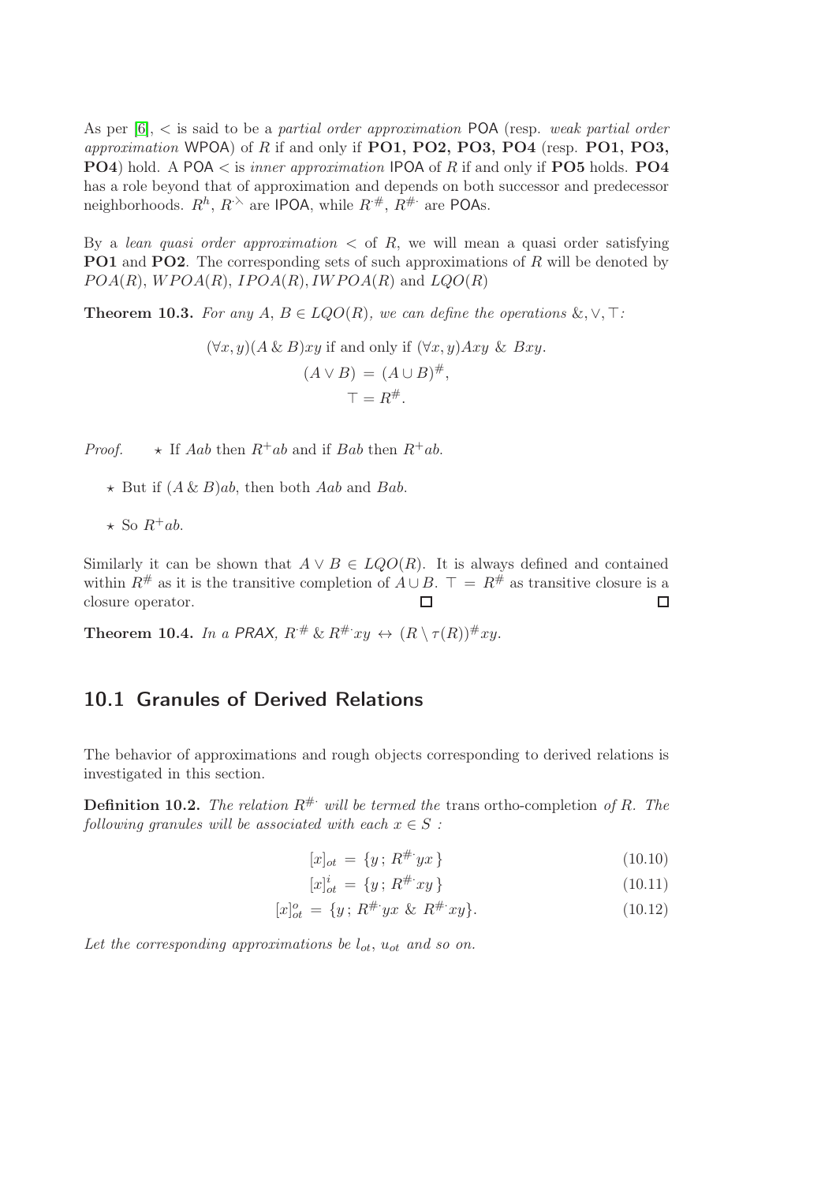As per [6], $<$ is said to be a *partial order approximation* POA (resp. *weak partial order approximation* WPOA) of $R$ if and only if **PO1, PO2, PO3, PO4** (resp. **PO1, PO3, PO4**) hold. A POA $<$ is *inner approximation* IPOA of $R$ if and only if **PO5** holds. **PO4** has a role beyond that of approximation and depends on both successor and predecessor neighborhoods. $R^h$, $R^{\cdot\curlywedge}$ are IPOA, while $R^{\cdot\#}$, $R^{\#\cdot}$ are POAs.

By a *lean quasi order approximation* $<$ of $R$, we will mean a quasi order satisfying **PO1** and **PO2**. The corresponding sets of such approximations of $R$ will be denoted by $POA(R)$, $WPOA(R)$, $IPOA(R)$, $IWPOA(R)$ and $LQO(R)$

**Theorem 10.3.** *For any $A$, $B \in LQO(R)$, we can define the operations $\&, \vee, \top$:*

$$(\forall x, y)(A \,\&\, B)xy \text{ if and only if } (\forall x, y)Axy \,\&\, Bxy.$$

$$(A \vee B) = (A \cup B)^{\#},$$

$$\top = R^{\#}.$$

*Proof.* 

- $\star$ If $Aab$ then $R^{+}ab$ and if $Bab$ then $R^{+}ab$.
- $\star$ But if $(A \,\&\, B)ab$, then both $Aab$ and $Bab$.
- $\star$ So $R^{+}ab$.

Similarly it can be shown that $A \vee B \in LQO(R)$. It is always defined and contained within $R^{\#}$ as it is the transitive completion of $A \cup B$. $\top = R^{\#}$ as transitive closure is a closure operator. □ □

**Theorem 10.4.** *In a PRAX, $R^{\cdot\#} \,\&\, R^{\#\cdot}xy \leftrightarrow (R \setminus \tau(R))^{\#}xy$.*

## 10.1 Granules of Derived Relations

The behavior of approximations and rough objects corresponding to derived relations is investigated in this section.

**Definition 10.2.** *The relation $R^{\#\cdot}$ will be termed the* trans ortho-completion *of $R$. The following granules will be associated with each $x \in S$ :*

$$[x]_{ot} = \{y \,;\, R^{\#\cdot}yx\} \tag{10.10}$$

$$[x]_{ot}^{i} = \{y \,;\, R^{\#\cdot}xy\} \tag{10.11}$$

$$[x]_{ot}^{o} = \{y \,;\, R^{\#\cdot}yx \,\&\, R^{\#\cdot}xy\}. \tag{10.12}$$

*Let the corresponding approximations be $l_{ot}$, $u_{ot}$ and so on.*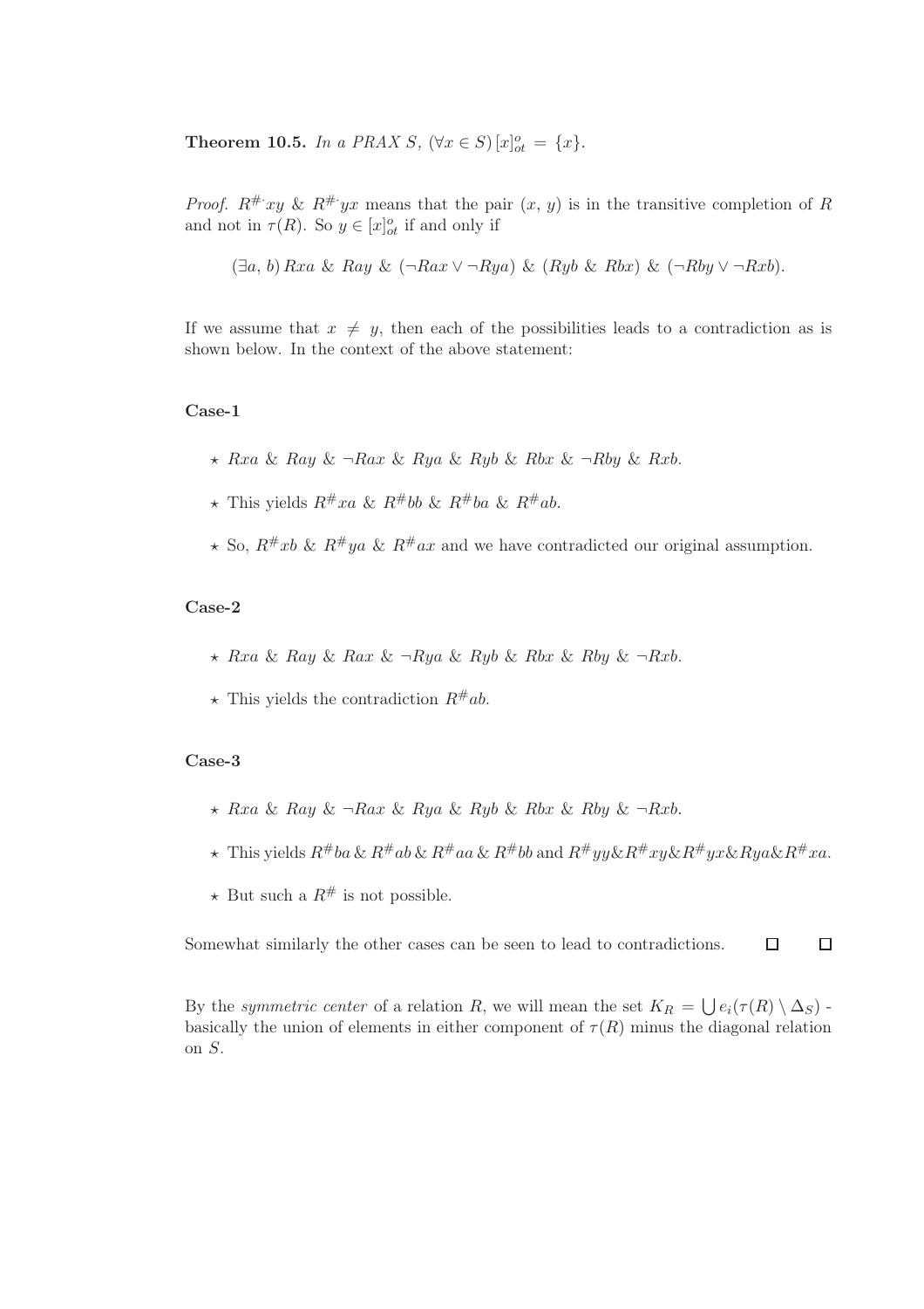**Theorem 10.5.** *In a PRAX $S$, $(\forall x \in S)\, [x]^o_{ot} = \{x\}$.*

*Proof.* $R^{\#\cdot} xy$ & $R^{\#\cdot} yx$ means that the pair $(x, y)$ is in the transitive completion of $R$ and not in $\tau(R)$. So $y \in [x]^o_{ot}$ if and only if

$$(\exists a,\, b)\, Rxa \;\&\; Ray \;\&\; (\neg Rax \vee \neg Rya) \;\&\; (Ryb \;\&\; Rbx) \;\&\; (\neg Rby \vee \neg Rxb).$$

If we assume that $x \neq y$, then each of the possibilities leads to a contradiction as is shown below. In the context of the above statement:

**Case-1**

- ⋆ $Rxa$ & $Ray$ & $\neg Rax$ & $Rya$ & $Ryb$ & $Rbx$ & $\neg Rby$ & $Rxb$.
- ⋆ This yields $R^{\#}xa$ & $R^{\#}bb$ & $R^{\#}ba$ & $R^{\#}ab$.
- ⋆ So, $R^{\#}xb$ & $R^{\#}ya$ & $R^{\#}ax$ and we have contradicted our original assumption.

**Case-2**

- ⋆ $Rxa$ & $Ray$ & $Rax$ & $\neg Rya$ & $Ryb$ & $Rbx$ & $Rby$ & $\neg Rxb$.
- ⋆ This yields the contradiction $R^{\#}ab$.

**Case-3**

- ⋆ $Rxa$ & $Ray$ & $\neg Rax$ & $Rya$ & $Ryb$ & $Rbx$ & $Rby$ & $\neg Rxb$.
- ⋆ This yields $R^{\#}ba$ & $R^{\#}ab$ & $R^{\#}aa$ & $R^{\#}bb$ and $R^{\#}yy$&$R^{\#}xy$&$R^{\#}yx$&$Rya$&$R^{\#}xa$.
- ⋆ But such a $R^{\#}$ is not possible.

Somewhat similarly the other cases can be seen to lead to contradictions. □ □

By the *symmetric center* of a relation $R$, we will mean the set $K_R = \bigcup e_i(\tau(R) \setminus \Delta_S)$ - basically the union of elements in either component of $\tau(R)$ minus the diagonal relation on $S$.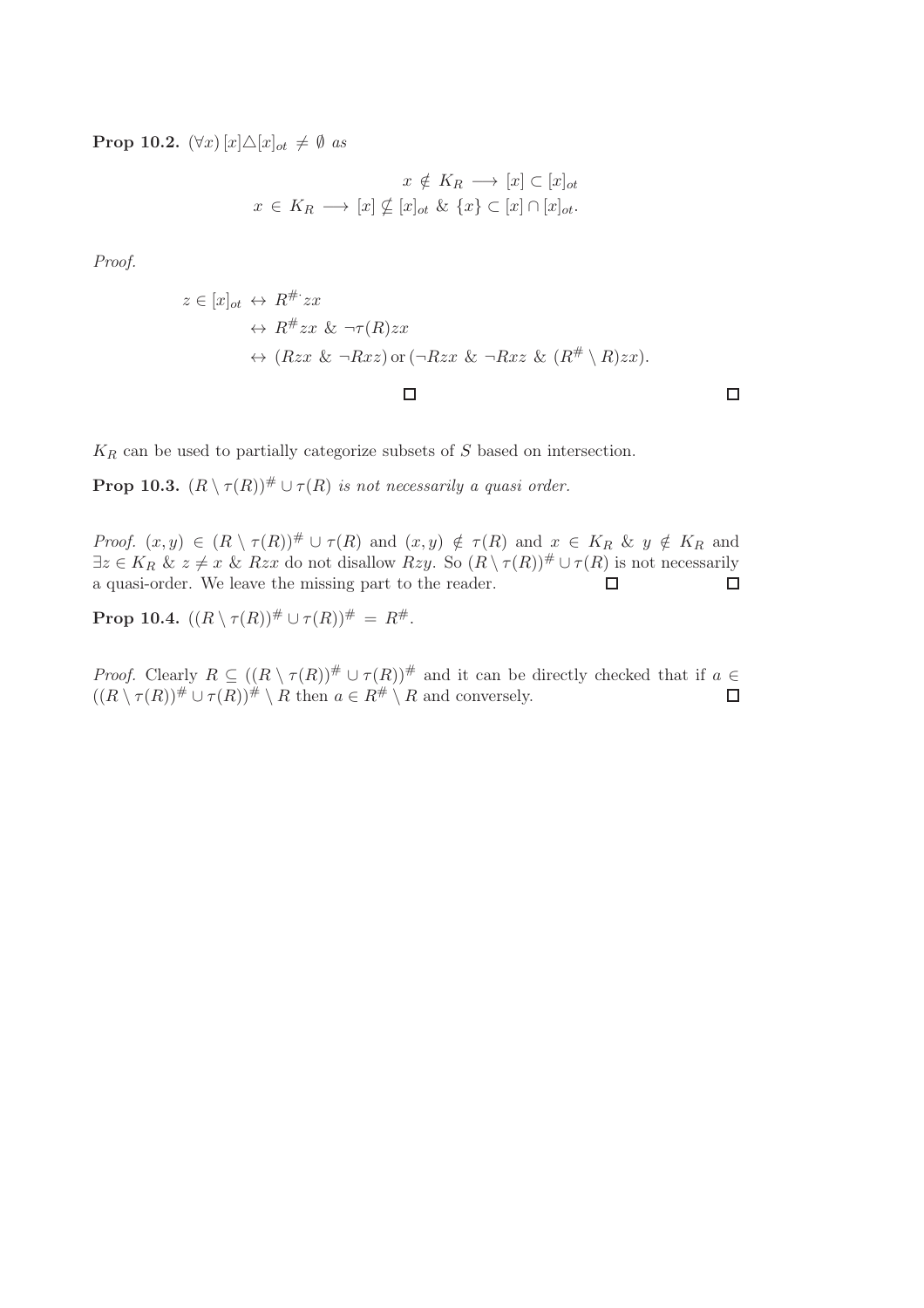**Prop 10.2.** $(\forall x)\,[x]\triangle[x]_{ot} \neq \emptyset$ *as*

$$x \notin K_R \longrightarrow [x] \subset [x]_{ot}$$
$$x \in K_R \longrightarrow [x] \nsubseteq [x]_{ot} \;\&\; \{x\} \subset [x] \cap [x]_{ot}.$$

*Proof.*

$$\begin{aligned}
z \in [x]_{ot} &\leftrightarrow R^{\#\cdot} zx \\
&\leftrightarrow R^{\#} zx \;\&\; \neg\tau(R)zx \\
&\leftrightarrow (Rzx \;\&\; \neg Rxz) \,\text{or}\, (\neg Rzx \;\&\; \neg Rxz \;\&\; (R^{\#} \setminus R)zx).
\end{aligned}$$

□ □

$K_R$ can be used to partially categorize subsets of $S$ based on intersection.

**Prop 10.3.** $(R \setminus \tau(R))^{\#} \cup \tau(R)$ *is not necessarily a quasi order.*

*Proof.* $(x, y) \in (R \setminus \tau(R))^{\#} \cup \tau(R)$ and $(x, y) \notin \tau(R)$ and $x \in K_R \;\&\; y \notin K_R$ and $\exists z \in K_R \;\&\; z \neq x \;\&\; Rzx$ do not disallow $Rzy$. So $(R \setminus \tau(R))^{\#} \cup \tau(R)$ is not necessarily a quasi-order. We leave the missing part to the reader. □ □

**Prop 10.4.** $((R \setminus \tau(R))^{\#} \cup \tau(R))^{\#} = R^{\#}$.

*Proof.* Clearly $R \subseteq ((R \setminus \tau(R))^{\#} \cup \tau(R))^{\#}$ and it can be directly checked that if $a \in ((R \setminus \tau(R))^{\#} \cup \tau(R))^{\#} \setminus R$ then $a \in R^{\#} \setminus R$ and conversely. □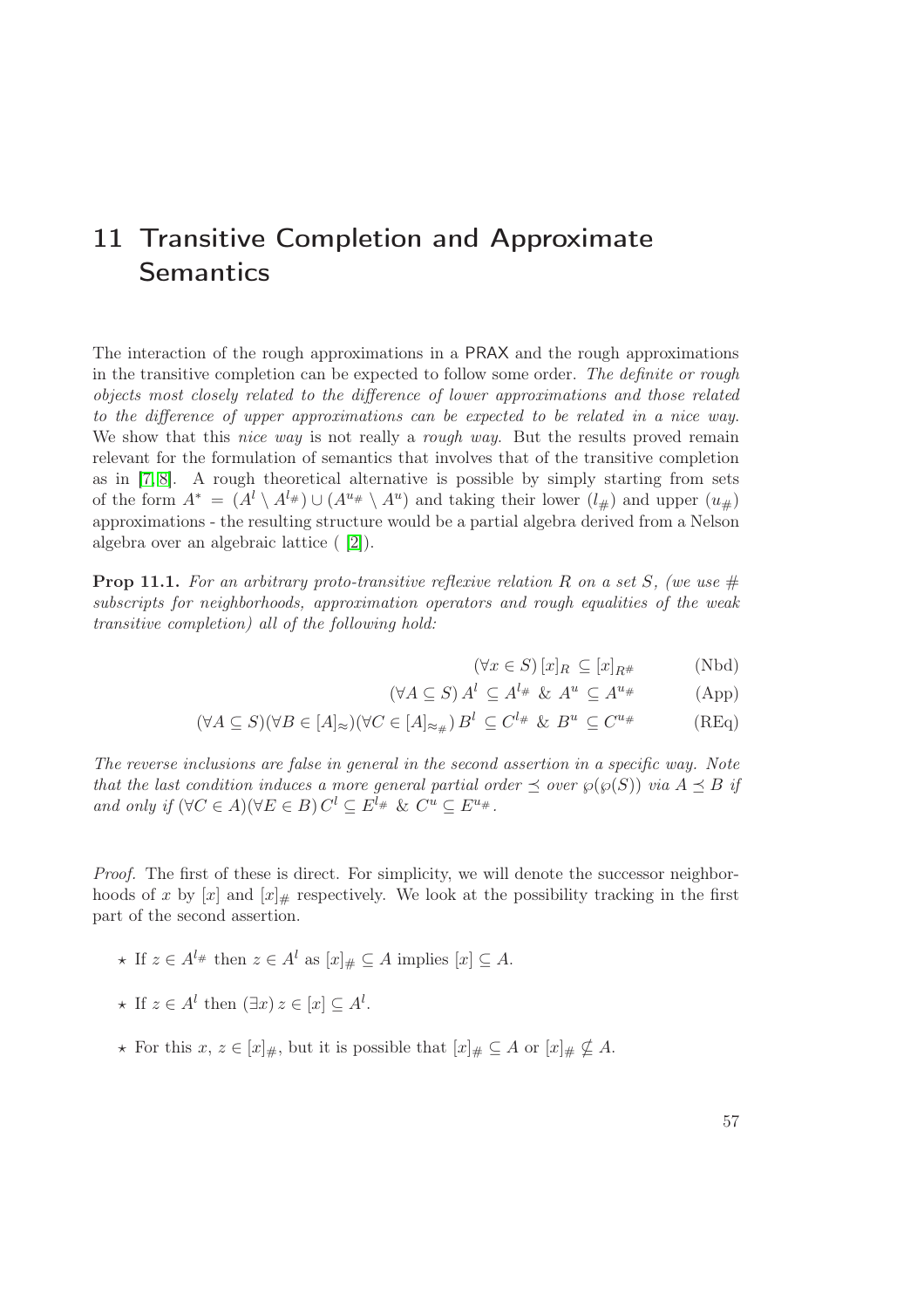# 11 Transitive Completion and Approximate Semantics

The interaction of the rough approximations in a PRAX and the rough approximations in the transitive completion can be expected to follow some order. *The definite or rough objects most closely related to the difference of lower approximations and those related to the difference of upper approximations can be expected to be related in a nice way.* We show that this *nice way* is not really a *rough way*. But the results proved remain relevant for the formulation of semantics that involves that of the transitive completion as in [7, 8]. A rough theoretical alternative is possible by simply starting from sets of the form $A^* = (A^l \setminus A^{l_\#}) \cup (A^{u_\#} \setminus A^u)$ and taking their lower $(l_\#)$ and upper $(u_\#)$ approximations - the resulting structure would be a partial algebra derived from a Nelson algebra over an algebraic lattice ( [2]).

**Prop 11.1.** *For an arbitrary proto-transitive reflexive relation $R$ on a set $S$, (we use $\#$ subscripts for neighborhoods, approximation operators and rough equalities of the weak transitive completion) all of the following hold:*

$$(\forall x \in S)\, [x]_R \subseteq [x]_{R^\#} \tag{Nbd}$$

$$(\forall A \subseteq S)\, A^l \subseteq A^{l_\#} \ \&\ A^u \subseteq A^{u_\#} \tag{App}$$

$$(\forall A \subseteq S)(\forall B \in [A]_\approx)(\forall C \in [A]_{\approx_\#})\, B^l \subseteq C^{l_\#} \ \&\ B^u \subseteq C^{u_\#} \tag{REq}$$

*The reverse inclusions are false in general in the second assertion in a specific way. Note that the last condition induces a more general partial order $\preceq$ over $\wp(\wp(S))$ via $A \preceq B$ if and only if $(\forall C \in A)(\forall E \in B)\, C^l \subseteq E^{l_\#} \ \&\ C^u \subseteq E^{u_\#}$.*

*Proof.* The first of these is direct. For simplicity, we will denote the successor neighborhoods of $x$ by $[x]$ and $[x]_\#$ respectively. We look at the possibility tracking in the first part of the second assertion.

- ⋆ If $z \in A^{l_\#}$ then $z \in A^l$ as $[x]_\# \subseteq A$ implies $[x] \subseteq A$.
- ⋆ If $z \in A^l$ then $(\exists x)\, z \in [x] \subseteq A^l$.
- ⋆ For this $x$, $z \in [x]_\#$, but it is possible that $[x]_\# \subseteq A$ or $[x]_\# \nsubseteq A$.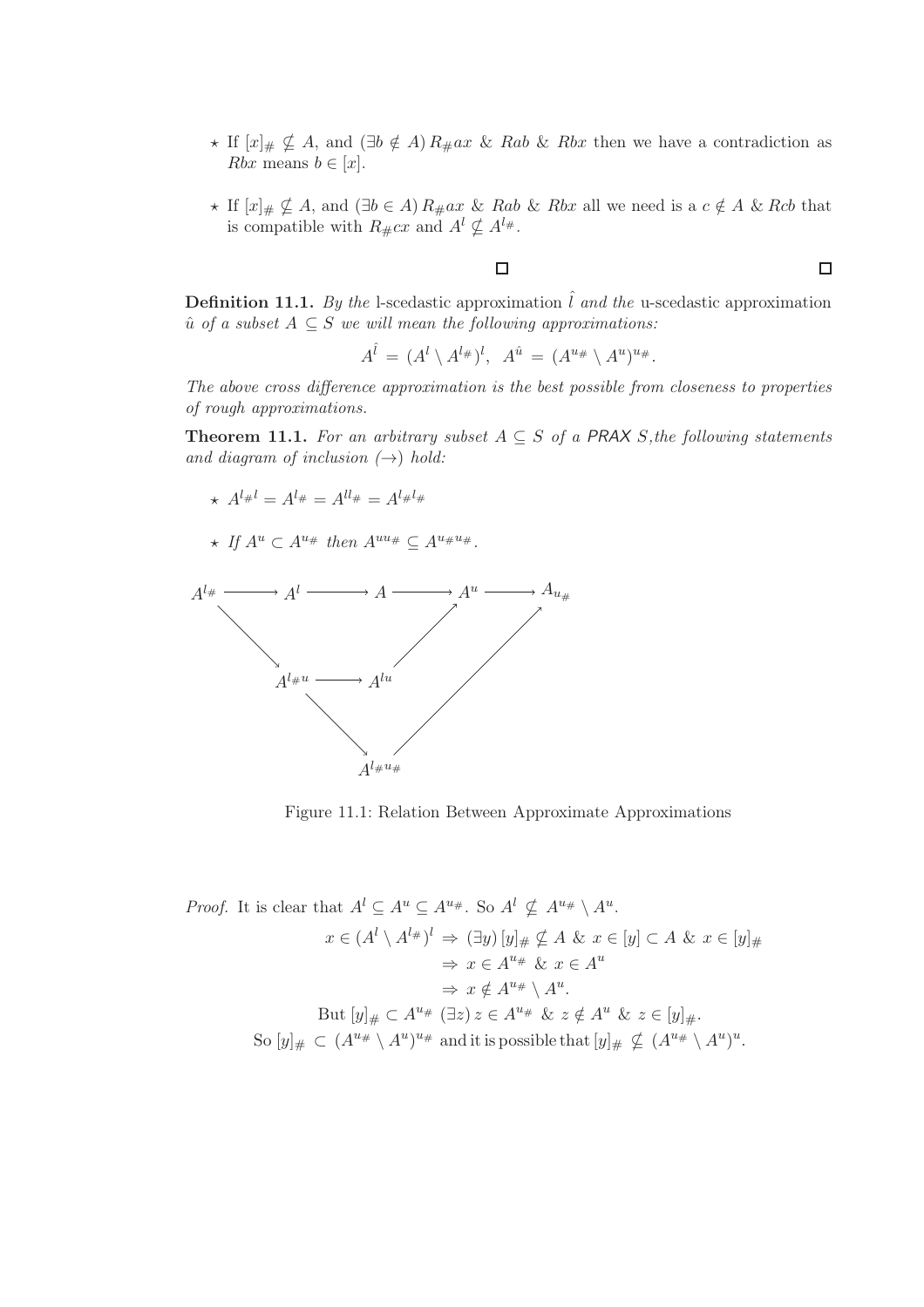- ⋆ If $[x]_\# \nsubseteq A$, and $(\exists b \notin A)\, R_\# ax \;\&\; Rab \;\&\; Rbx$ then we have a contradiction as $Rbx$ means $b \in [x]$.
- ⋆ If $[x]_\# \nsubseteq A$, and $(\exists b \in A)\, R_\# ax \;\&\; Rab \;\&\; Rbx$ all we need is a $c \notin A \;\&\; Rcb$ that is compatible with $R_\# cx$ and $A^l \nsubseteq A^{l_\#}$.

□ □

**Definition 11.1.** *By the* l-scedastic approximation $\hat{l}$ *and the* u-scedastic approximation $\hat{u}$ *of a subset $A \subseteq S$ we will mean the following approximations:*

$$A^{\hat{l}} = (A^l \setminus A^{l_\#})^l, \;\; A^{\hat{u}} = (A^{u_\#} \setminus A^u)^{u_\#}.$$

*The above cross difference approximation is the best possible from closeness to properties of rough approximations.*

**Theorem 11.1.** *For an arbitrary subset $A \subseteq S$ of a PRAX $S$, the following statements and diagram of inclusion ($\rightarrow$) hold:*

- ⋆ $A^{l_\# l} = A^{l_\#} = A^{l l_\#} = A^{l_\# l_\#}$
- ⋆ *If $A^u \subset A^{u_\#}$ then $A^{u u_\#} \subseteq A^{u_\# u_\#}$.*

$$
\begin{array}{ccccccccc}
A^{l_\#} & \longrightarrow & A^l & \longrightarrow & A & \longrightarrow & A^u & \longrightarrow & A_{u_\#}
\end{array}
$$

$A^{l_\#} \rightarrow A^{l_\# u} \rightarrow A^{lu} \rightarrow A^u$; $A^{l_\# u} \rightarrow A^{l_\# u_\#} \rightarrow A_{u_\#}$

Figure 11.1: Relation Between Approximate Approximations

*Proof.* It is clear that $A^l \subseteq A^u \subseteq A^{u_\#}$. So $A^l \nsubseteq A^{u_\#} \setminus A^u$.

$$
\begin{aligned}
x \in (A^l \setminus A^{l_\#})^l &\Rightarrow (\exists y)\, [y]_\# \nsubseteq A \;\&\; x \in [y] \subset A \;\&\; x \in [y]_\# \\
&\Rightarrow x \in A^{u_\#} \;\&\; x \in A^u \\
&\Rightarrow x \notin A^{u_\#} \setminus A^u.
\end{aligned}
$$

But $[y]_\# \subset A^{u_\#}$ $(\exists z)\, z \in A^{u_\#} \;\&\; z \notin A^u \;\&\; z \in [y]_\#$.

So $[y]_\# \subset (A^{u_\#} \setminus A^u)^{u_\#}$ and it is possible that $[y]_\# \nsubseteq (A^{u_\#} \setminus A^u)^u$.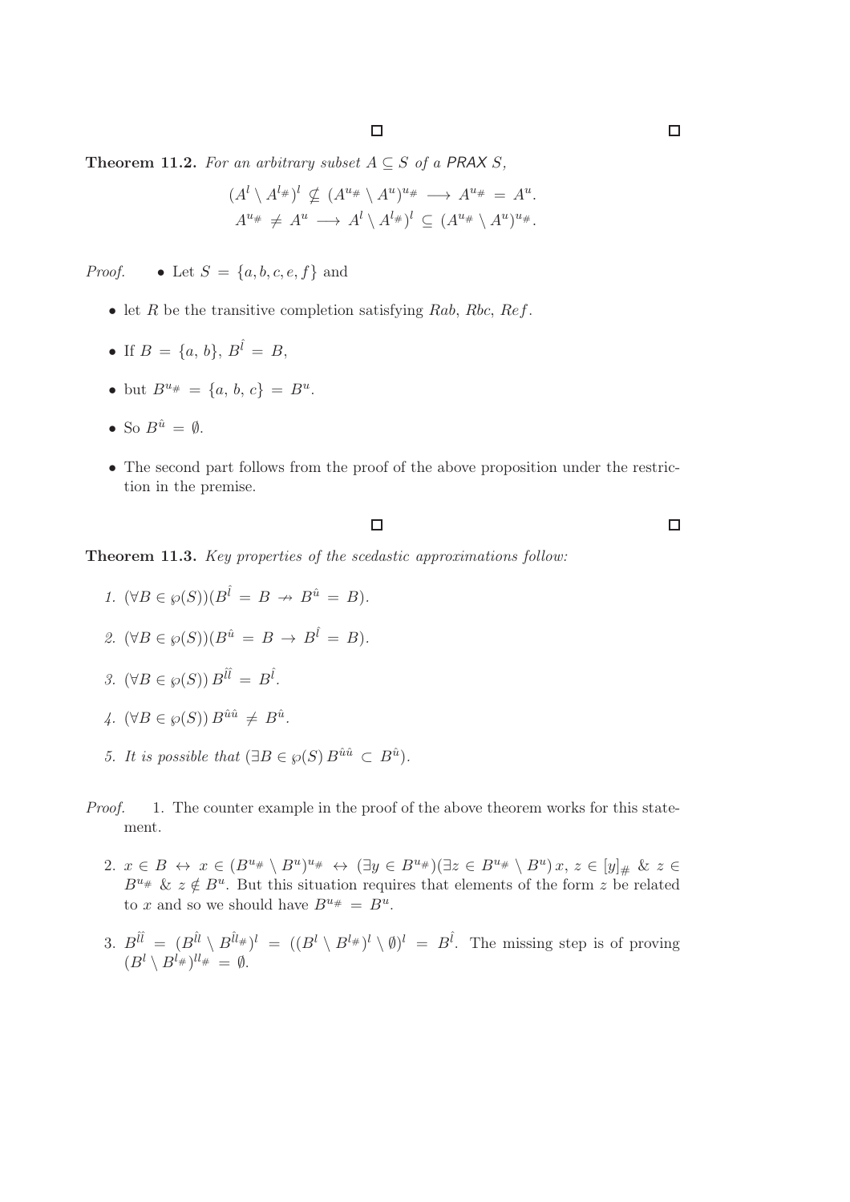□ □

**Theorem 11.2.** *For an arbitrary subset $A \subseteq S$ of a PRAX $S$,*

$$(A^l \setminus A^{l\#})^l \nsubseteq (A^{u\#} \setminus A^u)^{u\#} \longrightarrow A^{u\#} = A^u.$$
$$A^{u\#} \neq A^u \longrightarrow A^l \setminus A^{l\#})^l \subseteq (A^{u\#} \setminus A^u)^{u\#}.$$

*Proof.*

- Let $S = \{a, b, c, e, f\}$ and
- let $R$ be the transitive completion satisfying $Rab$, $Rbc$, $Ref$.
- If $B = \{a, b\}$, $B^{\hat{l}} = B$,
- but $B^{u\#} = \{a, b, c\} = B^u$.
- So $B^{\hat{u}} = \emptyset$.
- The second part follows from the proof of the above proposition under the restriction in the premise.

□ □

**Theorem 11.3.** *Key properties of the scedastic approximations follow:*

1. $(\forall B \in \wp(S))(B^{\hat{l}} = B \nrightarrow B^{\hat{u}} = B)$.
2. $(\forall B \in \wp(S))(B^{\hat{u}} = B \rightarrow B^{\hat{l}} = B)$.
3. $(\forall B \in \wp(S))\, B^{\hat{l}\hat{l}} = B^{\hat{l}}$.
4. $(\forall B \in \wp(S))\, B^{\hat{u}\hat{u}} \neq B^{\hat{u}}$.
5. *It is possible that* $(\exists B \in \wp(S)\, B^{\hat{u}\hat{u}} \subset B^{\hat{u}})$.

*Proof.*

1. The counter example in the proof of the above theorem works for this statement.
2. $x \in B \leftrightarrow x \in (B^{u\#} \setminus B^u)^{u\#} \leftrightarrow (\exists y \in B^{u\#})(\exists z \in B^{u\#} \setminus B^u)\, x, z \in [y]_{\#}$ & $z \in B^{u\#}$ & $z \notin B^u$. But this situation requires that elements of the form $z$ be related to $x$ and so we should have $B^{u\#} = B^u$.
3. $B^{\hat{l}\hat{l}} = (B^{\hat{l}l} \setminus B^{\hat{l}l\#})^l = ((B^l \setminus B^{l\#})^l \setminus \emptyset)^l = B^{\hat{l}}$. The missing step is of proving $(B^l \setminus B^{l\#})^{ll\#} = \emptyset$.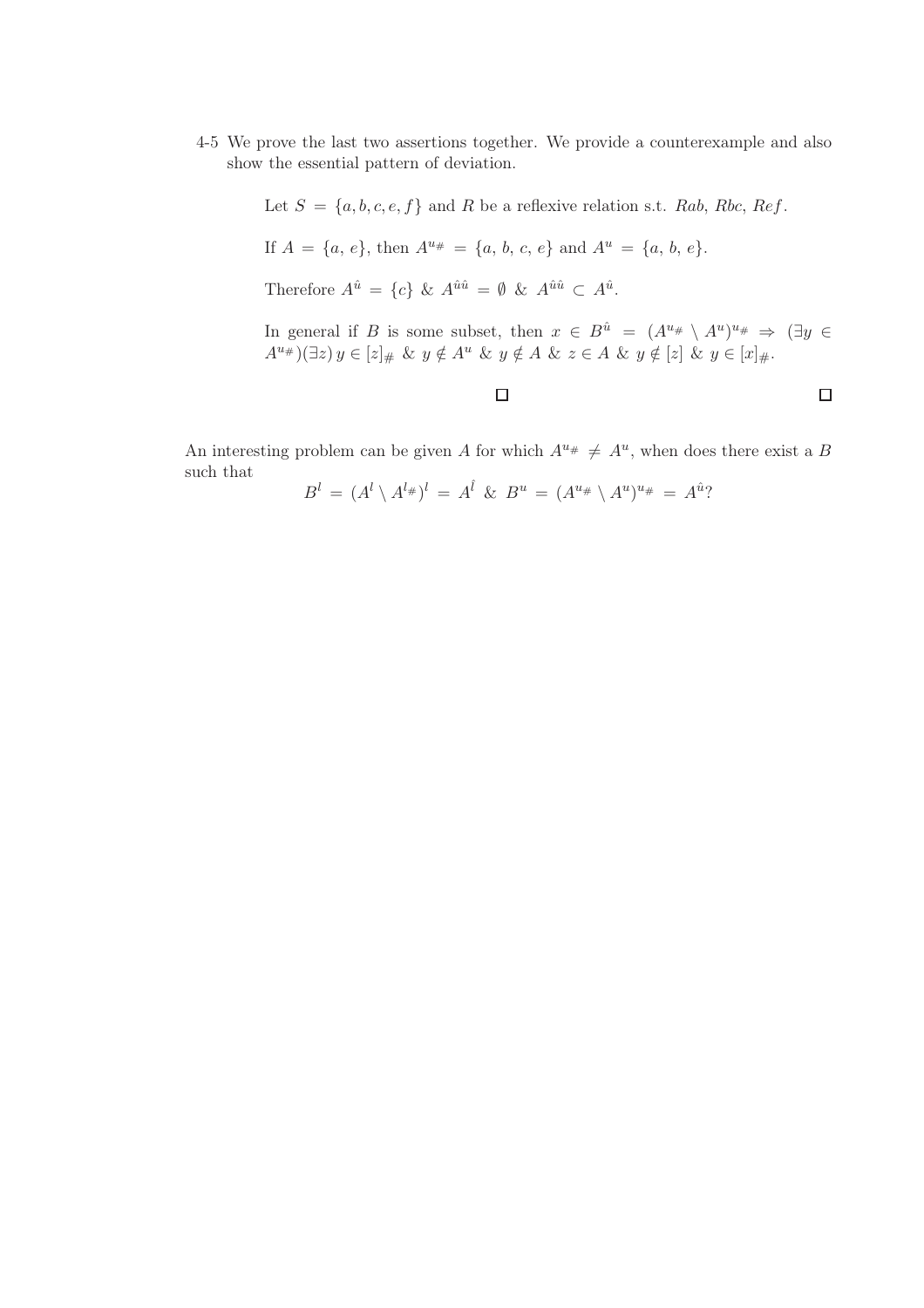4-5 We prove the last two assertions together. We provide a counterexample and also show the essential pattern of deviation.

> Let $S = \{a, b, c, e, f\}$ and $R$ be a reflexive relation s.t. $Rab$, $Rbc$, $Ref$.
>
> If $A = \{a, e\}$, then $A^{u\#} = \{a, b, c, e\}$ and $A^{u} = \{a, b, e\}$.
>
> Therefore $A^{\hat{u}} = \{c\}$ & $A^{\hat{u}\hat{u}} = \emptyset$ & $A^{\hat{u}\hat{u}} \subset A^{\hat{u}}$.
>
> In general if $B$ is some subset, then $x \in B^{\hat{u}} = (A^{u\#} \setminus A^{u})^{u\#} \Rightarrow (\exists y \in A^{u\#})(\exists z)\, y \in [z]_{\#}$ & $y \notin A^{u}$ & $y \notin A$ & $z \in A$ & $y \notin [z]$ & $y \in [x]_{\#}$.

□ □

An interesting problem can be given $A$ for which $A^{u\#} \neq A^{u}$, when does there exist a $B$ such that

$$B^{l} = (A^{l} \setminus A^{l\#})^{l} = A^{\hat{l}} \ \&\ B^{u} = (A^{u\#} \setminus A^{u})^{u\#} = A^{\hat{u}}?$$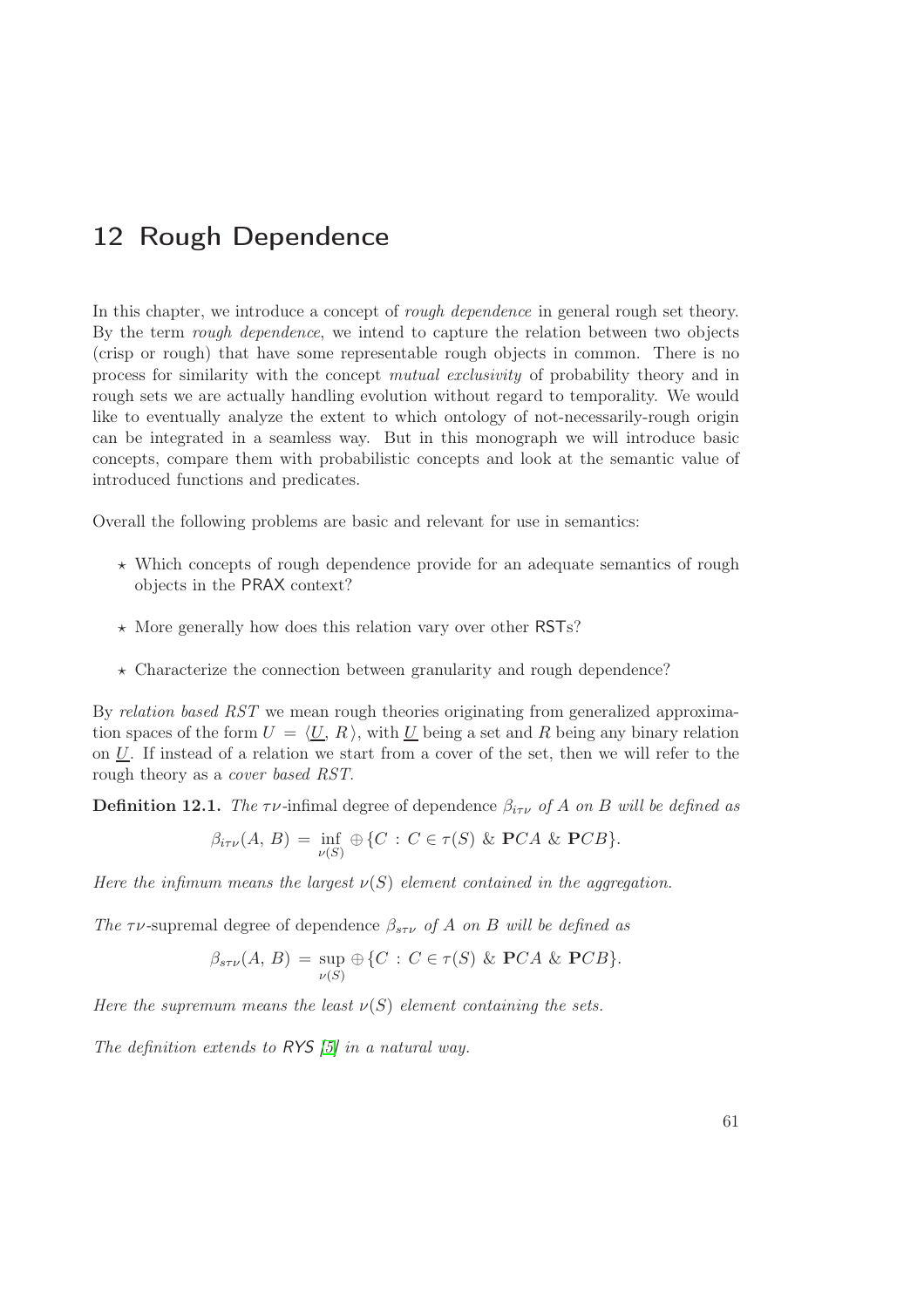# 12 Rough Dependence

In this chapter, we introduce a concept of *rough dependence* in general rough set theory. By the term *rough dependence*, we intend to capture the relation between two objects (crisp or rough) that have some representable rough objects in common. There is no process for similarity with the concept *mutual exclusivity* of probability theory and in rough sets we are actually handling evolution without regard to temporality. We would like to eventually analyze the extent to which ontology of not-necessarily-rough origin can be integrated in a seamless way. But in this monograph we will introduce basic concepts, compare them with probabilistic concepts and look at the semantic value of introduced functions and predicates.

Overall the following problems are basic and relevant for use in semantics:

- ⋆ Which concepts of rough dependence provide for an adequate semantics of rough objects in the PRAX context?
- ⋆ More generally how does this relation vary over other RSTs?
- ⋆ Characterize the connection between granularity and rough dependence?

By *relation based RST* we mean rough theories originating from generalized approximation spaces of the form $U = \langle \underline{U}, R \rangle$, with $\underline{U}$ being a set and $R$ being any binary relation on $\underline{U}$. If instead of a relation we start from a cover of the set, then we will refer to the rough theory as a *cover based RST*.

**Definition 12.1.** *The $\tau\nu$-infimal degree of dependence $\beta_{i\tau\nu}$ of $A$ on $B$ will be defined as*

$$\beta_{i\tau\nu}(A, B) = \inf_{\nu(S)} \oplus \{C : C \in \tau(S) \ \& \ \mathbf{P}CA \ \& \ \mathbf{P}CB\}.$$

*Here the infimum means the largest $\nu(S)$ element contained in the aggregation.*

*The $\tau\nu$-supremal degree of dependence $\beta_{s\tau\nu}$ of $A$ on $B$ will be defined as*

$$\beta_{s\tau\nu}(A, B) = \sup_{\nu(S)} \oplus \{C : C \in \tau(S) \ \& \ \mathbf{P}CA \ \& \ \mathbf{P}CB\}.$$

*Here the supremum means the least $\nu(S)$ element containing the sets.*

*The definition extends to RYS [5] in a natural way.*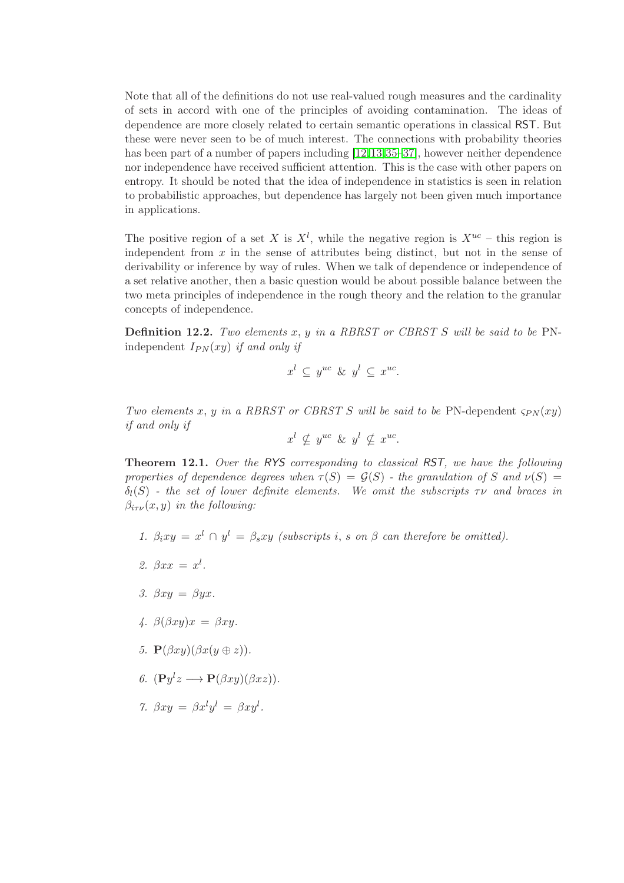Note that all of the definitions do not use real-valued rough measures and the cardinality of sets in accord with one of the principles of avoiding contamination. The ideas of dependence are more closely related to certain semantic operations in classical RST. But these were never seen to be of much interest. The connections with probability theories has been part of a number of papers including [12,13,35–37], however neither dependence nor independence have received sufficient attention. This is the case with other papers on entropy. It should be noted that the idea of independence in statistics is seen in relation to probabilistic approaches, but dependence has largely not been given much importance in applications.

The positive region of a set $X$ is $X^l$, while the negative region is $X^{uc}$ – this region is independent from $x$ in the sense of attributes being distinct, but not in the sense of derivability or inference by way of rules. When we talk of dependence or independence of a set relative another, then a basic question would be about possible balance between the two meta principles of independence in the rough theory and the relation to the granular concepts of independence.

**Definition 12.2.** *Two elements $x$, $y$ in a RBRST or CBRST $S$ will be said to be* PN-independent $I_{PN}(xy)$ *if and only if*

$$x^l \subseteq y^{uc} \ \& \ y^l \subseteq x^{uc}.$$

*Two elements $x$, $y$ in a RBRST or CBRST $S$ will be said to be* PN-dependent $\varsigma_{PN}(xy)$ *if and only if*

$$x^l \nsubseteq y^{uc} \ \& \ y^l \nsubseteq x^{uc}.$$

**Theorem 12.1.** *Over the RYS corresponding to classical RST, we have the following properties of dependence degrees when $\tau(S) = \mathcal{G}(S)$ - the granulation of $S$ and $\nu(S) = \delta_l(S)$ - the set of lower definite elements. We omit the subscripts $\tau\nu$ and braces in $\beta_{i\tau\nu}(x, y)$ in the following:*

1. $\beta_i xy = x^l \cap y^l = \beta_s xy$ *(subscripts $i$, $s$ on $\beta$ can therefore be omitted).*
2. $\beta xx = x^l$.
3. $\beta xy = \beta yx$.
4. $\beta(\beta xy)x = \beta xy$.
5. $\mathbf{P}(\beta xy)(\beta x(y \oplus z))$.
6. $(\mathbf{P}y^l z \longrightarrow \mathbf{P}(\beta xy)(\beta xz))$.
7. $\beta xy = \beta x^l y^l = \beta xy^l$.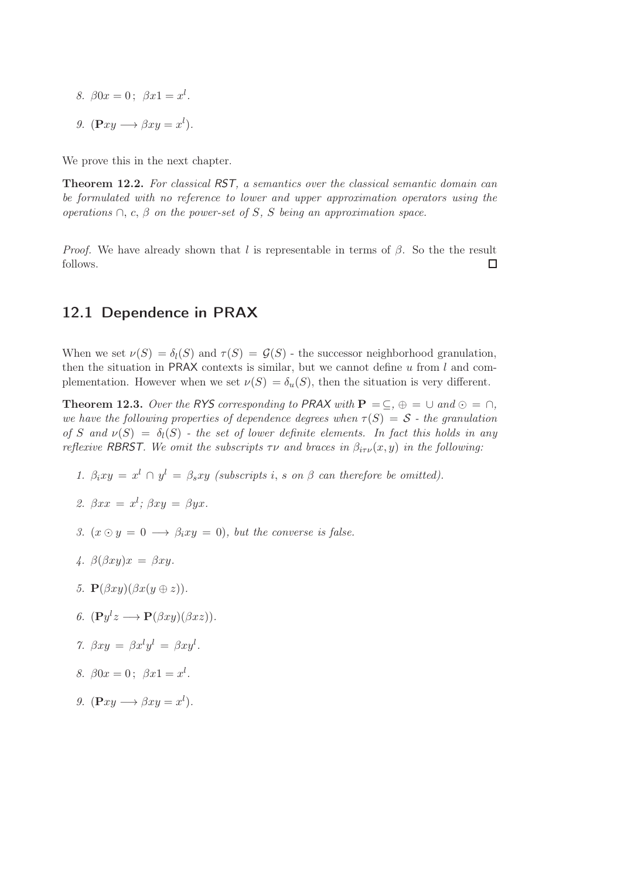8. $\beta 0x = 0\,;\ \ \beta x1 = x^l$.

9. $(\mathbf{P}xy \longrightarrow \beta xy = x^l)$.

We prove this in the next chapter.

**Theorem 12.2.** *For classical RST, a semantics over the classical semantic domain can be formulated with no reference to lower and upper approximation operators using the operations $\cap$, $c$, $\beta$ on the power-set of $S$, $S$ being an approximation space.*

*Proof.* We have already shown that $l$ is representable in terms of $\beta$. So the the result follows. □

## 12.1 Dependence in PRAX

When we set $\nu(S) = \delta_l(S)$ and $\tau(S) = \mathcal{G}(S)$ - the successor neighborhood granulation, then the situation in PRAX contexts is similar, but we cannot define $u$ from $l$ and complementation. However when we set $\nu(S) = \delta_u(S)$, then the situation is very different.

**Theorem 12.3.** *Over the RYS corresponding to PRAX with $\mathbf{P} = \subseteq$, $\oplus = \cup$ and $\odot = \cap$, we have the following properties of dependence degrees when $\tau(S) = \mathcal{S}$ - the granulation of $S$ and $\nu(S) = \delta_l(S)$ - the set of lower definite elements. In fact this holds in any reflexive RBRST. We omit the subscripts $\tau\nu$ and braces in $\beta_{i\tau\nu}(x, y)$ in the following:*

1. $\beta_i xy = x^l \cap y^l = \beta_s xy$ *(subscripts $i$, $s$ on $\beta$ can therefore be omitted).*

2. $\beta xx = x^l$; $\beta xy = \beta yx$.

3. $(x \odot y = 0 \longrightarrow \beta_i xy = 0)$, *but the converse is false.*

4. $\beta(\beta xy)x = \beta xy$.

5. $\mathbf{P}(\beta xy)(\beta x(y \oplus z))$.

6. $(\mathbf{P}y^l z \longrightarrow \mathbf{P}(\beta xy)(\beta xz))$.

7. $\beta xy = \beta x^l y^l = \beta xy^l$.

8. $\beta 0x = 0\,;\ \ \beta x1 = x^l$.

9. $(\mathbf{P}xy \longrightarrow \beta xy = x^l)$.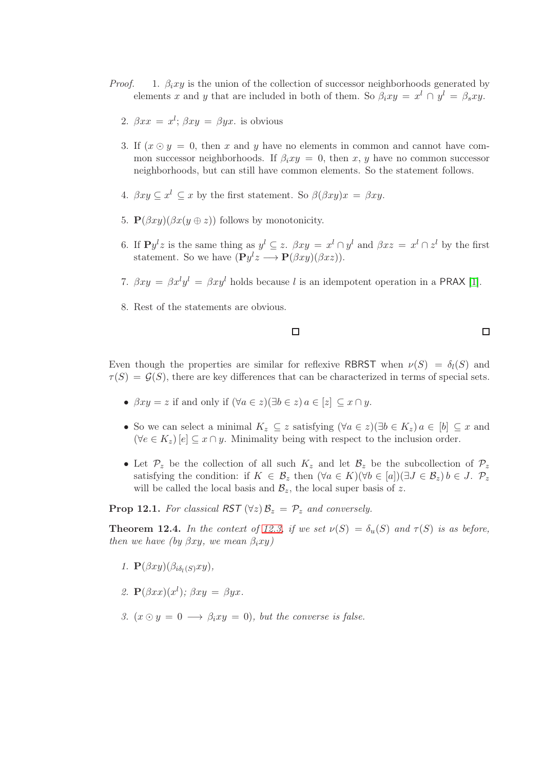*Proof.*

1. $\beta_i xy$ is the union of the collection of successor neighborhoods generated by elements $x$ and $y$ that are included in both of them. So $\beta_i xy = x^l \cap y^l = \beta_s xy$.

2. $\beta xx = x^l$; $\beta xy = \beta yx$. is obvious

3. If $(x \odot y = 0$, then $x$ and $y$ have no elements in common and cannot have common successor neighborhoods. If $\beta_i xy = 0$, then $x, y$ have no common successor neighborhoods, but can still have common elements. So the statement follows.

4. $\beta xy \subseteq x^l \subseteq x$ by the first statement. So $\beta(\beta xy)x = \beta xy$.

5. $\mathbf{P}(\beta xy)(\beta x(y \oplus z))$ follows by monotonicity.

6. If $\mathbf{P}y^l z$ is the same thing as $y^l \subseteq z$. $\beta xy = x^l \cap y^l$ and $\beta xz = x^l \cap z^l$ by the first statement. So we have $(\mathbf{P}y^l z \longrightarrow \mathbf{P}(\beta xy)(\beta xz))$.

7. $\beta xy = \beta x^l y^l = \beta xy^l$ holds because $l$ is an idempotent operation in a PRAX [1].

8. Rest of the statements are obvious.

□ □

Even though the properties are similar for reflexive RBRST when $\nu(S) = \delta_l(S)$ and $\tau(S) = \mathcal{G}(S)$, there are key differences that can be characterized in terms of special sets.

- $\beta xy = z$ if and only if $(\forall a \in z)(\exists b \in z)\, a \in [z] \subseteq x \cap y$.
- So we can select a minimal $K_z \subseteq z$ satisfying $(\forall a \in z)(\exists b \in K_z)\, a \in [b] \subseteq x$ and $(\forall e \in K_z)\, [e] \subseteq x \cap y$. Minimality being with respect to the inclusion order.
- Let $\mathcal{P}_z$ be the collection of all such $K_z$ and let $\mathcal{B}_z$ be the subcollection of $\mathcal{P}_z$ satisfying the condition: if $K \in \mathcal{B}_z$ then $(\forall a \in K)(\forall b \in [a])(\exists J \in \mathcal{B}_z)\, b \in J$. $\mathcal{P}_z$ will be called the local basis and $\mathcal{B}_z$, the local super basis of $z$.

**Prop 12.1.** *For classical RST $(\forall z)\, \mathcal{B}_z = \mathcal{P}_z$ and conversely.*

**Theorem 12.4.** *In the context of 12.3, if we set $\nu(S) = \delta_u(S)$ and $\tau(S)$ is as before, then we have (by $\beta xy$, we mean $\beta_i xy$)*

1. $\mathbf{P}(\beta xy)(\beta_{i\delta_l(S)} xy)$,
2. $\mathbf{P}(\beta xx)(x^l)$; $\beta xy = \beta yx$.
3. $(x \odot y = 0 \longrightarrow \beta_i xy = 0)$, *but the converse is false.*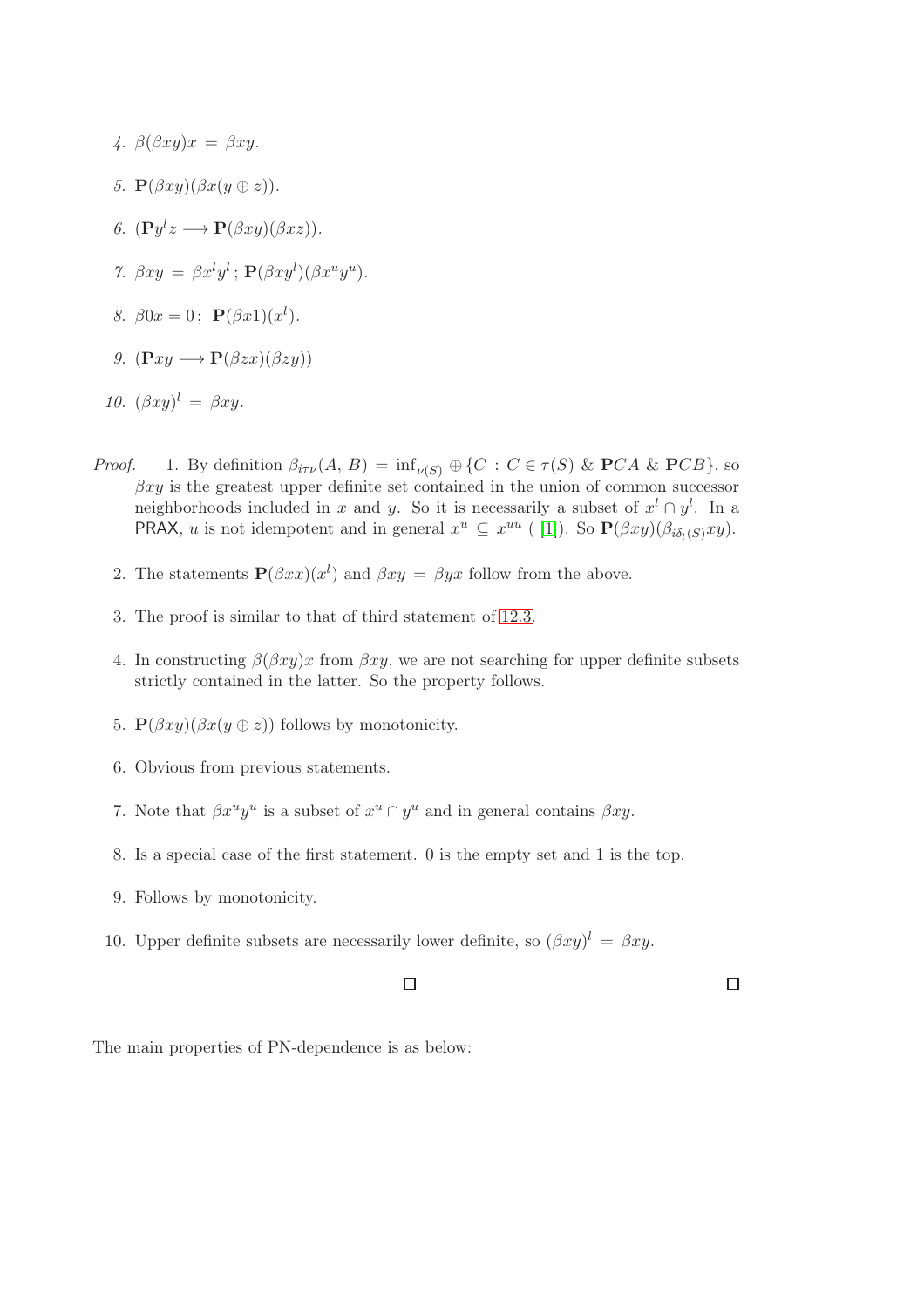4. $\beta(\beta xy)x = \beta xy$.

5. $\mathbf{P}(\beta xy)(\beta x(y \oplus z))$.

6. $(\mathbf{P}y^l z \longrightarrow \mathbf{P}(\beta xy)(\beta xz))$.

7. $\beta xy = \beta x^l y^l$ ; $\mathbf{P}(\beta xy^l)(\beta x^u y^u)$.

8. $\beta 0x = 0$ ; $\mathbf{P}(\beta x1)(x^l)$.

9. $(\mathbf{P}xy \longrightarrow \mathbf{P}(\beta zx)(\beta zy))$

10. $(\beta xy)^l = \beta xy$.

*Proof.*

1. By definition $\beta_{i\tau\nu}(A, B) = \inf_{\nu(S)} \oplus \{C : C \in \tau(S) \ \& \ \mathbf{P}CA \ \& \ \mathbf{P}CB\}$, so $\beta xy$ is the greatest upper definite set contained in the union of common successor neighborhoods included in $x$ and $y$. So it is necessarily a subset of $x^l \cap y^l$. In a PRAX, $u$ is not idempotent and in general $x^u \subseteq x^{uu}$ ( [1]). So $\mathbf{P}(\beta xy)(\beta_{i\delta_l(S)}xy)$.

2. The statements $\mathbf{P}(\beta xx)(x^l)$ and $\beta xy = \beta yx$ follow from the above.

3. The proof is similar to that of third statement of 12.3.

4. In constructing $\beta(\beta xy)x$ from $\beta xy$, we are not searching for upper definite subsets strictly contained in the latter. So the property follows.

5. $\mathbf{P}(\beta xy)(\beta x(y \oplus z))$ follows by monotonicity.

6. Obvious from previous statements.

7. Note that $\beta x^u y^u$ is a subset of $x^u \cap y^u$ and in general contains $\beta xy$.

8. Is a special case of the first statement. 0 is the empty set and 1 is the top.

9. Follows by monotonicity.

10. Upper definite subsets are necessarily lower definite, so $(\beta xy)^l = \beta xy$.

□ □

The main properties of PN-dependence is as below: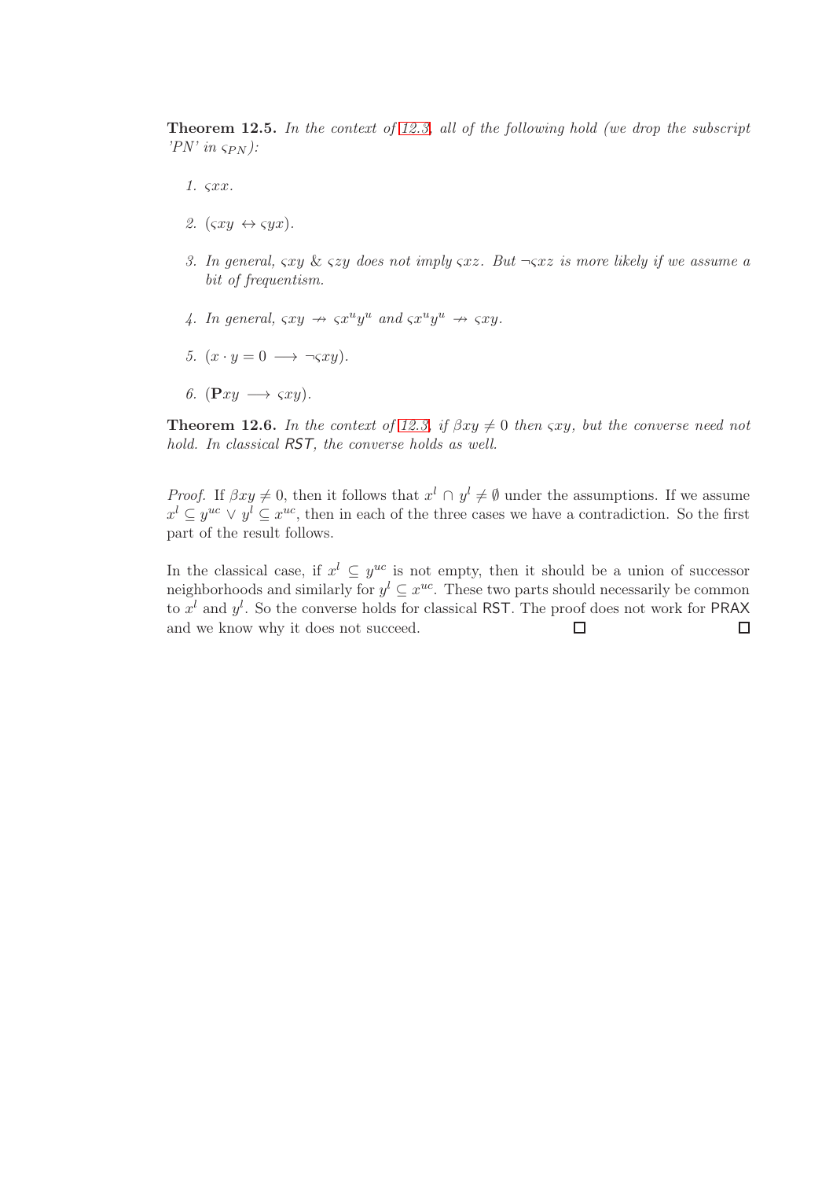**Theorem 12.5.** *In the context of 12.3, all of the following hold (we drop the subscript 'PN' in $\varsigma_{PN}$):*

1. $\varsigma xx$.
2. $(\varsigma xy \leftrightarrow \varsigma yx)$.
3. *In general,* $\varsigma xy$ & $\varsigma zy$ *does not imply* $\varsigma xz$. *But* $\neg\varsigma xz$ *is more likely if we assume a bit of frequentism.*
4. *In general,* $\varsigma xy \nrightarrow \varsigma x^u y^u$ *and* $\varsigma x^u y^u \nrightarrow \varsigma xy$.
5. $(x \cdot y = 0 \longrightarrow \neg\varsigma xy)$.
6. $(\mathbf{P}xy \longrightarrow \varsigma xy)$.

**Theorem 12.6.** *In the context of 12.3, if* $\beta xy \neq 0$ *then* $\varsigma xy$*, but the converse need not hold. In classical* RST*, the converse holds as well.*

*Proof.* If $\beta xy \neq 0$, then it follows that $x^l \cap y^l \neq \emptyset$ under the assumptions. If we assume $x^l \subseteq y^{uc} \vee y^l \subseteq x^{uc}$, then in each of the three cases we have a contradiction. So the first part of the result follows.

In the classical case, if $x^l \subseteq y^{uc}$ is not empty, then it should be a union of successor neighborhoods and similarly for $y^l \subseteq x^{uc}$. These two parts should necessarily be common to $x^l$ and $y^l$. So the converse holds for classical RST. The proof does not work for PRAX and we know why it does not succeed. □ □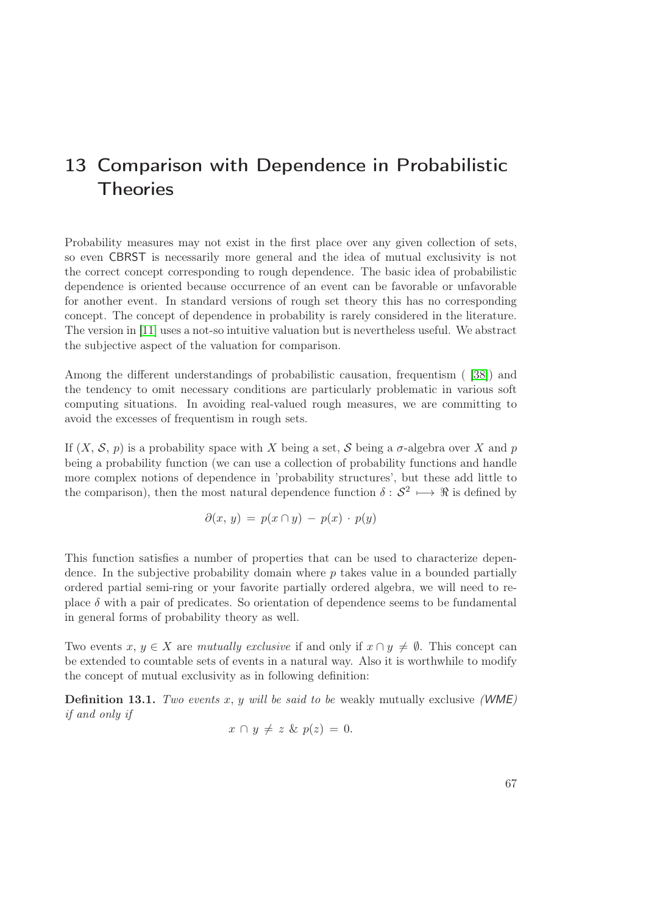# 13 Comparison with Dependence in Probabilistic Theories

Probability measures may not exist in the first place over any given collection of sets, so even CBRST is necessarily more general and the idea of mutual exclusivity is not the correct concept corresponding to rough dependence. The basic idea of probabilistic dependence is oriented because occurrence of an event can be favorable or unfavorable for another event. In standard versions of rough set theory this has no corresponding concept. The concept of dependence in probability is rarely considered in the literature. The version in [11] uses a not-so intuitive valuation but is nevertheless useful. We abstract the subjective aspect of the valuation for comparison.

Among the different understandings of probabilistic causation, frequentism ( [38]) and the tendency to omit necessary conditions are particularly problematic in various soft computing situations. In avoiding real-valued rough measures, we are committing to avoid the excesses of frequentism in rough sets.

If $(X, \mathcal{S}, p)$ is a probability space with $X$ being a set, $\mathcal{S}$ being a $\sigma$-algebra over $X$ and $p$ being a probability function (we can use a collection of probability functions and handle more complex notions of dependence in 'probability structures', but these add little to the comparison), then the most natural dependence function $\delta : \mathcal{S}^2 \longmapsto \Re$ is defined by

$$\partial(x, y) = p(x \cap y) - p(x) \cdot p(y)$$

This function satisfies a number of properties that can be used to characterize dependence. In the subjective probability domain where $p$ takes value in a bounded partially ordered partial semi-ring or your favorite partially ordered algebra, we will need to replace $\delta$ with a pair of predicates. So orientation of dependence seems to be fundamental in general forms of probability theory as well.

Two events $x, y \in X$ are *mutually exclusive* if and only if $x \cap y \neq \emptyset$. This concept can be extended to countable sets of events in a natural way. Also it is worthwhile to modify the concept of mutual exclusivity as in following definition:

**Definition 13.1.** *Two events $x$, $y$ will be said to be* weakly mutually exclusive *(WME) if and only if*

$$x \cap y \neq z \;\&\; p(z) = 0.$$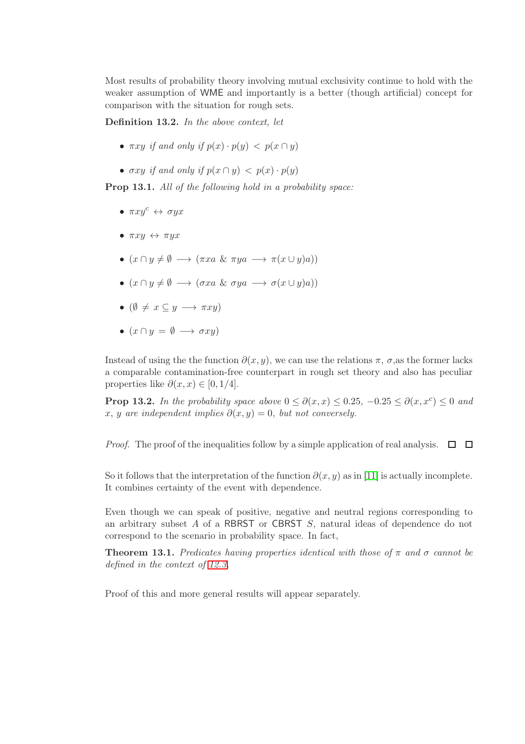Most results of probability theory involving mutual exclusivity continue to hold with the weaker assumption of WME and importantly is a better (though artificial) concept for comparison with the situation for rough sets.

**Definition 13.2.** *In the above context, let*

- $\pi xy$ *if and only if* $p(x) \cdot p(y) \, < \, p(x \cap y)$
- $\sigma xy$ *if and only if* $p(x \cap y) \, < \, p(x) \cdot p(y)$

**Prop 13.1.** *All of the following hold in a probability space:*

- $\pi x y^c \leftrightarrow \sigma y x$
- $\pi xy \leftrightarrow \pi yx$
- $(x \cap y \neq \emptyset \longrightarrow (\pi xa \,\&\, \pi ya \longrightarrow \pi(x \cup y)a))$
- $(x \cap y \neq \emptyset \longrightarrow (\sigma xa \,\&\, \sigma ya \longrightarrow \sigma(x \cup y)a))$
- $(\emptyset \neq x \subseteq y \longrightarrow \pi xy)$
- $(x \cap y = \emptyset \longrightarrow \sigma xy)$

Instead of using the the function $\partial(x, y)$, we can use the relations $\pi$, $\sigma$,as the former lacks a comparable contamination-free counterpart in rough set theory and also has peculiar properties like $\partial(x, x) \in [0, 1/4]$.

**Prop 13.2.** *In the probability space above* $0 \leq \partial(x, x) \leq 0.25$*,* $-0.25 \leq \partial(x, x^c) \leq 0$ *and* $x$*,* $y$ *are independent implies* $\partial(x, y) = 0$*, but not conversely.*

*Proof.* The proof of the inequalities follow by a simple application of real analysis. □ □

So it follows that the interpretation of the function $\partial(x, y)$ as in [11] is actually incomplete. It combines certainty of the event with dependence.

Even though we can speak of positive, negative and neutral regions corresponding to an arbitrary subset $A$ of a RBRST or CBRST $S$, natural ideas of dependence do not correspond to the scenario in probability space. In fact,

**Theorem 13.1.** *Predicates having properties identical with those of* $\pi$ *and* $\sigma$ *cannot be defined in the context of 12.3.*

Proof of this and more general results will appear separately.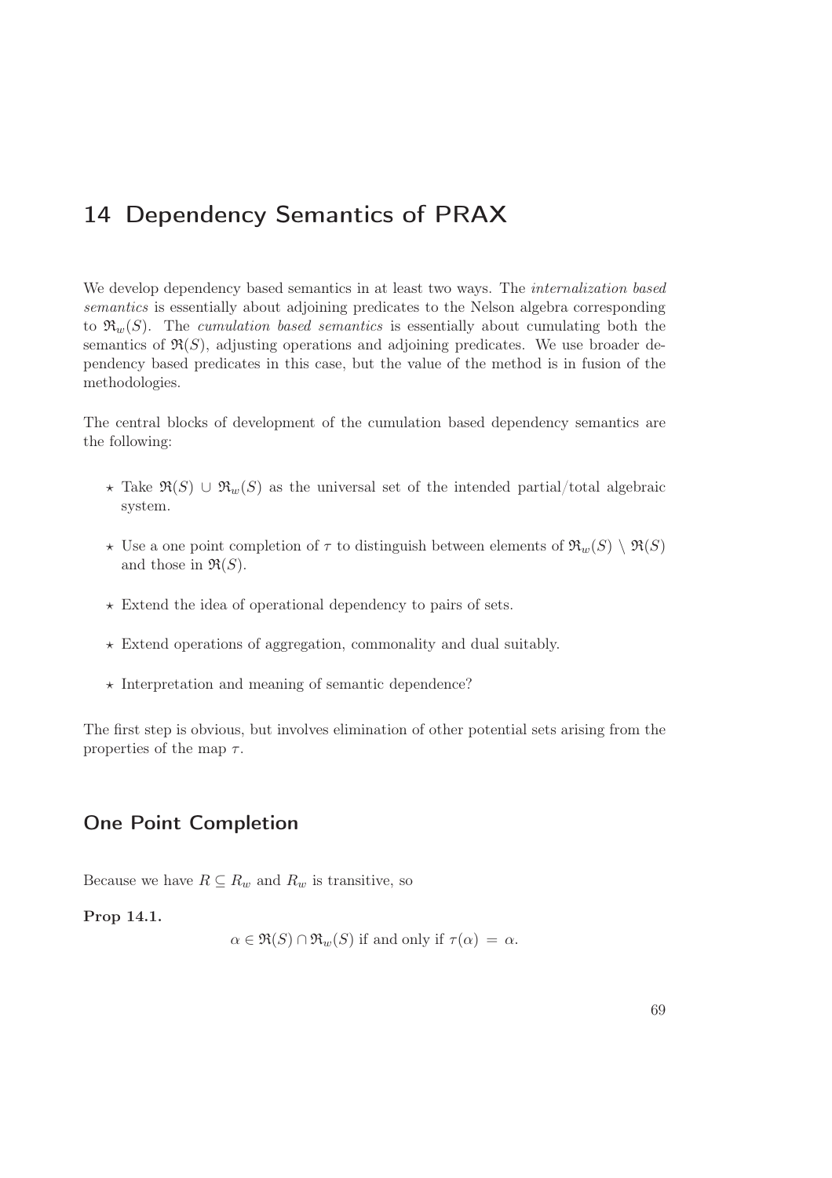# 14 Dependency Semantics of PRAX

We develop dependency based semantics in at least two ways. The *internalization based semantics* is essentially about adjoining predicates to the Nelson algebra corresponding to $\mathfrak{R}_w(S)$. The *cumulation based semantics* is essentially about cumulating both the semantics of $\mathfrak{R}(S)$, adjusting operations and adjoining predicates. We use broader dependency based predicates in this case, but the value of the method is in fusion of the methodologies.

The central blocks of development of the cumulation based dependency semantics are the following:

- ⋆ Take $\mathfrak{R}(S) \cup \mathfrak{R}_w(S)$ as the universal set of the intended partial/total algebraic system.
- ⋆ Use a one point completion of $\tau$ to distinguish between elements of $\mathfrak{R}_w(S) \setminus \mathfrak{R}(S)$ and those in $\mathfrak{R}(S)$.
- ⋆ Extend the idea of operational dependency to pairs of sets.
- ⋆ Extend operations of aggregation, commonality and dual suitably.
- ⋆ Interpretation and meaning of semantic dependence?

The first step is obvious, but involves elimination of other potential sets arising from the properties of the map $\tau$.

## One Point Completion

Because we have $R \subseteq R_w$ and $R_w$ is transitive, so

**Prop 14.1.**

$$\alpha \in \mathfrak{R}(S) \cap \mathfrak{R}_w(S) \text{ if and only if } \tau(\alpha) = \alpha.$$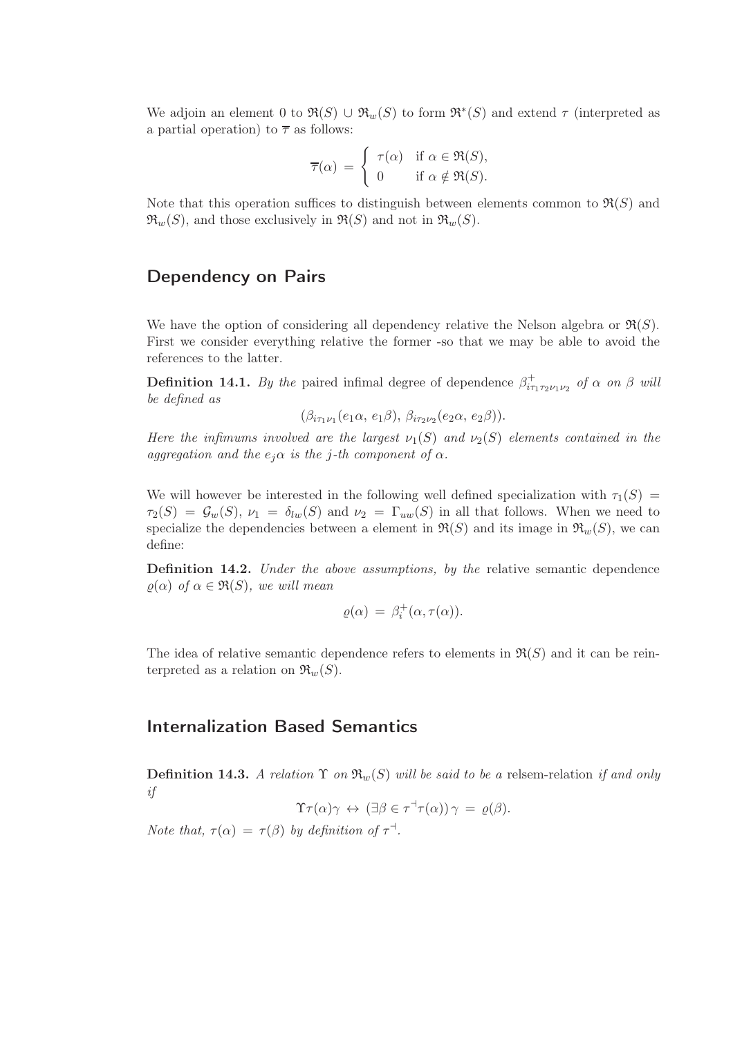We adjoin an element 0 to $\mathfrak{R}(S) \cup \mathfrak{R}_w(S)$ to form $\mathfrak{R}^*(S)$ and extend $\tau$ (interpreted as a partial operation) to $\overline{\tau}$ as follows:

$$\overline{\tau}(\alpha) = \begin{cases} \tau(\alpha) & \text{if } \alpha \in \mathfrak{R}(S), \\ 0 & \text{if } \alpha \notin \mathfrak{R}(S). \end{cases}$$

Note that this operation suffices to distinguish between elements common to $\mathfrak{R}(S)$ and $\mathfrak{R}_w(S)$, and those exclusively in $\mathfrak{R}(S)$ and not in $\mathfrak{R}_w(S)$.

## Dependency on Pairs

We have the option of considering all dependency relative the Nelson algebra or $\mathfrak{R}(S)$. First we consider everything relative the former -so that we may be able to avoid the references to the latter.

**Definition 14.1.** *By the* paired infimal degree of dependence $\beta^{+}_{i\tau_1\tau_2\nu_1\nu_2}$ *of $\alpha$ on $\beta$ will be defined as*

$$(\beta_{i\tau_1\nu_1}(e_1\alpha,\, e_1\beta),\, \beta_{i\tau_2\nu_2}(e_2\alpha,\, e_2\beta)).$$

*Here the infimums involved are the largest $\nu_1(S)$ and $\nu_2(S)$ elements contained in the aggregation and the $e_j\alpha$ is the $j$-th component of $\alpha$.*

We will however be interested in the following well defined specialization with $\tau_1(S) = \tau_2(S) = \mathcal{G}_w(S)$, $\nu_1 = \delta_{lw}(S)$ and $\nu_2 = \Gamma_{uw}(S)$ in all that follows. When we need to specialize the dependencies between a element in $\mathfrak{R}(S)$ and its image in $\mathfrak{R}_w(S)$, we can define:

**Definition 14.2.** *Under the above assumptions, by the* relative semantic dependence *$\varrho(\alpha)$ of $\alpha \in \mathfrak{R}(S)$, we will mean*

$$\varrho(\alpha) = \beta^{+}_{i}(\alpha, \tau(\alpha)).$$

The idea of relative semantic dependence refers to elements in $\mathfrak{R}(S)$ and it can be reinterpreted as a relation on $\mathfrak{R}_w(S)$.

## Internalization Based Semantics

**Definition 14.3.** *A relation $\Upsilon$ on $\mathfrak{R}_w(S)$ will be said to be a* relsem-relation *if and only if*

$$\Upsilon\tau(\alpha)\gamma \leftrightarrow (\exists\beta \in \tau^{\dashv}\tau(\alpha))\, \gamma = \varrho(\beta).$$

*Note that, $\tau(\alpha) = \tau(\beta)$ by definition of $\tau^{\dashv}$.*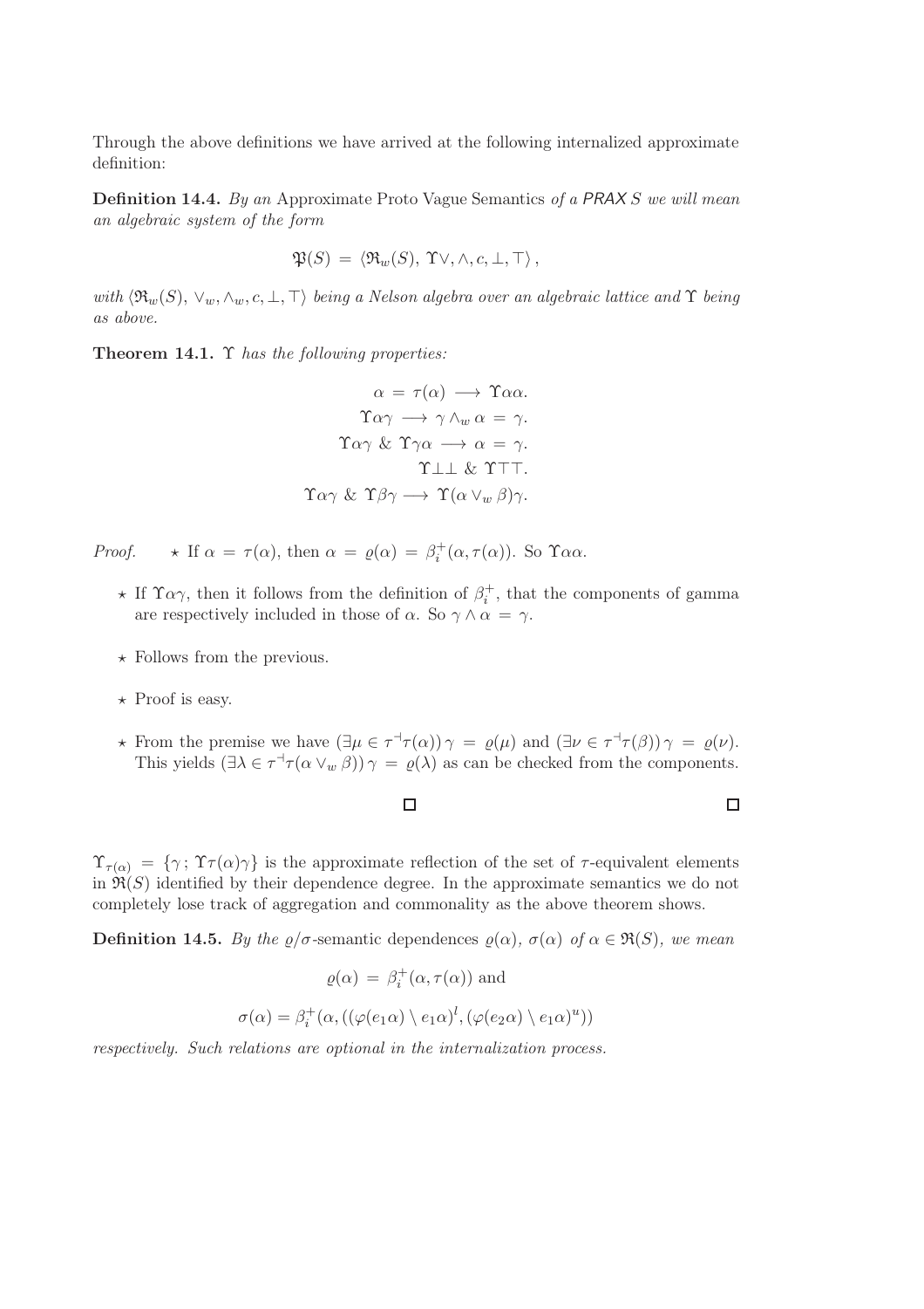Through the above definitions we have arrived at the following internalized approximate definition:

**Definition 14.4.** *By an* Approximate Proto Vague Semantics *of a PRAX $S$ we will mean an algebraic system of the form*

$$\mathfrak{P}(S) = \langle \mathfrak{R}_w(S),\, \Upsilon\vee, \wedge, c, \bot, \top \rangle ,$$

*with $\langle \mathfrak{R}_w(S),\, \vee_w, \wedge_w, c, \bot, \top \rangle$ being a Nelson algebra over an algebraic lattice and $\Upsilon$ being as above.*

**Theorem 14.1.** *$\Upsilon$ has the following properties:*

$$\alpha = \tau(\alpha) \longrightarrow \Upsilon\alpha\alpha.$$
$$\Upsilon\alpha\gamma \longrightarrow \gamma \wedge_w \alpha = \gamma.$$
$$\Upsilon\alpha\gamma \;\&\; \Upsilon\gamma\alpha \longrightarrow \alpha = \gamma.$$
$$\Upsilon\bot\bot \;\&\; \Upsilon\top\top.$$
$$\Upsilon\alpha\gamma \;\&\; \Upsilon\beta\gamma \longrightarrow \Upsilon(\alpha \vee_w \beta)\gamma.$$

*Proof.*

- ⋆ If $\alpha = \tau(\alpha)$, then $\alpha = \varrho(\alpha) = \beta_i^+(\alpha, \tau(\alpha))$. So $\Upsilon\alpha\alpha$.
- ⋆ If $\Upsilon\alpha\gamma$, then it follows from the definition of $\beta_i^+$, that the components of gamma are respectively included in those of $\alpha$. So $\gamma \wedge \alpha = \gamma$.
- ⋆ Follows from the previous.
- ⋆ Proof is easy.
- ⋆ From the premise we have $(\exists \mu \in \tau^{\dashv}\tau(\alpha))\, \gamma = \varrho(\mu)$ and $(\exists \nu \in \tau^{\dashv}\tau(\beta))\, \gamma = \varrho(\nu)$. This yields $(\exists \lambda \in \tau^{\dashv}\tau(\alpha \vee_w \beta))\, \gamma = \varrho(\lambda)$ as can be checked from the components.

□ □

$\Upsilon_{\tau(\alpha)} = \{\gamma\,;\, \Upsilon\tau(\alpha)\gamma\}$ is the approximate reflection of the set of $\tau$-equivalent elements in $\mathfrak{R}(S)$ identified by their dependence degree. In the approximate semantics we do not completely lose track of aggregation and commonality as the above theorem shows.

**Definition 14.5.** *By the $\varrho/\sigma$-semantic dependences $\varrho(\alpha)$, $\sigma(\alpha)$ of $\alpha \in \mathfrak{R}(S)$, we mean*

$$\varrho(\alpha) = \beta_i^+(\alpha, \tau(\alpha)) \text{ and}$$

$$\sigma(\alpha) = \beta_i^+(\alpha, ((\varphi(e_1\alpha) \setminus e_1\alpha)^l, (\varphi(e_2\alpha) \setminus e_1\alpha)^u))$$

*respectively. Such relations are optional in the internalization process.*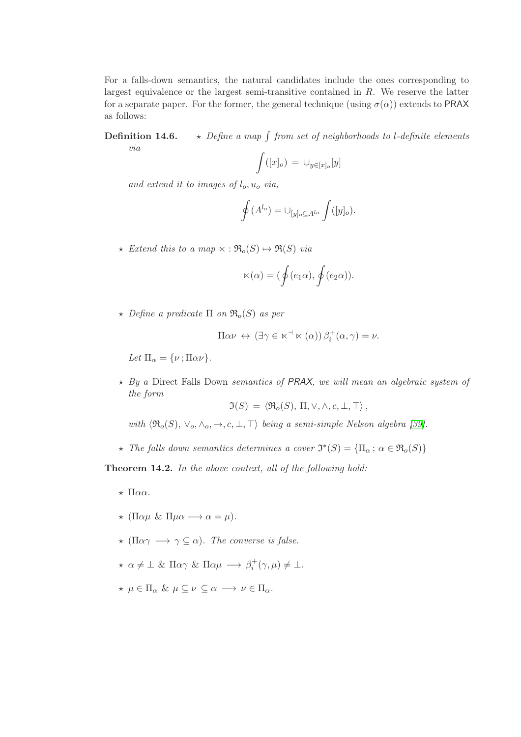For a falls-down semantics, the natural candidates include the ones corresponding to largest equivalence or the largest semi-transitive contained in $R$. We reserve the latter for a separate paper. For the former, the general technique (using $\sigma(\alpha)$) extends to PRAX as follows:

**Definition 14.6.** *

- *Define a map $\int$ from set of neighborhoods to l-definite elements via*

$$\int([x]_o) \,=\, \cup_{y\in[x]_o}[y]$$

*and extend it to images of $l_o, u_o$ via,*

$$\oint(A^{l_o}) = \cup_{[y]_o\subseteq A^{l_o}} \int([y]_o).$$

- *Extend this to a map $\ltimes : \mathfrak{R}_o(S) \mapsto \mathfrak{R}(S)$ via*

$$\ltimes(\alpha) = (\oint(e_1\alpha), \oint(e_2\alpha)).$$

- *Define a predicate $\Pi$ on $\mathfrak{R}_o(S)$ as per*

$$\Pi\alpha\nu \,\leftrightarrow\, (\exists\gamma \in \ltimes^{\dashv}\ltimes(\alpha))\, \beta_i^{+}(\alpha,\gamma) = \nu.$$

*Let $\Pi_\alpha = \{\nu\,;\Pi\alpha\nu\}$.*

- *By a* Direct Falls Down *semantics of PRAX, we will mean an algebraic system of the form*

$$\mathfrak{I}(S) \,=\, \langle\mathfrak{R}_o(S),\, \Pi, \vee, \wedge, c, \bot, \top\rangle\,,$$

*with $\langle\mathfrak{R}_o(S), \vee_o, \wedge_o, \rightarrow, c, \bot, \top\rangle$ being a semi-simple Nelson algebra [39].*

- *The falls down semantics determines a cover $\mathfrak{I}^*(S) = \{\Pi_\alpha\,;\, \alpha \in \mathfrak{R}_o(S)\}$*

**Theorem 14.2.** *In the above context, all of the following hold:*

- $\Pi\alpha\alpha$.
- $(\Pi\alpha\mu \;\&\; \Pi\mu\alpha \longrightarrow \alpha = \mu)$.
- $(\Pi\alpha\gamma \;\longrightarrow\; \gamma \subseteq \alpha)$. *The converse is false.*
- $\alpha \neq \bot \;\&\; \Pi\alpha\gamma \;\&\; \Pi\alpha\mu \;\longrightarrow\; \beta_i^{+}(\gamma,\mu) \neq \bot$.
- $\mu \in \Pi_\alpha \;\&\; \mu \subseteq \nu \,\subseteq \alpha \;\longrightarrow\; \nu \in \Pi_\alpha$.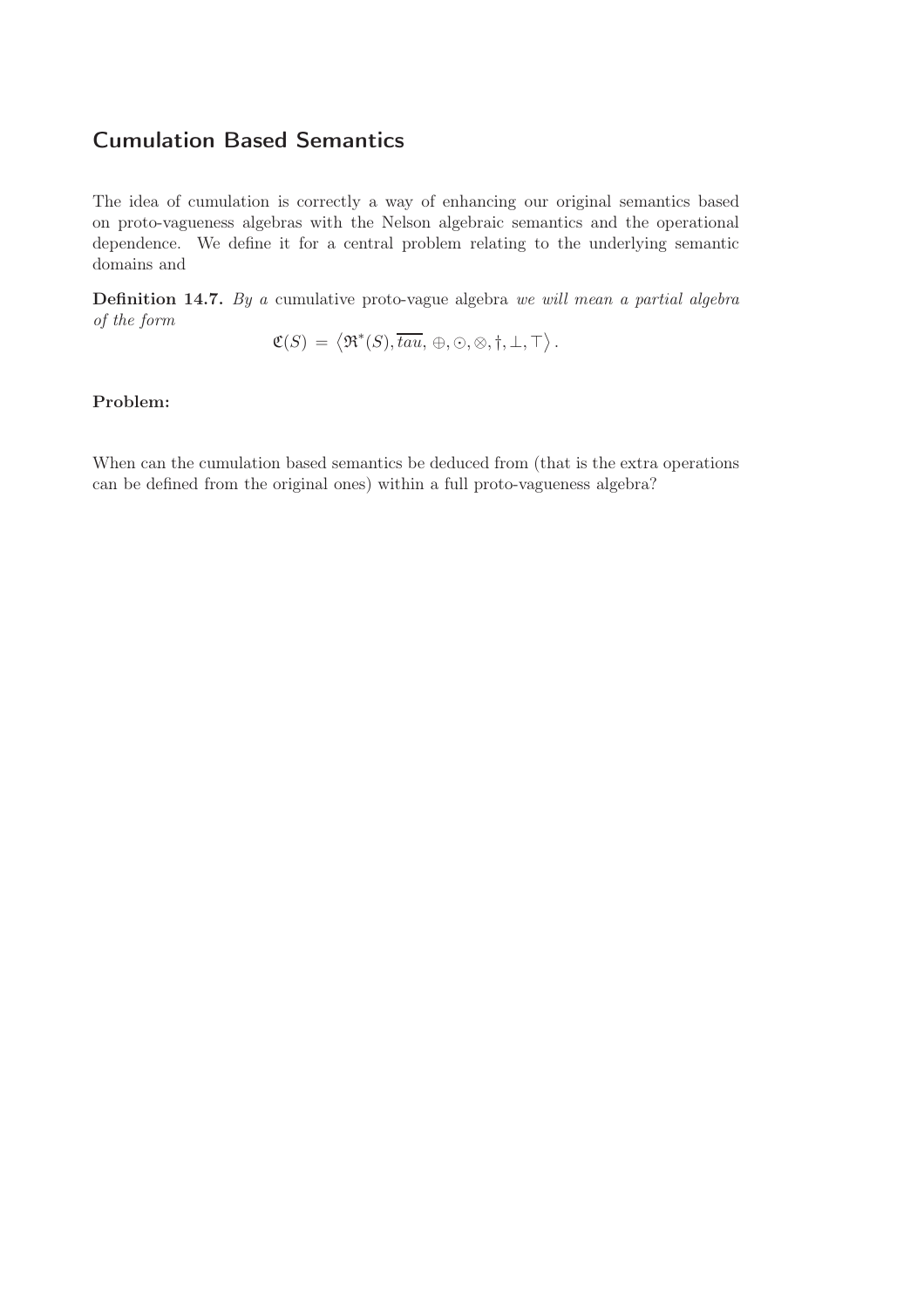## Cumulation Based Semantics

The idea of cumulation is correctly a way of enhancing our original semantics based on proto-vagueness algebras with the Nelson algebraic semantics and the operational dependence. We define it for a central problem relating to the underlying semantic domains and

**Definition 14.7.** *By a* cumulative proto-vague algebra *we will mean a partial algebra of the form*

$$\mathfrak{C}(S) = \left\langle \mathfrak{R}^{*}(S), \overline{tau}, \oplus, \odot, \otimes, \dagger, \perp, \top \right\rangle .$$

**Problem:**

When can the cumulation based semantics be deduced from (that is the extra operations can be defined from the original ones) within a full proto-vagueness algebra?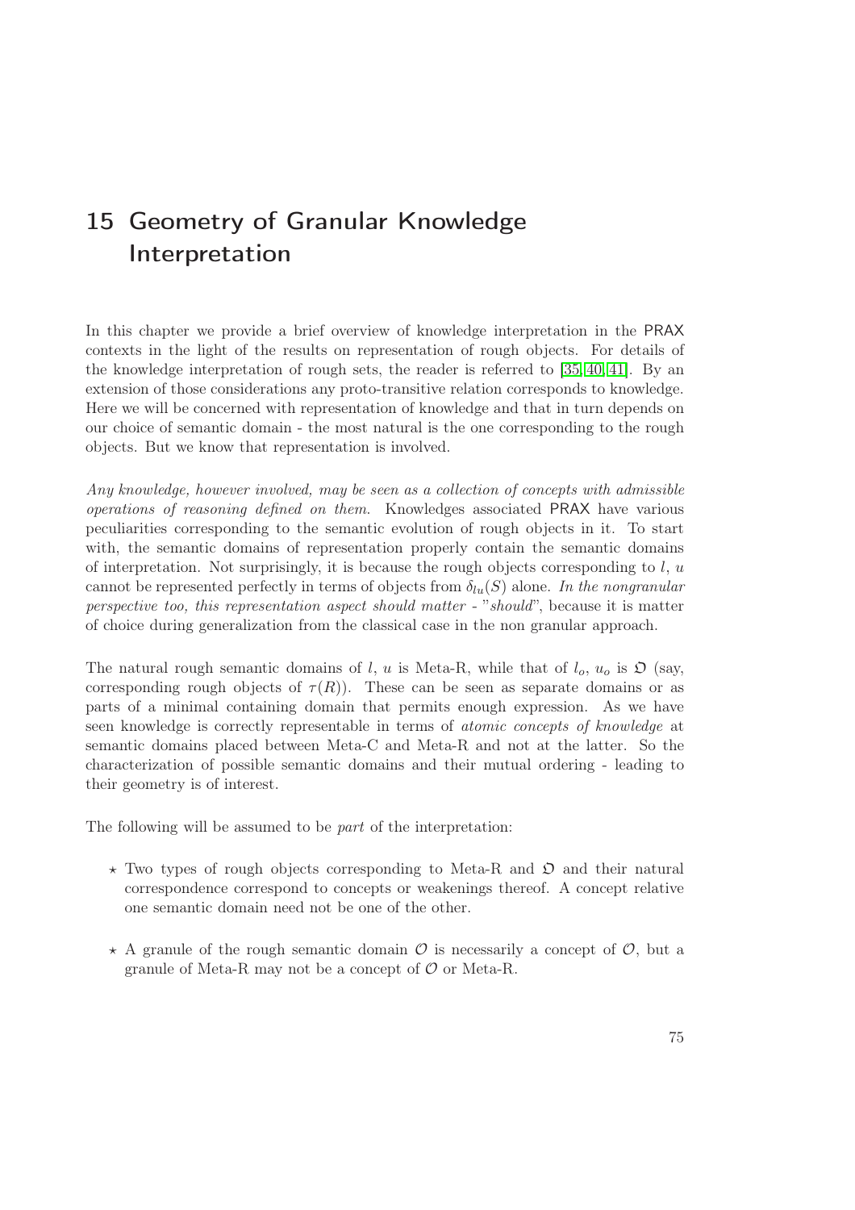# 15 Geometry of Granular Knowledge Interpretation

In this chapter we provide a brief overview of knowledge interpretation in the PRAX contexts in the light of the results on representation of rough objects. For details of the knowledge interpretation of rough sets, the reader is referred to [35, 40, 41]. By an extension of those considerations any proto-transitive relation corresponds to knowledge. Here we will be concerned with representation of knowledge and that in turn depends on our choice of semantic domain - the most natural is the one corresponding to the rough objects. But we know that representation is involved.

*Any knowledge, however involved, may be seen as a collection of concepts with admissible operations of reasoning defined on them.* Knowledges associated PRAX have various peculiarities corresponding to the semantic evolution of rough objects in it. To start with, the semantic domains of representation properly contain the semantic domains of interpretation. Not surprisingly, it is because the rough objects corresponding to $l$, $u$ cannot be represented perfectly in terms of objects from $\delta_{lu}(S)$ alone. *In the nongranular perspective too, this representation aspect should matter - "should"*, because it is matter of choice during generalization from the classical case in the non granular approach.

The natural rough semantic domains of $l$, $u$ is Meta-R, while that of $l_o$, $u_o$ is $\mathfrak{O}$ (say, corresponding rough objects of $\tau(R)$). These can be seen as separate domains or as parts of a minimal containing domain that permits enough expression. As we have seen knowledge is correctly representable in terms of *atomic concepts of knowledge* at semantic domains placed between Meta-C and Meta-R and not at the latter. So the characterization of possible semantic domains and their mutual ordering - leading to their geometry is of interest.

The following will be assumed to be *part* of the interpretation:

- ⋆ Two types of rough objects corresponding to Meta-R and $\mathfrak{O}$ and their natural correspondence correspond to concepts or weakenings thereof. A concept relative one semantic domain need not be one of the other.
- ⋆ A granule of the rough semantic domain $\mathcal{O}$ is necessarily a concept of $\mathcal{O}$, but a granule of Meta-R may not be a concept of $\mathcal{O}$ or Meta-R.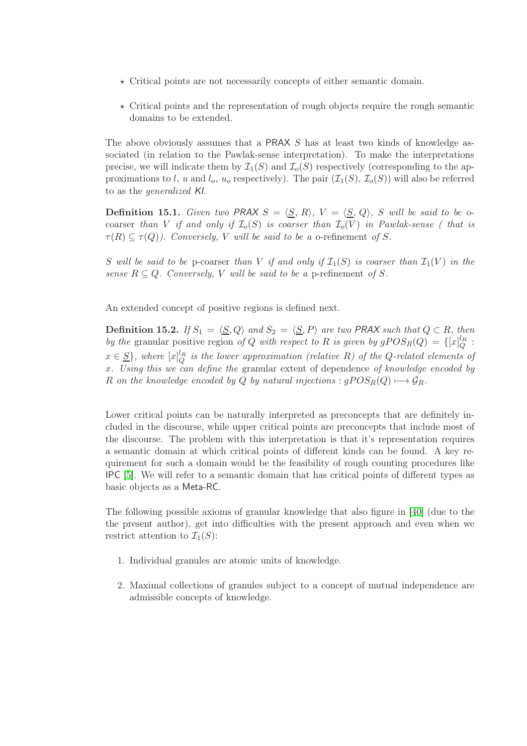- ⋆ Critical points are not necessarily concepts of either semantic domain.
- ⋆ Critical points and the representation of rough objects require the rough semantic domains to be extended.

The above obviously assumes that a PRAX $S$ has at least two kinds of knowledge associated (in relation to the Pawlak-sense interpretation). To make the interpretations precise, we will indicate them by $\mathcal{I}_1(S)$ and $\mathcal{I}_o(S)$ respectively (corresponding to the approximations to $l$, $u$ and $l_o$, $u_o$ respectively). The pair $(\mathcal{I}_1(S), \mathcal{I}_o(S))$ will also be referred to as the *generalized KI*.

**Definition 15.1.** *Given two PRAX $S = \langle \underline{S}, R\rangle$, $V = \langle \underline{S}, Q\rangle$, $S$ will be said to be* o-coarser *than $V$ if and only if $\mathcal{I}_o(S)$ is coarser than $\mathcal{I}_o(V)$ in Pawlak-sense ( that is $\tau(R) \subseteq \tau(Q)$). Conversely, $V$ will be said to be a* o-refinement *of $S$.*

*$S$ will be said to be* p-coarser *than $V$ if and only if $\mathcal{I}_1(S)$ is coarser than $\mathcal{I}_1(V)$ in the sense $R \subseteq Q$. Conversely, $V$ will be said to be a* p-refinement *of $S$.*

An extended concept of positive regions is defined next.

**Definition 15.2.** *If $S_1 = \langle \underline{S}, Q\rangle$ and $S_2 = \langle \underline{S}, P\rangle$ are two PRAX such that $Q \subset R$, then by the* granular positive region *of $Q$ with respect to $R$ is given by $gPOS_R(Q) = \{[x]_Q^{l_R} : x \in \underline{S}\}$, where $[x]_Q^{l_R}$ is the lower approximation (relative $R$) of the $Q$-related elements of $x$. Using this we can define the* granular extent of dependence *of knowledge encoded by $R$ on the knowledge encoded by $Q$ by natural injections : $gPOS_R(Q) \longmapsto \mathcal{G}_R$.*

Lower critical points can be naturally interpreted as preconcepts that are definitely included in the discourse, while upper critical points are preconcepts that include most of the discourse. The problem with this interpretation is that it's representation requires a semantic domain at which critical points of different kinds can be found. A key requirement for such a domain would be the feasibility of rough counting procedures like IPC [5]. We will refer to a semantic domain that has critical points of different types as basic objects as a Meta-RC.

The following possible axioms of granular knowledge that also figure in [40] (due to the the present author), get into difficulties with the present approach and even when we restrict attention to $\mathcal{I}_1(S)$:

1. Individual granules are atomic units of knowledge.
2. Maximal collections of granules subject to a concept of mutual independence are admissible concepts of knowledge.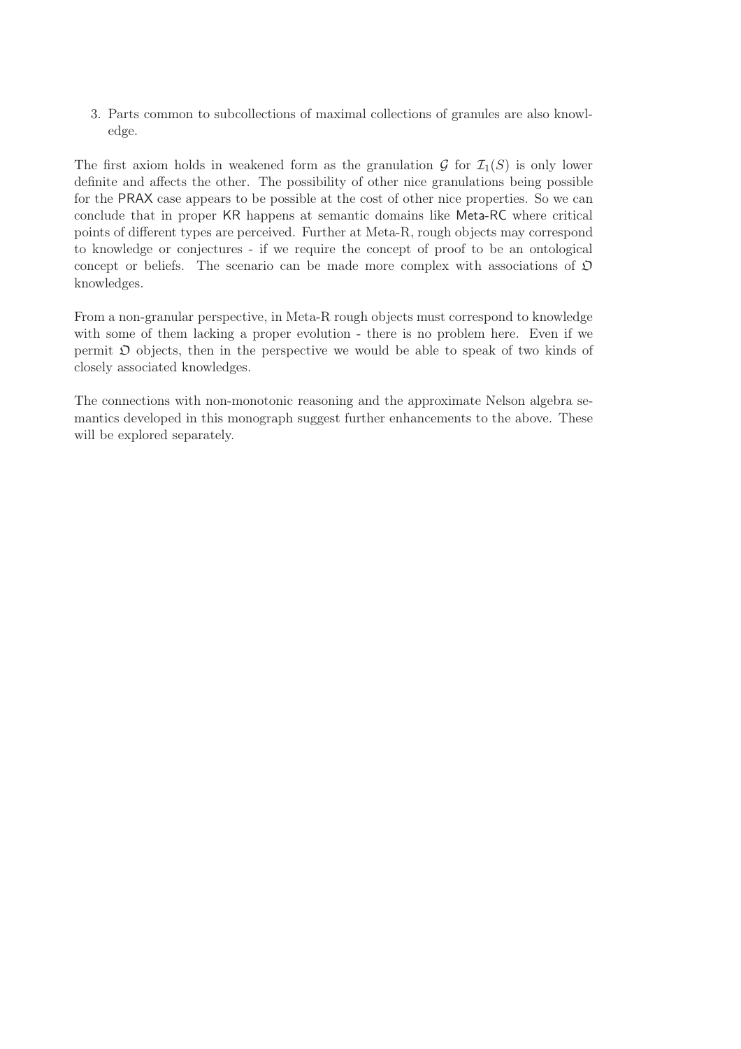3. Parts common to subcollections of maximal collections of granules are also knowledge.

The first axiom holds in weakened form as the granulation $\mathcal{G}$ for $\mathcal{I}_1(S)$ is only lower definite and affects the other. The possibility of other nice granulations being possible for the PRAX case appears to be possible at the cost of other nice properties. So we can conclude that in proper KR happens at semantic domains like Meta-RC where critical points of different types are perceived. Further at Meta-R, rough objects may correspond to knowledge or conjectures - if we require the concept of proof to be an ontological concept or beliefs. The scenario can be made more complex with associations of $\mathfrak{O}$ knowledges.

From a non-granular perspective, in Meta-R rough objects must correspond to knowledge with some of them lacking a proper evolution - there is no problem here. Even if we permit $\mathfrak{O}$ objects, then in the perspective we would be able to speak of two kinds of closely associated knowledges.

The connections with non-monotonic reasoning and the approximate Nelson algebra semantics developed in this monograph suggest further enhancements to the above. These will be explored separately.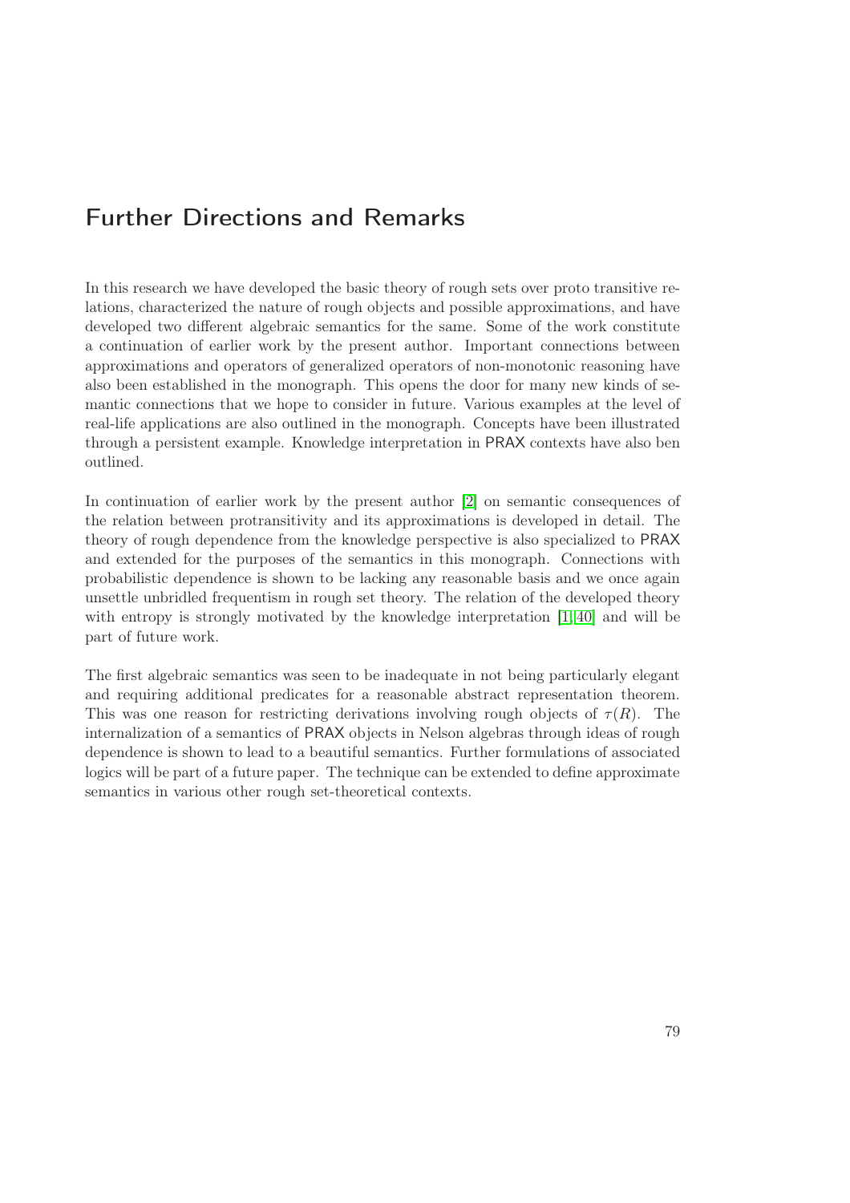# Further Directions and Remarks

In this research we have developed the basic theory of rough sets over proto transitive relations, characterized the nature of rough objects and possible approximations, and have developed two different algebraic semantics for the same. Some of the work constitute a continuation of earlier work by the present author. Important connections between approximations and operators of generalized operators of non-monotonic reasoning have also been established in the monograph. This opens the door for many new kinds of semantic connections that we hope to consider in future. Various examples at the level of real-life applications are also outlined in the monograph. Concepts have been illustrated through a persistent example. Knowledge interpretation in PRAX contexts have also ben outlined.

In continuation of earlier work by the present author [2] on semantic consequences of the relation between protransitivity and its approximations is developed in detail. The theory of rough dependence from the knowledge perspective is also specialized to PRAX and extended for the purposes of the semantics in this monograph. Connections with probabilistic dependence is shown to be lacking any reasonable basis and we once again unsettle unbridled frequentism in rough set theory. The relation of the developed theory with entropy is strongly motivated by the knowledge interpretation [1,40] and will be part of future work.

The first algebraic semantics was seen to be inadequate in not being particularly elegant and requiring additional predicates for a reasonable abstract representation theorem. This was one reason for restricting derivations involving rough objects of $\tau(R)$. The internalization of a semantics of PRAX objects in Nelson algebras through ideas of rough dependence is shown to lead to a beautiful semantics. Further formulations of associated logics will be part of a future paper. The technique can be extended to define approximate semantics in various other rough set-theoretical contexts.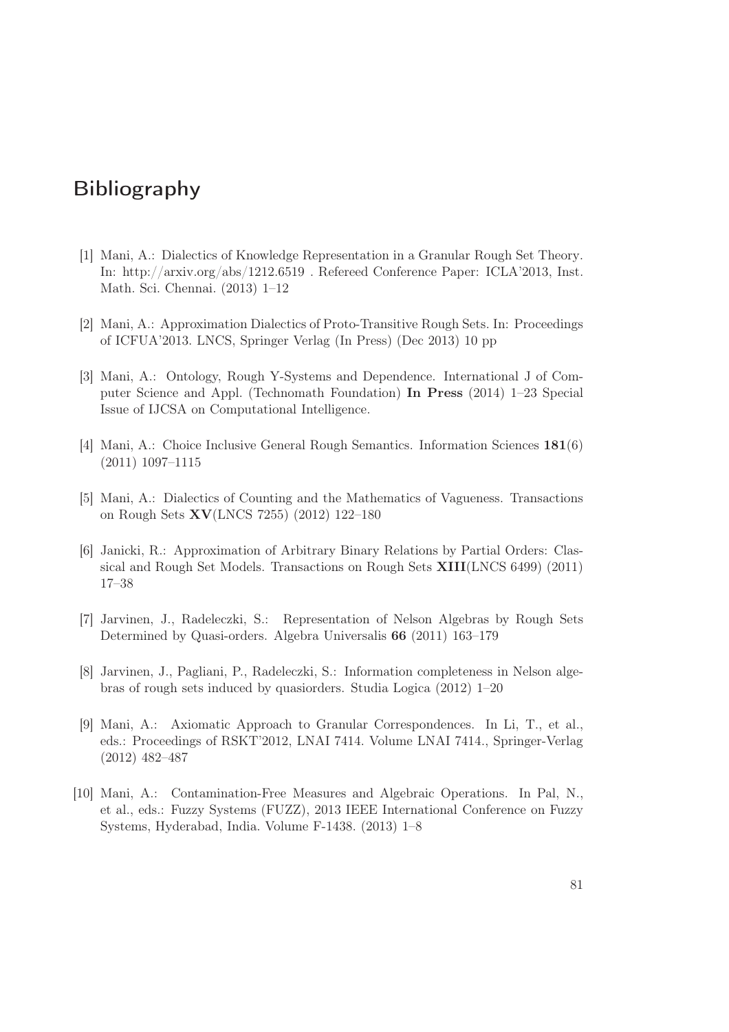# Bibliography

[1] Mani, A.: Dialectics of Knowledge Representation in a Granular Rough Set Theory. In: http://arxiv.org/abs/1212.6519 . Refereed Conference Paper: ICLA'2013, Inst. Math. Sci. Chennai. (2013) 1–12

[2] Mani, A.: Approximation Dialectics of Proto-Transitive Rough Sets. In: Proceedings of ICFUA'2013. LNCS, Springer Verlag (In Press) (Dec 2013) 10 pp

[3] Mani, A.: Ontology, Rough Y-Systems and Dependence. International J of Computer Science and Appl. (Technomath Foundation) **In Press** (2014) 1–23 Special Issue of IJCSA on Computational Intelligence.

[4] Mani, A.: Choice Inclusive General Rough Semantics. Information Sciences **181**(6) (2011) 1097–1115

[5] Mani, A.: Dialectics of Counting and the Mathematics of Vagueness. Transactions on Rough Sets **XV**(LNCS 7255) (2012) 122–180

[6] Janicki, R.: Approximation of Arbitrary Binary Relations by Partial Orders: Classical and Rough Set Models. Transactions on Rough Sets **XIII**(LNCS 6499) (2011) 17–38

[7] Jarvinen, J., Radeleczki, S.: Representation of Nelson Algebras by Rough Sets Determined by Quasi-orders. Algebra Universalis **66** (2011) 163–179

[8] Jarvinen, J., Pagliani, P., Radeleczki, S.: Information completeness in Nelson algebras of rough sets induced by quasiorders. Studia Logica (2012) 1–20

[9] Mani, A.: Axiomatic Approach to Granular Correspondences. In Li, T., et al., eds.: Proceedings of RSKT'2012, LNAI 7414. Volume LNAI 7414., Springer-Verlag (2012) 482–487

[10] Mani, A.: Contamination-Free Measures and Algebraic Operations. In Pal, N., et al., eds.: Fuzzy Systems (FUZZ), 2013 IEEE International Conference on Fuzzy Systems, Hyderabad, India. Volume F-1438. (2013) 1–8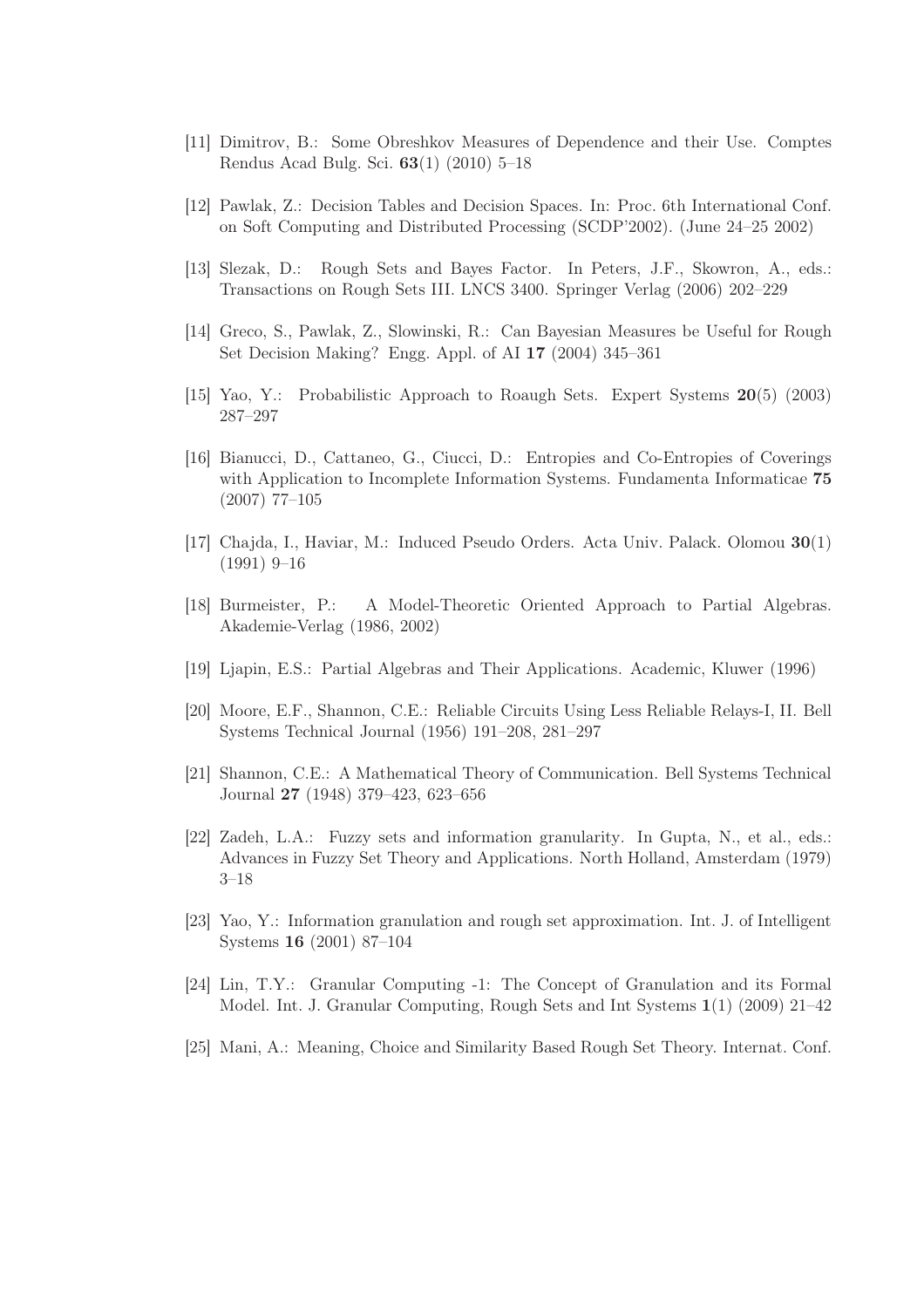[11] Dimitrov, B.: Some Obreshkov Measures of Dependence and their Use. Comptes Rendus Acad Bulg. Sci. **63**(1) (2010) 5–18

[12] Pawlak, Z.: Decision Tables and Decision Spaces. In: Proc. 6th International Conf. on Soft Computing and Distributed Processing (SCDP'2002). (June 24–25 2002)

[13] Slezak, D.: Rough Sets and Bayes Factor. In Peters, J.F., Skowron, A., eds.: Transactions on Rough Sets III. LNCS 3400. Springer Verlag (2006) 202–229

[14] Greco, S., Pawlak, Z., Slowinski, R.: Can Bayesian Measures be Useful for Rough Set Decision Making? Engg. Appl. of AI **17** (2004) 345–361

[15] Yao, Y.: Probabilistic Approach to Roaugh Sets. Expert Systems **20**(5) (2003) 287–297

[16] Bianucci, D., Cattaneo, G., Ciucci, D.: Entropies and Co-Entropies of Coverings with Application to Incomplete Information Systems. Fundamenta Informaticae **75** (2007) 77–105

[17] Chajda, I., Haviar, M.: Induced Pseudo Orders. Acta Univ. Palack. Olomou **30**(1) (1991) 9–16

[18] Burmeister, P.: A Model-Theoretic Oriented Approach to Partial Algebras. Akademie-Verlag (1986, 2002)

[19] Ljapin, E.S.: Partial Algebras and Their Applications. Academic, Kluwer (1996)

[20] Moore, E.F., Shannon, C.E.: Reliable Circuits Using Less Reliable Relays-I, II. Bell Systems Technical Journal (1956) 191–208, 281–297

[21] Shannon, C.E.: A Mathematical Theory of Communication. Bell Systems Technical Journal **27** (1948) 379–423, 623–656

[22] Zadeh, L.A.: Fuzzy sets and information granularity. In Gupta, N., et al., eds.: Advances in Fuzzy Set Theory and Applications. North Holland, Amsterdam (1979) 3–18

[23] Yao, Y.: Information granulation and rough set approximation. Int. J. of Intelligent Systems **16** (2001) 87–104

[24] Lin, T.Y.: Granular Computing -1: The Concept of Granulation and its Formal Model. Int. J. Granular Computing, Rough Sets and Int Systems **1**(1) (2009) 21–42

[25] Mani, A.: Meaning, Choice and Similarity Based Rough Set Theory. Internat. Conf.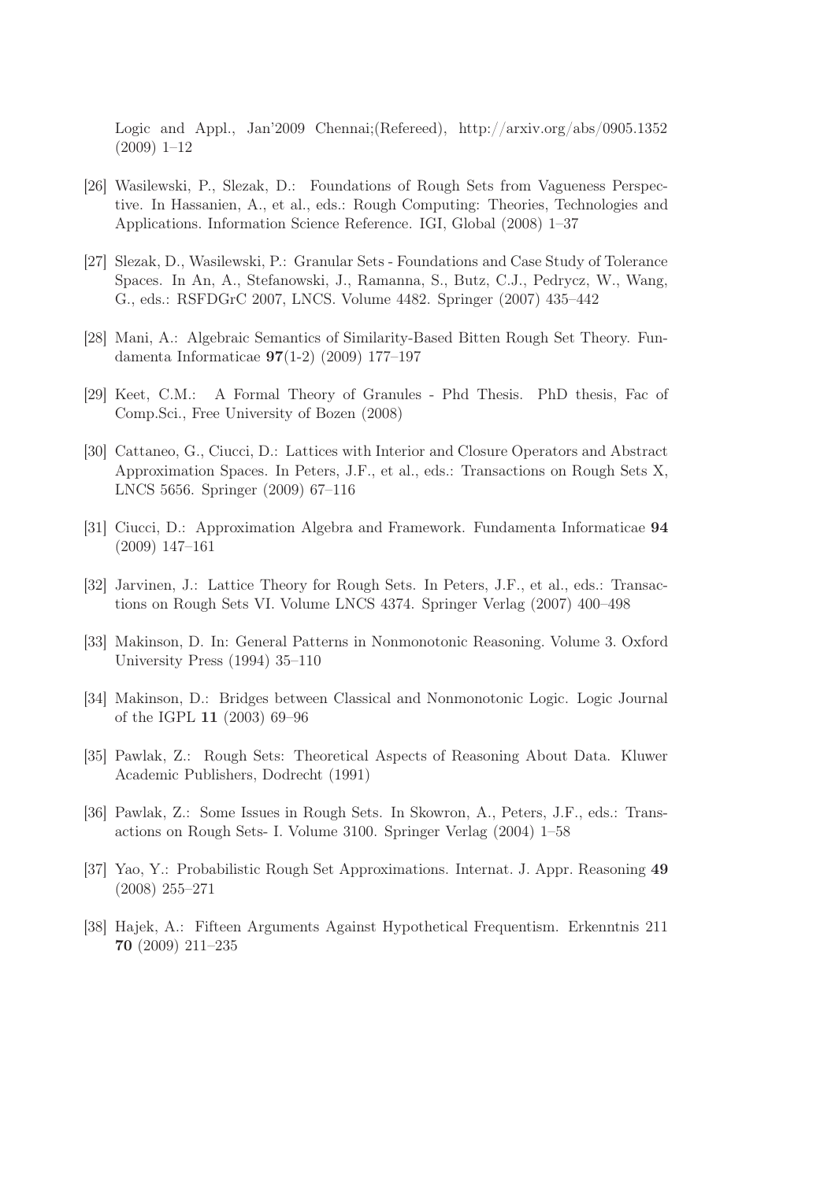Logic and Appl., Jan'2009 Chennai;(Refereed), http://arxiv.org/abs/0905.1352 (2009) 1–12

[26] Wasilewski, P., Slezak, D.: Foundations of Rough Sets from Vagueness Perspective. In Hassanien, A., et al., eds.: Rough Computing: Theories, Technologies and Applications. Information Science Reference. IGI, Global (2008) 1–37

[27] Slezak, D., Wasilewski, P.: Granular Sets - Foundations and Case Study of Tolerance Spaces. In An, A., Stefanowski, J., Ramanna, S., Butz, C.J., Pedrycz, W., Wang, G., eds.: RSFDGrC 2007, LNCS. Volume 4482. Springer (2007) 435–442

[28] Mani, A.: Algebraic Semantics of Similarity-Based Bitten Rough Set Theory. Fundamenta Informaticae **97**(1-2) (2009) 177–197

[29] Keet, C.M.: A Formal Theory of Granules - Phd Thesis. PhD thesis, Fac of Comp.Sci., Free University of Bozen (2008)

[30] Cattaneo, G., Ciucci, D.: Lattices with Interior and Closure Operators and Abstract Approximation Spaces. In Peters, J.F., et al., eds.: Transactions on Rough Sets X, LNCS 5656. Springer (2009) 67–116

[31] Ciucci, D.: Approximation Algebra and Framework. Fundamenta Informaticae **94** (2009) 147–161

[32] Jarvinen, J.: Lattice Theory for Rough Sets. In Peters, J.F., et al., eds.: Transactions on Rough Sets VI. Volume LNCS 4374. Springer Verlag (2007) 400–498

[33] Makinson, D. In: General Patterns in Nonmonotonic Reasoning. Volume 3. Oxford University Press (1994) 35–110

[34] Makinson, D.: Bridges between Classical and Nonmonotonic Logic. Logic Journal of the IGPL **11** (2003) 69–96

[35] Pawlak, Z.: Rough Sets: Theoretical Aspects of Reasoning About Data. Kluwer Academic Publishers, Dodrecht (1991)

[36] Pawlak, Z.: Some Issues in Rough Sets. In Skowron, A., Peters, J.F., eds.: Transactions on Rough Sets- I. Volume 3100. Springer Verlag (2004) 1–58

[37] Yao, Y.: Probabilistic Rough Set Approximations. Internat. J. Appr. Reasoning **49** (2008) 255–271

[38] Hajek, A.: Fifteen Arguments Against Hypothetical Frequentism. Erkenntnis 211 **70** (2009) 211–235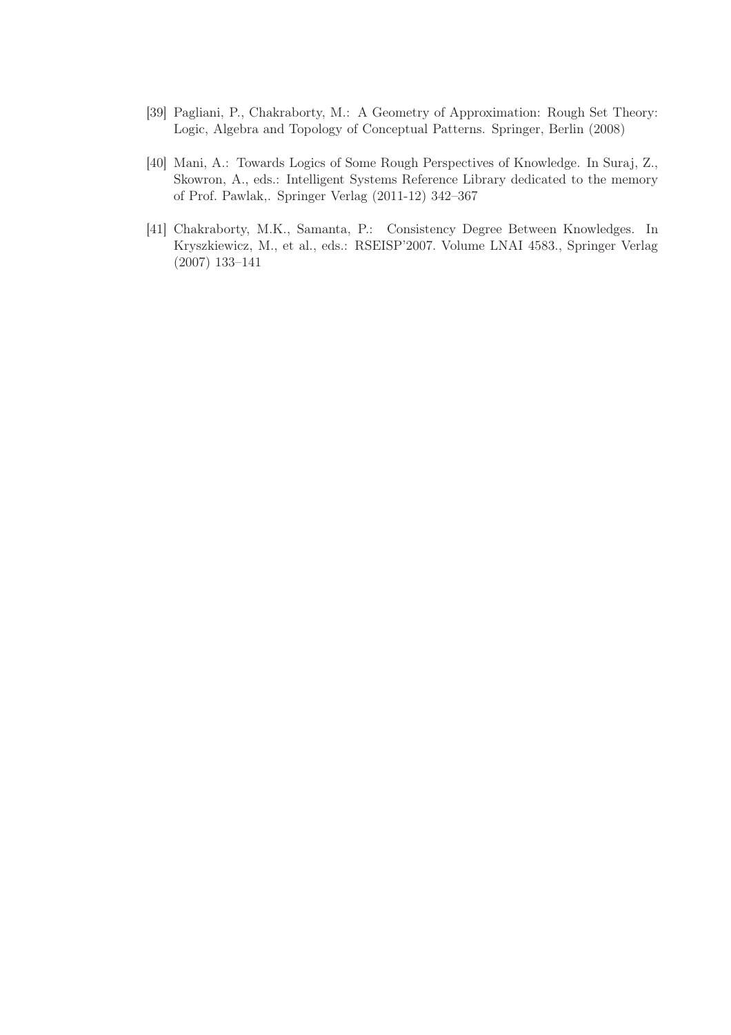[39] Pagliani, P., Chakraborty, M.: A Geometry of Approximation: Rough Set Theory: Logic, Algebra and Topology of Conceptual Patterns. Springer, Berlin (2008)

[40] Mani, A.: Towards Logics of Some Rough Perspectives of Knowledge. In Suraj, Z., Skowron, A., eds.: Intelligent Systems Reference Library dedicated to the memory of Prof. Pawlak,. Springer Verlag (2011-12) 342–367

[41] Chakraborty, M.K., Samanta, P.: Consistency Degree Between Knowledges. In Kryszkiewicz, M., et al., eds.: RSEISP'2007. Volume LNAI 4583., Springer Verlag (2007) 133–141